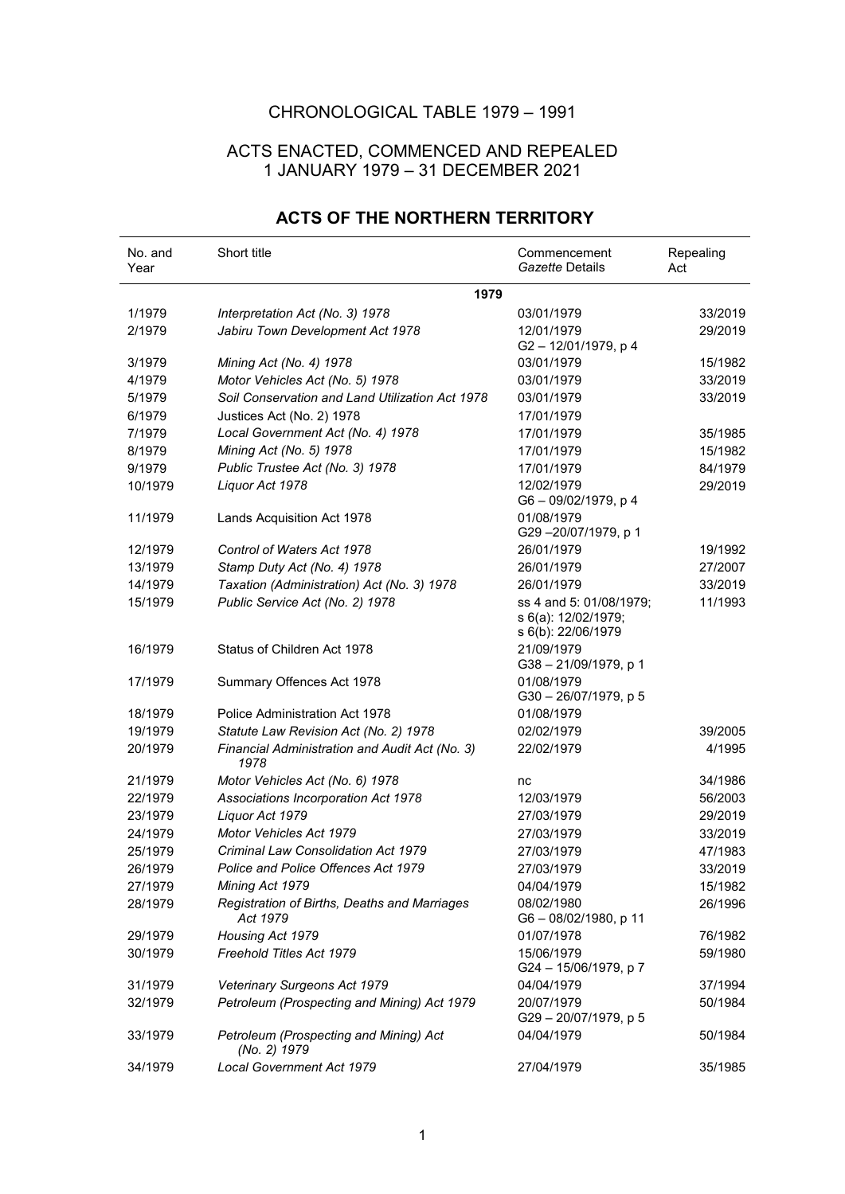# CHRONOLOGICAL TABLE 1979 – 1991

## ACTS ENACTED, COMMENCED AND REPEALED
## 1 JANUARY 1979 – 31 DECEMBER 2021

## ACTS OF THE NORTHERN TERRITORY

| No. and Year | Short title | Commencement *Gazette* Details | Repealing Act |
|---|---|---|---|
| | **1979** | | |
| 1/1979 | *Interpretation Act (No. 3) 1978* | 03/01/1979 | 33/2019 |
| 2/1979 | *Jabiru Town Development Act 1978* | 12/01/1979<br>G2 – 12/01/1979, p 4 | 29/2019 |
| 3/1979 | *Mining Act (No. 4) 1978* | 03/01/1979 | 15/1982 |
| 4/1979 | *Motor Vehicles Act (No. 5) 1978* | 03/01/1979 | 33/2019 |
| 5/1979 | *Soil Conservation and Land Utilization Act 1978* | 03/01/1979 | 33/2019 |
| 6/1979 | Justices Act (No. 2) 1978 | 17/01/1979 | |
| 7/1979 | *Local Government Act (No. 4) 1978* | 17/01/1979 | 35/1985 |
| 8/1979 | *Mining Act (No. 5) 1978* | 17/01/1979 | 15/1982 |
| 9/1979 | *Public Trustee Act (No. 3) 1978* | 17/01/1979 | 84/1979 |
| 10/1979 | *Liquor Act 1978* | 12/02/1979<br>G6 – 09/02/1979, p 4 | 29/2019 |
| 11/1979 | Lands Acquisition Act 1978 | 01/08/1979<br>G29 –20/07/1979, p 1 | |
| 12/1979 | *Control of Waters Act 1978* | 26/01/1979 | 19/1992 |
| 13/1979 | *Stamp Duty Act (No. 4) 1978* | 26/01/1979 | 27/2007 |
| 14/1979 | *Taxation (Administration) Act (No. 3) 1978* | 26/01/1979 | 33/2019 |
| 15/1979 | *Public Service Act (No. 2) 1978* | ss 4 and 5: 01/08/1979;<br>s 6(a): 12/02/1979;<br>s 6(b): 22/06/1979 | 11/1993 |
| 16/1979 | Status of Children Act 1978 | 21/09/1979<br>G38 – 21/09/1979, p 1 | |
| 17/1979 | Summary Offences Act 1978 | 01/08/1979<br>G30 – 26/07/1979, p 5 | |
| 18/1979 | Police Administration Act 1978 | 01/08/1979 | |
| 19/1979 | *Statute Law Revision Act (No. 2) 1978* | 02/02/1979 | 39/2005 |
| 20/1979 | *Financial Administration and Audit Act (No. 3) 1978* | 22/02/1979 | 4/1995 |
| 21/1979 | *Motor Vehicles Act (No. 6) 1978* | nc | 34/1986 |
| 22/1979 | *Associations Incorporation Act 1978* | 12/03/1979 | 56/2003 |
| 23/1979 | *Liquor Act 1979* | 27/03/1979 | 29/2019 |
| 24/1979 | *Motor Vehicles Act 1979* | 27/03/1979 | 33/2019 |
| 25/1979 | *Criminal Law Consolidation Act 1979* | 27/03/1979 | 47/1983 |
| 26/1979 | *Police and Police Offences Act 1979* | 27/03/1979 | 33/2019 |
| 27/1979 | *Mining Act 1979* | 04/04/1979 | 15/1982 |
| 28/1979 | *Registration of Births, Deaths and Marriages Act 1979* | 08/02/1980<br>G6 – 08/02/1980, p 11 | 26/1996 |
| 29/1979 | *Housing Act 1979* | 01/07/1978 | 76/1982 |
| 30/1979 | *Freehold Titles Act 1979* | 15/06/1979<br>G24 – 15/06/1979, p 7 | 59/1980 |
| 31/1979 | *Veterinary Surgeons Act 1979* | 04/04/1979 | 37/1994 |
| 32/1979 | *Petroleum (Prospecting and Mining) Act 1979* | 20/07/1979<br>G29 – 20/07/1979, p 5 | 50/1984 |
| 33/1979 | *Petroleum (Prospecting and Mining) Act (No. 2) 1979* | 04/04/1979 | 50/1984 |
| 34/1979 | *Local Government Act 1979* | 27/04/1979 | 35/1985 |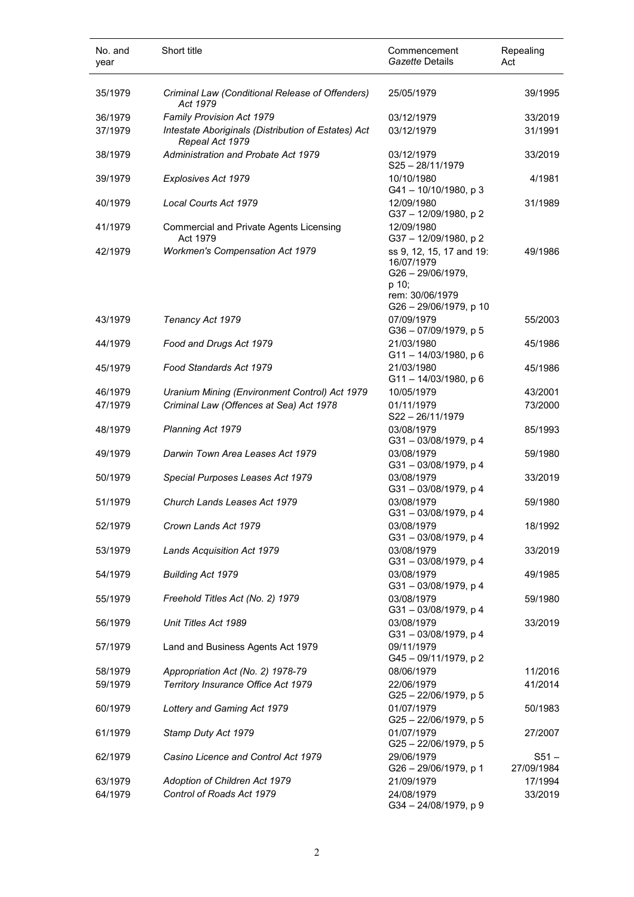| No. and year | Short title | Commencement *Gazette* Details | Repealing Act |
|---|---|---|---|
| 35/1979 | *Criminal Law (Conditional Release of Offenders) Act 1979* | 25/05/1979 | 39/1995 |
| 36/1979 | *Family Provision Act 1979* | 03/12/1979 | 33/2019 |
| 37/1979 | *Intestate Aboriginals (Distribution of Estates) Act Repeal Act 1979* | 03/12/1979 | 31/1991 |
| 38/1979 | *Administration and Probate Act 1979* | 03/12/1979<br>S25 – 28/11/1979 | 33/2019 |
| 39/1979 | *Explosives Act 1979* | 10/10/1980<br>G41 – 10/10/1980, p 3 | 4/1981 |
| 40/1979 | *Local Courts Act 1979* | 12/09/1980<br>G37 – 12/09/1980, p 2 | 31/1989 |
| 41/1979 | Commercial and Private Agents Licensing Act 1979 | 12/09/1980<br>G37 – 12/09/1980, p 2 | |
| 42/1979 | *Workmen's Compensation Act 1979* | ss 9, 12, 15, 17 and 19: 16/07/1979<br>G26 – 29/06/1979, p 10;<br>rem: 30/06/1979<br>G26 – 29/06/1979, p 10 | 49/1986 |
| 43/1979 | *Tenancy Act 1979* | 07/09/1979<br>G36 – 07/09/1979, p 5 | 55/2003 |
| 44/1979 | *Food and Drugs Act 1979* | 21/03/1980<br>G11 – 14/03/1980, p 6 | 45/1986 |
| 45/1979 | *Food Standards Act 1979* | 21/03/1980<br>G11 – 14/03/1980, p 6 | 45/1986 |
| 46/1979 | *Uranium Mining (Environment Control) Act 1979* | 10/05/1979 | 43/2001 |
| 47/1979 | *Criminal Law (Offences at Sea) Act 1978* | 01/11/1979<br>S22 – 26/11/1979 | 73/2000 |
| 48/1979 | *Planning Act 1979* | 03/08/1979<br>G31 – 03/08/1979, p 4 | 85/1993 |
| 49/1979 | *Darwin Town Area Leases Act 1979* | 03/08/1979<br>G31 – 03/08/1979, p 4 | 59/1980 |
| 50/1979 | *Special Purposes Leases Act 1979* | 03/08/1979<br>G31 – 03/08/1979, p 4 | 33/2019 |
| 51/1979 | *Church Lands Leases Act 1979* | 03/08/1979<br>G31 – 03/08/1979, p 4 | 59/1980 |
| 52/1979 | *Crown Lands Act 1979* | 03/08/1979<br>G31 – 03/08/1979, p 4 | 18/1992 |
| 53/1979 | *Lands Acquisition Act 1979* | 03/08/1979<br>G31 – 03/08/1979, p 4 | 33/2019 |
| 54/1979 | *Building Act 1979* | 03/08/1979<br>G31 – 03/08/1979, p 4 | 49/1985 |
| 55/1979 | *Freehold Titles Act (No. 2) 1979* | 03/08/1979<br>G31 – 03/08/1979, p 4 | 59/1980 |
| 56/1979 | *Unit Titles Act 1989* | 03/08/1979<br>G31 – 03/08/1979, p 4 | 33/2019 |
| 57/1979 | Land and Business Agents Act 1979 | 09/11/1979<br>G45 – 09/11/1979, p 2 | |
| 58/1979 | *Appropriation Act (No. 2) 1978-79* | 08/06/1979 | 11/2016 |
| 59/1979 | *Territory Insurance Office Act 1979* | 22/06/1979<br>G25 – 22/06/1979, p 5 | 41/2014 |
| 60/1979 | *Lottery and Gaming Act 1979* | 01/07/1979<br>G25 – 22/06/1979, p 5 | 50/1983 |
| 61/1979 | *Stamp Duty Act 1979* | 01/07/1979<br>G25 – 22/06/1979, p 5 | 27/2007 |
| 62/1979 | *Casino Licence and Control Act 1979* | 29/06/1979<br>G26 – 29/06/1979, p 1 | S51 – 27/09/1984 |
| 63/1979 | *Adoption of Children Act 1979* | 21/09/1979 | 17/1994 |
| 64/1979 | *Control of Roads Act 1979* | 24/08/1979<br>G34 – 24/08/1979, p 9 | 33/2019 |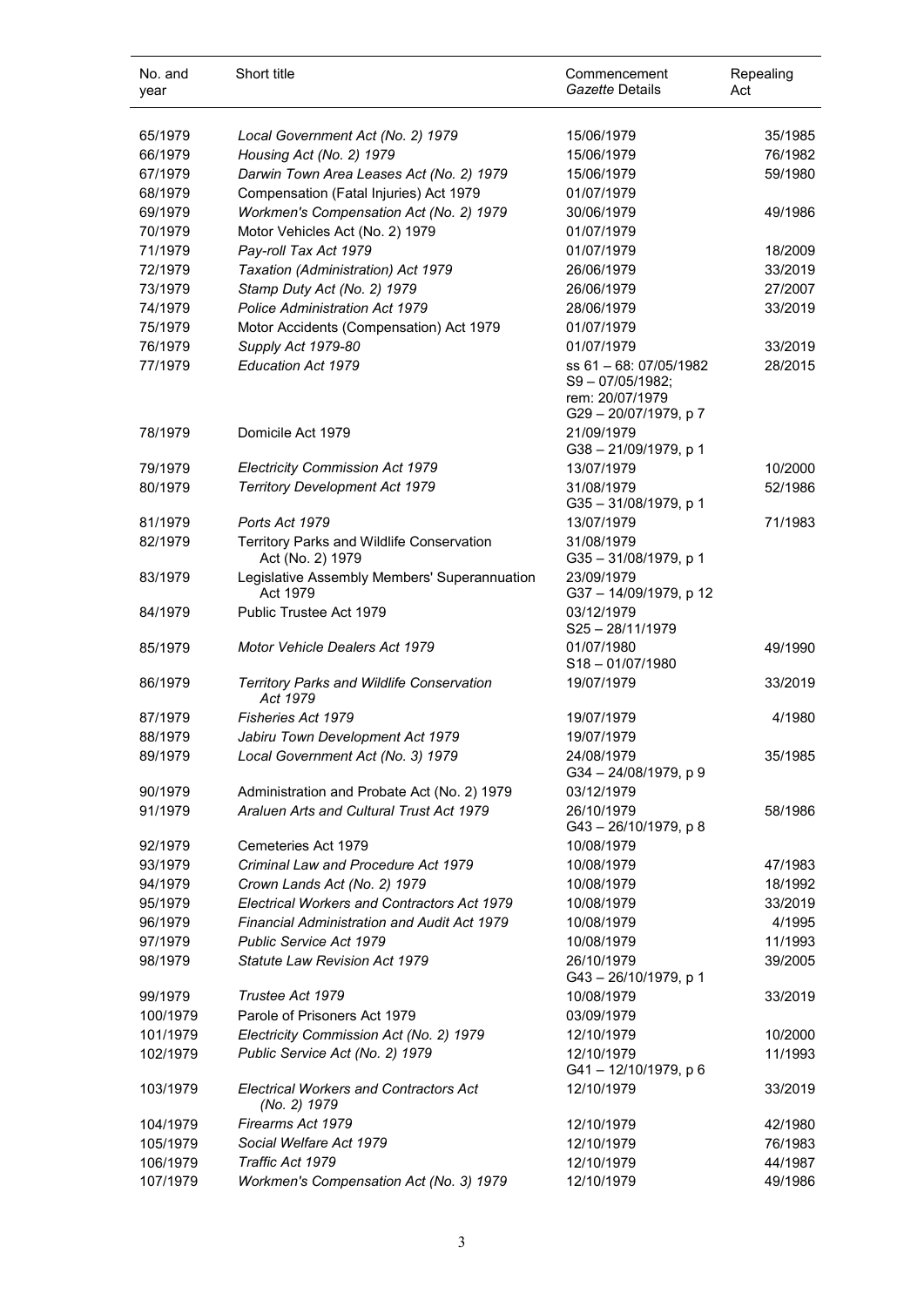| No. and year | Short title | Commencement *Gazette* Details | Repealing Act |
|---|---|---|---|
| 65/1979 | *Local Government Act (No. 2) 1979* | 15/06/1979 | 35/1985 |
| 66/1979 | *Housing Act (No. 2) 1979* | 15/06/1979 | 76/1982 |
| 67/1979 | *Darwin Town Area Leases Act (No. 2) 1979* | 15/06/1979 | 59/1980 |
| 68/1979 | Compensation (Fatal Injuries) Act 1979 | 01/07/1979 | |
| 69/1979 | *Workmen's Compensation Act (No. 2) 1979* | 30/06/1979 | 49/1986 |
| 70/1979 | Motor Vehicles Act (No. 2) 1979 | 01/07/1979 | |
| 71/1979 | *Pay-roll Tax Act 1979* | 01/07/1979 | 18/2009 |
| 72/1979 | *Taxation (Administration) Act 1979* | 26/06/1979 | 33/2019 |
| 73/1979 | *Stamp Duty Act (No. 2) 1979* | 26/06/1979 | 27/2007 |
| 74/1979 | *Police Administration Act 1979* | 28/06/1979 | 33/2019 |
| 75/1979 | Motor Accidents (Compensation) Act 1979 | 01/07/1979 | |
| 76/1979 | *Supply Act 1979-80* | 01/07/1979 | 33/2019 |
| 77/1979 | *Education Act 1979* | ss 61 – 68: 07/05/1982 S9 – 07/05/1982; rem: 20/07/1979 G29 – 20/07/1979, p 7 | 28/2015 |
| 78/1979 | Domicile Act 1979 | 21/09/1979 G38 – 21/09/1979, p 1 | |
| 79/1979 | *Electricity Commission Act 1979* | 13/07/1979 | 10/2000 |
| 80/1979 | *Territory Development Act 1979* | 31/08/1979 G35 – 31/08/1979, p 1 | 52/1986 |
| 81/1979 | *Ports Act 1979* | 13/07/1979 | 71/1983 |
| 82/1979 | Territory Parks and Wildlife Conservation Act (No. 2) 1979 | 31/08/1979 G35 – 31/08/1979, p 1 | |
| 83/1979 | Legislative Assembly Members' Superannuation Act 1979 | 23/09/1979 G37 – 14/09/1979, p 12 | |
| 84/1979 | Public Trustee Act 1979 | 03/12/1979 S25 – 28/11/1979 | |
| 85/1979 | *Motor Vehicle Dealers Act 1979* | 01/07/1980 S18 – 01/07/1980 | 49/1990 |
| 86/1979 | *Territory Parks and Wildlife Conservation Act 1979* | 19/07/1979 | 33/2019 |
| 87/1979 | *Fisheries Act 1979* | 19/07/1979 | 4/1980 |
| 88/1979 | *Jabiru Town Development Act 1979* | 19/07/1979 | |
| 89/1979 | *Local Government Act (No. 3) 1979* | 24/08/1979 G34 – 24/08/1979, p 9 | 35/1985 |
| 90/1979 | Administration and Probate Act (No. 2) 1979 | 03/12/1979 | |
| 91/1979 | *Araluen Arts and Cultural Trust Act 1979* | 26/10/1979 G43 – 26/10/1979, p 8 | 58/1986 |
| 92/1979 | Cemeteries Act 1979 | 10/08/1979 | |
| 93/1979 | *Criminal Law and Procedure Act 1979* | 10/08/1979 | 47/1983 |
| 94/1979 | *Crown Lands Act (No. 2) 1979* | 10/08/1979 | 18/1992 |
| 95/1979 | *Electrical Workers and Contractors Act 1979* | 10/08/1979 | 33/2019 |
| 96/1979 | *Financial Administration and Audit Act 1979* | 10/08/1979 | 4/1995 |
| 97/1979 | *Public Service Act 1979* | 10/08/1979 | 11/1993 |
| 98/1979 | *Statute Law Revision Act 1979* | 26/10/1979 G43 – 26/10/1979, p 1 | 39/2005 |
| 99/1979 | *Trustee Act 1979* | 10/08/1979 | 33/2019 |
| 100/1979 | Parole of Prisoners Act 1979 | 03/09/1979 | |
| 101/1979 | *Electricity Commission Act (No. 2) 1979* | 12/10/1979 | 10/2000 |
| 102/1979 | *Public Service Act (No. 2) 1979* | 12/10/1979 G41 – 12/10/1979, p 6 | 11/1993 |
| 103/1979 | *Electrical Workers and Contractors Act (No. 2) 1979* | 12/10/1979 | 33/2019 |
| 104/1979 | *Firearms Act 1979* | 12/10/1979 | 42/1980 |
| 105/1979 | *Social Welfare Act 1979* | 12/10/1979 | 76/1983 |
| 106/1979 | *Traffic Act 1979* | 12/10/1979 | 44/1987 |
| 107/1979 | *Workmen's Compensation Act (No. 3) 1979* | 12/10/1979 | 49/1986 |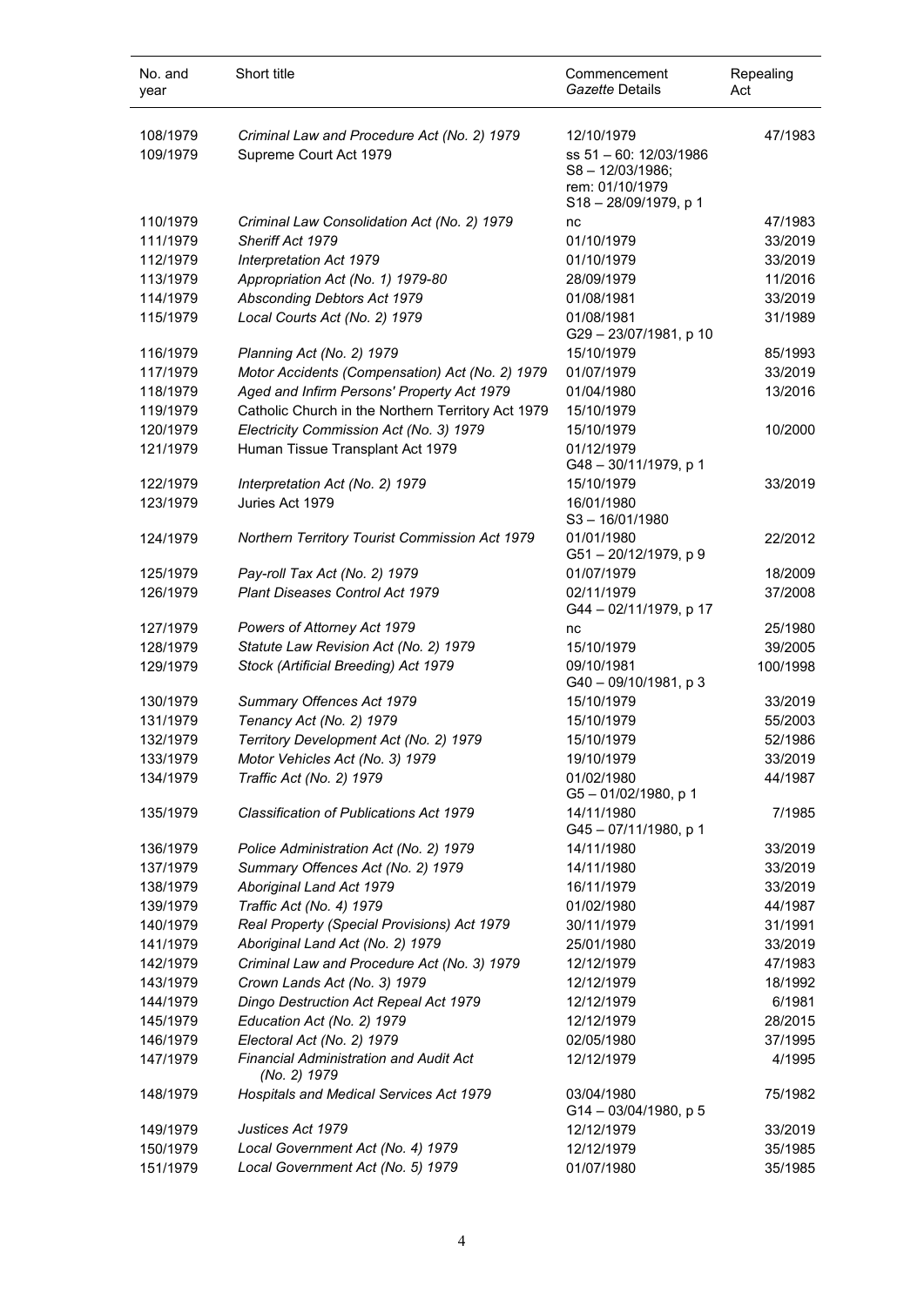| No. and year | Short title | Commencement *Gazette* Details | Repealing Act |
| --- | --- | --- | --- |
| 108/1979 | *Criminal Law and Procedure Act (No. 2) 1979* | 12/10/1979 | 47/1983 |
| 109/1979 | Supreme Court Act 1979 | ss 51 – 60: 12/03/1986 S8 – 12/03/1986; rem: 01/10/1979 S18 – 28/09/1979, p 1 | |
| 110/1979 | *Criminal Law Consolidation Act (No. 2) 1979* | nc | 47/1983 |
| 111/1979 | *Sheriff Act 1979* | 01/10/1979 | 33/2019 |
| 112/1979 | *Interpretation Act 1979* | 01/10/1979 | 33/2019 |
| 113/1979 | *Appropriation Act (No. 1) 1979-80* | 28/09/1979 | 11/2016 |
| 114/1979 | *Absconding Debtors Act 1979* | 01/08/1981 | 33/2019 |
| 115/1979 | *Local Courts Act (No. 2) 1979* | 01/08/1981 G29 – 23/07/1981, p 10 | 31/1989 |
| 116/1979 | *Planning Act (No. 2) 1979* | 15/10/1979 | 85/1993 |
| 117/1979 | *Motor Accidents (Compensation) Act (No. 2) 1979* | 01/07/1979 | 33/2019 |
| 118/1979 | *Aged and Infirm Persons' Property Act 1979* | 01/04/1980 | 13/2016 |
| 119/1979 | Catholic Church in the Northern Territory Act 1979 | 15/10/1979 | |
| 120/1979 | *Electricity Commission Act (No. 3) 1979* | 15/10/1979 | 10/2000 |
| 121/1979 | Human Tissue Transplant Act 1979 | 01/12/1979 G48 – 30/11/1979, p 1 | |
| 122/1979 | *Interpretation Act (No. 2) 1979* | 15/10/1979 | 33/2019 |
| 123/1979 | Juries Act 1979 | 16/01/1980 S3 – 16/01/1980 | |
| 124/1979 | *Northern Territory Tourist Commission Act 1979* | 01/01/1980 G51 – 20/12/1979, p 9 | 22/2012 |
| 125/1979 | *Pay-roll Tax Act (No. 2) 1979* | 01/07/1979 | 18/2009 |
| 126/1979 | *Plant Diseases Control Act 1979* | 02/11/1979 G44 – 02/11/1979, p 17 | 37/2008 |
| 127/1979 | *Powers of Attorney Act 1979* | nc | 25/1980 |
| 128/1979 | *Statute Law Revision Act (No. 2) 1979* | 15/10/1979 | 39/2005 |
| 129/1979 | *Stock (Artificial Breeding) Act 1979* | 09/10/1981 G40 – 09/10/1981, p 3 | 100/1998 |
| 130/1979 | *Summary Offences Act 1979* | 15/10/1979 | 33/2019 |
| 131/1979 | *Tenancy Act (No. 2) 1979* | 15/10/1979 | 55/2003 |
| 132/1979 | *Territory Development Act (No. 2) 1979* | 15/10/1979 | 52/1986 |
| 133/1979 | *Motor Vehicles Act (No. 3) 1979* | 19/10/1979 | 33/2019 |
| 134/1979 | *Traffic Act (No. 2) 1979* | 01/02/1980 G5 – 01/02/1980, p 1 | 44/1987 |
| 135/1979 | *Classification of Publications Act 1979* | 14/11/1980 G45 – 07/11/1980, p 1 | 7/1985 |
| 136/1979 | *Police Administration Act (No. 2) 1979* | 14/11/1980 | 33/2019 |
| 137/1979 | *Summary Offences Act (No. 2) 1979* | 14/11/1980 | 33/2019 |
| 138/1979 | *Aboriginal Land Act 1979* | 16/11/1979 | 33/2019 |
| 139/1979 | *Traffic Act (No. 4) 1979* | 01/02/1980 | 44/1987 |
| 140/1979 | *Real Property (Special Provisions) Act 1979* | 30/11/1979 | 31/1991 |
| 141/1979 | *Aboriginal Land Act (No. 2) 1979* | 25/01/1980 | 33/2019 |
| 142/1979 | *Criminal Law and Procedure Act (No. 3) 1979* | 12/12/1979 | 47/1983 |
| 143/1979 | *Crown Lands Act (No. 3) 1979* | 12/12/1979 | 18/1992 |
| 144/1979 | *Dingo Destruction Act Repeal Act 1979* | 12/12/1979 | 6/1981 |
| 145/1979 | *Education Act (No. 2) 1979* | 12/12/1979 | 28/2015 |
| 146/1979 | *Electoral Act (No. 2) 1979* | 02/05/1980 | 37/1995 |
| 147/1979 | *Financial Administration and Audit Act (No. 2) 1979* | 12/12/1979 | 4/1995 |
| 148/1979 | *Hospitals and Medical Services Act 1979* | 03/04/1980 G14 – 03/04/1980, p 5 | 75/1982 |
| 149/1979 | *Justices Act 1979* | 12/12/1979 | 33/2019 |
| 150/1979 | *Local Government Act (No. 4) 1979* | 12/12/1979 | 35/1985 |
| 151/1979 | *Local Government Act (No. 5) 1979* | 01/07/1980 | 35/1985 |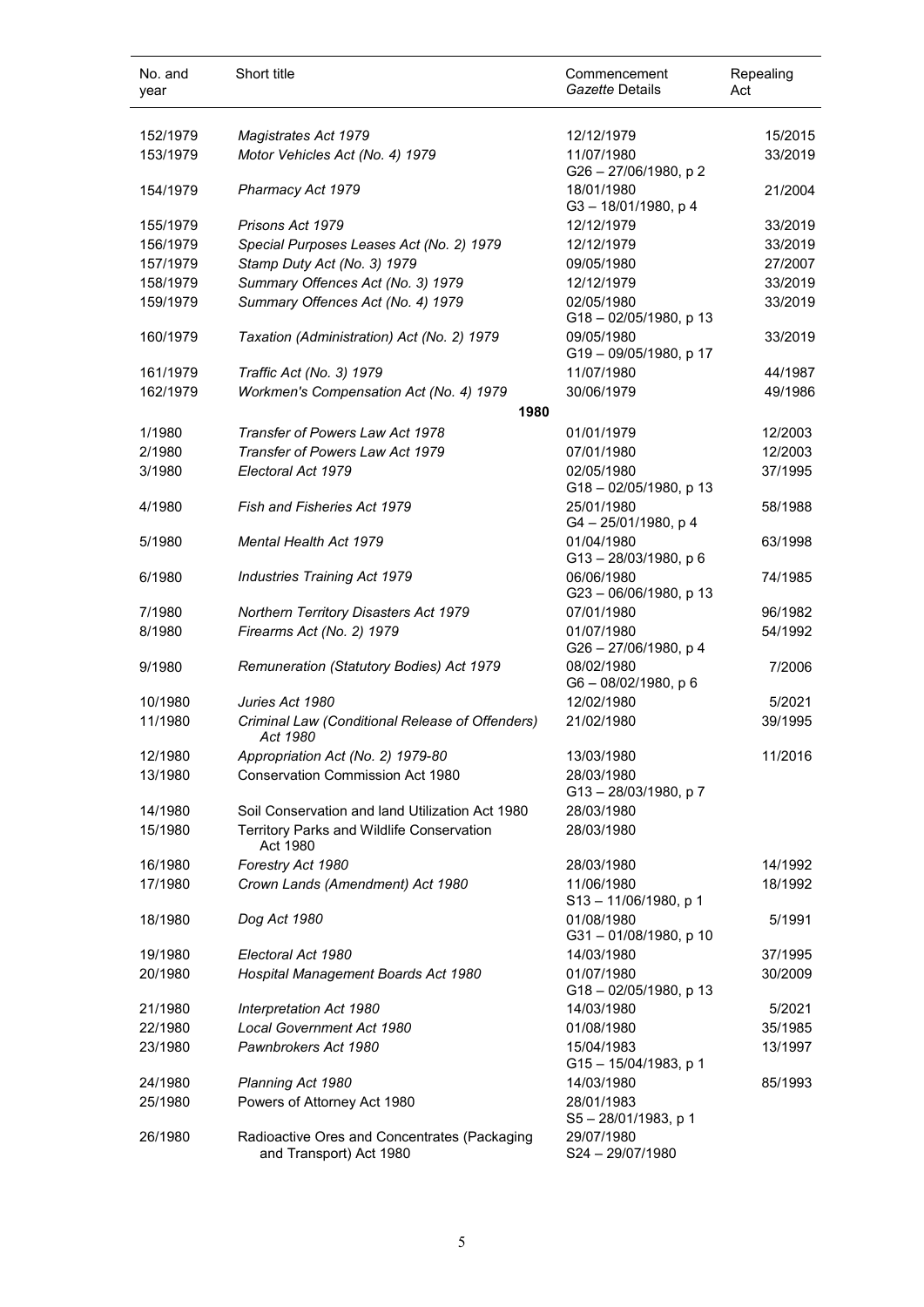| No. and year | Short title | Commencement *Gazette* Details | Repealing Act |
|---|---|---|---|
| 152/1979 | *Magistrates Act 1979* | 12/12/1979 | 15/2015 |
| 153/1979 | *Motor Vehicles Act (No. 4) 1979* | 11/07/1980<br>G26 – 27/06/1980, p 2 | 33/2019 |
| 154/1979 | *Pharmacy Act 1979* | 18/01/1980<br>G3 – 18/01/1980, p 4 | 21/2004 |
| 155/1979 | *Prisons Act 1979* | 12/12/1979 | 33/2019 |
| 156/1979 | *Special Purposes Leases Act (No. 2) 1979* | 12/12/1979 | 33/2019 |
| 157/1979 | *Stamp Duty Act (No. 3) 1979* | 09/05/1980 | 27/2007 |
| 158/1979 | *Summary Offences Act (No. 3) 1979* | 12/12/1979 | 33/2019 |
| 159/1979 | *Summary Offences Act (No. 4) 1979* | 02/05/1980<br>G18 – 02/05/1980, p 13 | 33/2019 |
| 160/1979 | *Taxation (Administration) Act (No. 2) 1979* | 09/05/1980<br>G19 – 09/05/1980, p 17 | 33/2019 |
| 161/1979 | *Traffic Act (No. 3) 1979* | 11/07/1980 | 44/1987 |
| 162/1979 | *Workmen's Compensation Act (No. 4) 1979* | 30/06/1979 | 49/1986 |
| | **1980** | | |
| 1/1980 | *Transfer of Powers Law Act 1978* | 01/01/1979 | 12/2003 |
| 2/1980 | *Transfer of Powers Law Act 1979* | 07/01/1980 | 12/2003 |
| 3/1980 | *Electoral Act 1979* | 02/05/1980<br>G18 – 02/05/1980, p 13 | 37/1995 |
| 4/1980 | *Fish and Fisheries Act 1979* | 25/01/1980<br>G4 – 25/01/1980, p 4 | 58/1988 |
| 5/1980 | *Mental Health Act 1979* | 01/04/1980<br>G13 – 28/03/1980, p 6 | 63/1998 |
| 6/1980 | *Industries Training Act 1979* | 06/06/1980<br>G23 – 06/06/1980, p 13 | 74/1985 |
| 7/1980 | *Northern Territory Disasters Act 1979* | 07/01/1980 | 96/1982 |
| 8/1980 | *Firearms Act (No. 2) 1979* | 01/07/1980<br>G26 – 27/06/1980, p 4 | 54/1992 |
| 9/1980 | *Remuneration (Statutory Bodies) Act 1979* | 08/02/1980<br>G6 – 08/02/1980, p 6 | 7/2006 |
| 10/1980 | *Juries Act 1980* | 12/02/1980 | 5/2021 |
| 11/1980 | *Criminal Law (Conditional Release of Offenders) Act 1980* | 21/02/1980 | 39/1995 |
| 12/1980 | *Appropriation Act (No. 2) 1979-80* | 13/03/1980 | 11/2016 |
| 13/1980 | Conservation Commission Act 1980 | 28/03/1980<br>G13 – 28/03/1980, p 7 | |
| 14/1980 | Soil Conservation and land Utilization Act 1980 | 28/03/1980 | |
| 15/1980 | Territory Parks and Wildlife Conservation Act 1980 | 28/03/1980 | |
| 16/1980 | *Forestry Act 1980* | 28/03/1980 | 14/1992 |
| 17/1980 | *Crown Lands (Amendment) Act 1980* | 11/06/1980<br>S13 – 11/06/1980, p 1 | 18/1992 |
| 18/1980 | *Dog Act 1980* | 01/08/1980<br>G31 – 01/08/1980, p 10 | 5/1991 |
| 19/1980 | *Electoral Act 1980* | 14/03/1980 | 37/1995 |
| 20/1980 | *Hospital Management Boards Act 1980* | 01/07/1980<br>G18 – 02/05/1980, p 13 | 30/2009 |
| 21/1980 | *Interpretation Act 1980* | 14/03/1980 | 5/2021 |
| 22/1980 | *Local Government Act 1980* | 01/08/1980 | 35/1985 |
| 23/1980 | *Pawnbrokers Act 1980* | 15/04/1983<br>G15 – 15/04/1983, p 1 | 13/1997 |
| 24/1980 | *Planning Act 1980* | 14/03/1980 | 85/1993 |
| 25/1980 | Powers of Attorney Act 1980 | 28/01/1983<br>S5 – 28/01/1983, p 1 | |
| 26/1980 | Radioactive Ores and Concentrates (Packaging and Transport) Act 1980 | 29/07/1980<br>S24 – 29/07/1980 | |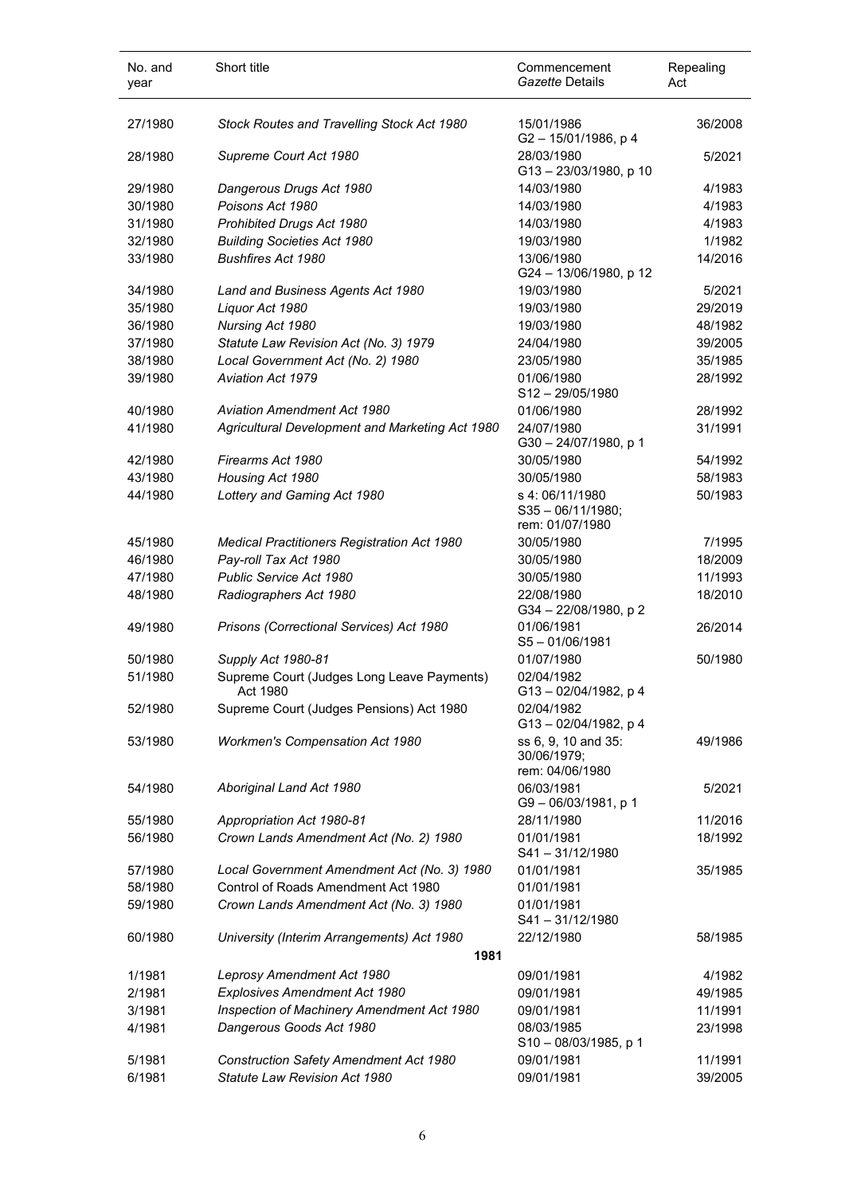| No. and year | Short title | Commencement *Gazette* Details | Repealing Act |
|---|---|---|---|
| 27/1980 | *Stock Routes and Travelling Stock Act 1980* | 15/01/1986 G2 – 15/01/1986, p 4 | 36/2008 |
| 28/1980 | *Supreme Court Act 1980* | 28/03/1980 G13 – 23/03/1980, p 10 | 5/2021 |
| 29/1980 | *Dangerous Drugs Act 1980* | 14/03/1980 | 4/1983 |
| 30/1980 | *Poisons Act 1980* | 14/03/1980 | 4/1983 |
| 31/1980 | *Prohibited Drugs Act 1980* | 14/03/1980 | 4/1983 |
| 32/1980 | *Building Societies Act 1980* | 19/03/1980 | 1/1982 |
| 33/1980 | *Bushfires Act 1980* | 13/06/1980 G24 – 13/06/1980, p 12 | 14/2016 |
| 34/1980 | *Land and Business Agents Act 1980* | 19/03/1980 | 5/2021 |
| 35/1980 | *Liquor Act 1980* | 19/03/1980 | 29/2019 |
| 36/1980 | *Nursing Act 1980* | 19/03/1980 | 48/1982 |
| 37/1980 | *Statute Law Revision Act (No. 3) 1979* | 24/04/1980 | 39/2005 |
| 38/1980 | *Local Government Act (No. 2) 1980* | 23/05/1980 | 35/1985 |
| 39/1980 | *Aviation Act 1979* | 01/06/1980 S12 – 29/05/1980 | 28/1992 |
| 40/1980 | *Aviation Amendment Act 1980* | 01/06/1980 | 28/1992 |
| 41/1980 | *Agricultural Development and Marketing Act 1980* | 24/07/1980 G30 – 24/07/1980, p 1 | 31/1991 |
| 42/1980 | *Firearms Act 1980* | 30/05/1980 | 54/1992 |
| 43/1980 | *Housing Act 1980* | 30/05/1980 | 58/1983 |
| 44/1980 | *Lottery and Gaming Act 1980* | s 4: 06/11/1980 S35 – 06/11/1980; rem: 01/07/1980 | 50/1983 |
| 45/1980 | *Medical Practitioners Registration Act 1980* | 30/05/1980 | 7/1995 |
| 46/1980 | *Pay-roll Tax Act 1980* | 30/05/1980 | 18/2009 |
| 47/1980 | *Public Service Act 1980* | 30/05/1980 | 11/1993 |
| 48/1980 | *Radiographers Act 1980* | 22/08/1980 G34 – 22/08/1980, p 2 | 18/2010 |
| 49/1980 | *Prisons (Correctional Services) Act 1980* | 01/06/1981 S5 – 01/06/1981 | 26/2014 |
| 50/1980 | *Supply Act 1980-81* | 01/07/1980 | 50/1980 |
| 51/1980 | Supreme Court (Judges Long Leave Payments) Act 1980 | 02/04/1982 G13 – 02/04/1982, p 4 | |
| 52/1980 | Supreme Court (Judges Pensions) Act 1980 | 02/04/1982 G13 – 02/04/1982, p 4 | |
| 53/1980 | *Workmen's Compensation Act 1980* | ss 6, 9, 10 and 35: 30/06/1979; rem: 04/06/1980 | 49/1986 |
| 54/1980 | *Aboriginal Land Act 1980* | 06/03/1981 G9 – 06/03/1981, p 1 | 5/2021 |
| 55/1980 | *Appropriation Act 1980-81* | 28/11/1980 | 11/2016 |
| 56/1980 | *Crown Lands Amendment Act (No. 2) 1980* | 01/01/1981 S41 – 31/12/1980 | 18/1992 |
| 57/1980 | *Local Government Amendment Act (No. 3) 1980* | 01/01/1981 | 35/1985 |
| 58/1980 | Control of Roads Amendment Act 1980 | 01/01/1981 | |
| 59/1980 | *Crown Lands Amendment Act (No. 3) 1980* | 01/01/1981 S41 – 31/12/1980 | |
| 60/1980 | *University (Interim Arrangements) Act 1980* | 22/12/1980 | 58/1985 |
| | **1981** | | |
| 1/1981 | *Leprosy Amendment Act 1980* | 09/01/1981 | 4/1982 |
| 2/1981 | *Explosives Amendment Act 1980* | 09/01/1981 | 49/1985 |
| 3/1981 | *Inspection of Machinery Amendment Act 1980* | 09/01/1981 | 11/1991 |
| 4/1981 | *Dangerous Goods Act 1980* | 08/03/1985 S10 – 08/03/1985, p 1 | 23/1998 |
| 5/1981 | *Construction Safety Amendment Act 1980* | 09/01/1981 | 11/1991 |
| 6/1981 | *Statute Law Revision Act 1980* | 09/01/1981 | 39/2005 |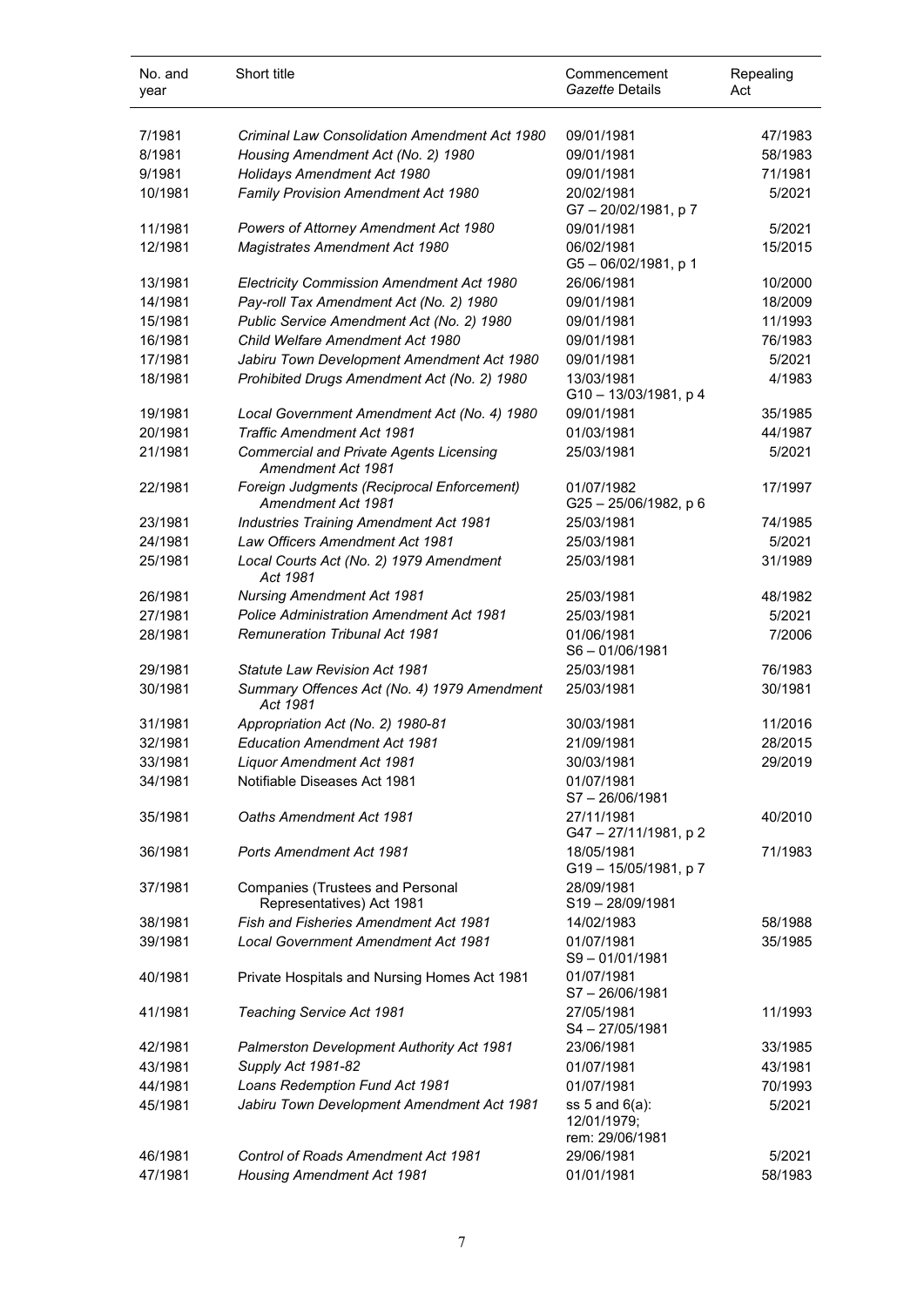| No. and year | Short title | Commencement *Gazette* Details | Repealing Act |
|---|---|---|---|
| 7/1981 | *Criminal Law Consolidation Amendment Act 1980* | 09/01/1981 | 47/1983 |
| 8/1981 | *Housing Amendment Act (No. 2) 1980* | 09/01/1981 | 58/1983 |
| 9/1981 | *Holidays Amendment Act 1980* | 09/01/1981 | 71/1981 |
| 10/1981 | *Family Provision Amendment Act 1980* | 20/02/1981<br>G7 – 20/02/1981, p 7 | 5/2021 |
| 11/1981 | *Powers of Attorney Amendment Act 1980* | 09/01/1981 | 5/2021 |
| 12/1981 | *Magistrates Amendment Act 1980* | 06/02/1981<br>G5 – 06/02/1981, p 1 | 15/2015 |
| 13/1981 | *Electricity Commission Amendment Act 1980* | 26/06/1981 | 10/2000 |
| 14/1981 | *Pay-roll Tax Amendment Act (No. 2) 1980* | 09/01/1981 | 18/2009 |
| 15/1981 | *Public Service Amendment Act (No. 2) 1980* | 09/01/1981 | 11/1993 |
| 16/1981 | *Child Welfare Amendment Act 1980* | 09/01/1981 | 76/1983 |
| 17/1981 | *Jabiru Town Development Amendment Act 1980* | 09/01/1981 | 5/2021 |
| 18/1981 | *Prohibited Drugs Amendment Act (No. 2) 1980* | 13/03/1981<br>G10 – 13/03/1981, p 4 | 4/1983 |
| 19/1981 | *Local Government Amendment Act (No. 4) 1980* | 09/01/1981 | 35/1985 |
| 20/1981 | *Traffic Amendment Act 1981* | 01/03/1981 | 44/1987 |
| 21/1981 | *Commercial and Private Agents Licensing Amendment Act 1981* | 25/03/1981 | 5/2021 |
| 22/1981 | *Foreign Judgments (Reciprocal Enforcement) Amendment Act 1981* | 01/07/1982<br>G25 – 25/06/1982, p 6 | 17/1997 |
| 23/1981 | *Industries Training Amendment Act 1981* | 25/03/1981 | 74/1985 |
| 24/1981 | *Law Officers Amendment Act 1981* | 25/03/1981 | 5/2021 |
| 25/1981 | *Local Courts Act (No. 2) 1979 Amendment Act 1981* | 25/03/1981 | 31/1989 |
| 26/1981 | *Nursing Amendment Act 1981* | 25/03/1981 | 48/1982 |
| 27/1981 | *Police Administration Amendment Act 1981* | 25/03/1981 | 5/2021 |
| 28/1981 | *Remuneration Tribunal Act 1981* | 01/06/1981<br>S6 – 01/06/1981 | 7/2006 |
| 29/1981 | *Statute Law Revision Act 1981* | 25/03/1981 | 76/1983 |
| 30/1981 | *Summary Offences Act (No. 4) 1979 Amendment Act 1981* | 25/03/1981 | 30/1981 |
| 31/1981 | *Appropriation Act (No. 2) 1980-81* | 30/03/1981 | 11/2016 |
| 32/1981 | *Education Amendment Act 1981* | 21/09/1981 | 28/2015 |
| 33/1981 | *Liquor Amendment Act 1981* | 30/03/1981 | 29/2019 |
| 34/1981 | Notifiable Diseases Act 1981 | 01/07/1981<br>S7 – 26/06/1981 | |
| 35/1981 | *Oaths Amendment Act 1981* | 27/11/1981<br>G47 – 27/11/1981, p 2 | 40/2010 |
| 36/1981 | *Ports Amendment Act 1981* | 18/05/1981<br>G19 – 15/05/1981, p 7 | 71/1983 |
| 37/1981 | Companies (Trustees and Personal Representatives) Act 1981 | 28/09/1981<br>S19 – 28/09/1981 | |
| 38/1981 | *Fish and Fisheries Amendment Act 1981* | 14/02/1983 | 58/1988 |
| 39/1981 | *Local Government Amendment Act 1981* | 01/07/1981<br>S9 – 01/01/1981 | 35/1985 |
| 40/1981 | Private Hospitals and Nursing Homes Act 1981 | 01/07/1981<br>S7 – 26/06/1981 | |
| 41/1981 | *Teaching Service Act 1981* | 27/05/1981<br>S4 – 27/05/1981 | 11/1993 |
| 42/1981 | *Palmerston Development Authority Act 1981* | 23/06/1981 | 33/1985 |
| 43/1981 | *Supply Act 1981-82* | 01/07/1981 | 43/1981 |
| 44/1981 | *Loans Redemption Fund Act 1981* | 01/07/1981 | 70/1993 |
| 45/1981 | *Jabiru Town Development Amendment Act 1981* | ss 5 and 6(a):<br>12/01/1979;<br>rem: 29/06/1981 | 5/2021 |
| 46/1981 | *Control of Roads Amendment Act 1981* | 29/06/1981 | 5/2021 |
| 47/1981 | *Housing Amendment Act 1981* | 01/01/1981 | 58/1983 |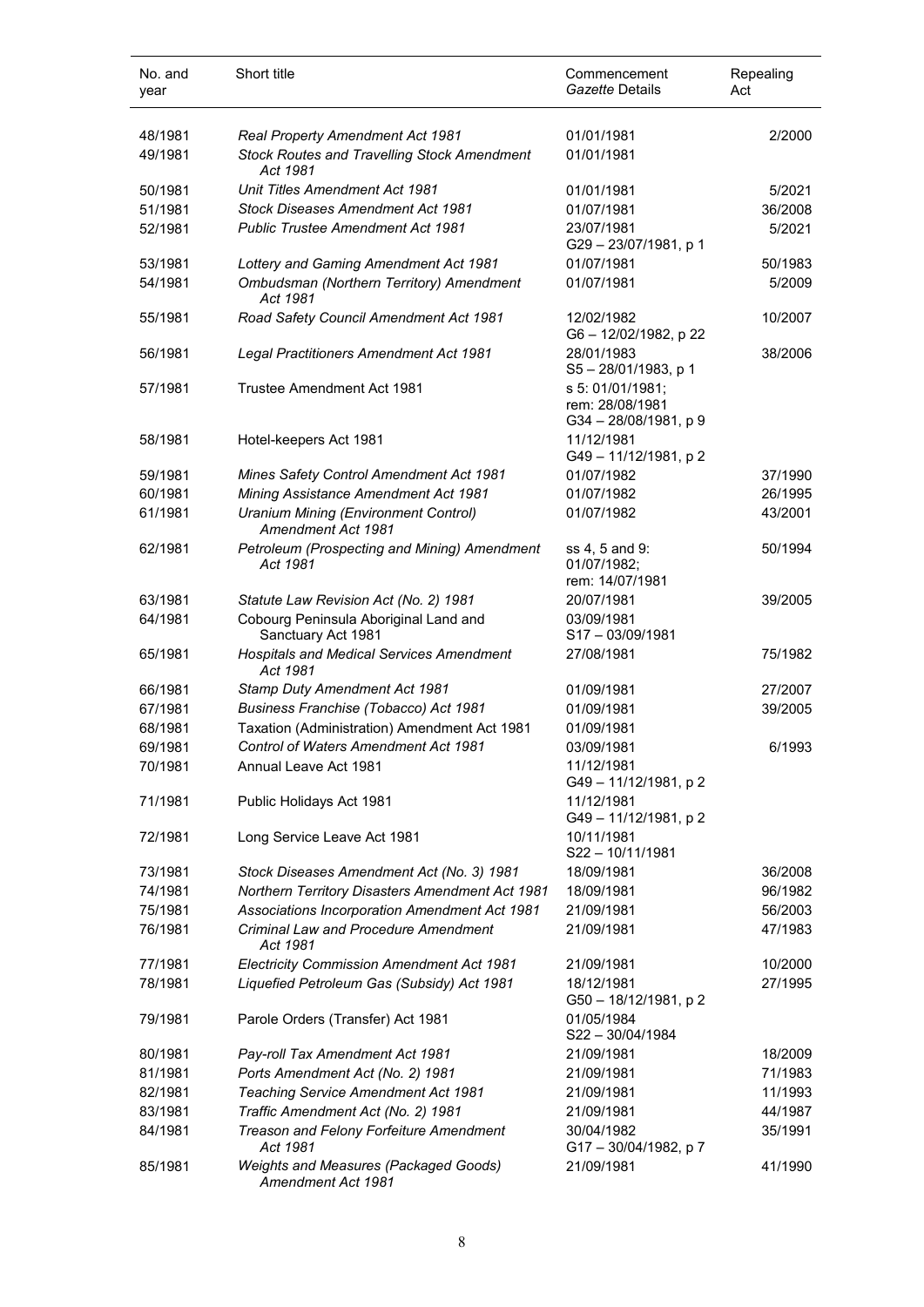| No. and year | Short title | Commencement *Gazette* Details | Repealing Act |
|---|---|---|---|
| 48/1981 | *Real Property Amendment Act 1981* | 01/01/1981 | 2/2000 |
| 49/1981 | *Stock Routes and Travelling Stock Amendment Act 1981* | 01/01/1981 | |
| 50/1981 | *Unit Titles Amendment Act 1981* | 01/01/1981 | 5/2021 |
| 51/1981 | *Stock Diseases Amendment Act 1981* | 01/07/1981 | 36/2008 |
| 52/1981 | *Public Trustee Amendment Act 1981* | 23/07/1981<br>G29 – 23/07/1981, p 1 | 5/2021 |
| 53/1981 | *Lottery and Gaming Amendment Act 1981* | 01/07/1981 | 50/1983 |
| 54/1981 | *Ombudsman (Northern Territory) Amendment Act 1981* | 01/07/1981 | 5/2009 |
| 55/1981 | *Road Safety Council Amendment Act 1981* | 12/02/1982<br>G6 – 12/02/1982, p 22 | 10/2007 |
| 56/1981 | *Legal Practitioners Amendment Act 1981* | 28/01/1983<br>S5 – 28/01/1983, p 1 | 38/2006 |
| 57/1981 | Trustee Amendment Act 1981 | s 5: 01/01/1981;<br>rem: 28/08/1981<br>G34 – 28/08/1981, p 9 | |
| 58/1981 | Hotel-keepers Act 1981 | 11/12/1981<br>G49 – 11/12/1981, p 2 | |
| 59/1981 | *Mines Safety Control Amendment Act 1981* | 01/07/1982 | 37/1990 |
| 60/1981 | *Mining Assistance Amendment Act 1981* | 01/07/1982 | 26/1995 |
| 61/1981 | *Uranium Mining (Environment Control) Amendment Act 1981* | 01/07/1982 | 43/2001 |
| 62/1981 | *Petroleum (Prospecting and Mining) Amendment Act 1981* | ss 4, 5 and 9:<br>01/07/1982;<br>rem: 14/07/1981 | 50/1994 |
| 63/1981 | *Statute Law Revision Act (No. 2) 1981* | 20/07/1981 | 39/2005 |
| 64/1981 | Cobourg Peninsula Aboriginal Land and Sanctuary Act 1981 | 03/09/1981<br>S17 – 03/09/1981 | |
| 65/1981 | *Hospitals and Medical Services Amendment Act 1981* | 27/08/1981 | 75/1982 |
| 66/1981 | *Stamp Duty Amendment Act 1981* | 01/09/1981 | 27/2007 |
| 67/1981 | *Business Franchise (Tobacco) Act 1981* | 01/09/1981 | 39/2005 |
| 68/1981 | Taxation (Administration) Amendment Act 1981 | 01/09/1981 | |
| 69/1981 | *Control of Waters Amendment Act 1981* | 03/09/1981 | 6/1993 |
| 70/1981 | Annual Leave Act 1981 | 11/12/1981<br>G49 – 11/12/1981, p 2 | |
| 71/1981 | Public Holidays Act 1981 | 11/12/1981<br>G49 – 11/12/1981, p 2 | |
| 72/1981 | Long Service Leave Act 1981 | 10/11/1981<br>S22 – 10/11/1981 | |
| 73/1981 | *Stock Diseases Amendment Act (No. 3) 1981* | 18/09/1981 | 36/2008 |
| 74/1981 | *Northern Territory Disasters Amendment Act 1981* | 18/09/1981 | 96/1982 |
| 75/1981 | *Associations Incorporation Amendment Act 1981* | 21/09/1981 | 56/2003 |
| 76/1981 | *Criminal Law and Procedure Amendment Act 1981* | 21/09/1981 | 47/1983 |
| 77/1981 | *Electricity Commission Amendment Act 1981* | 21/09/1981 | 10/2000 |
| 78/1981 | *Liquefied Petroleum Gas (Subsidy) Act 1981* | 18/12/1981<br>G50 – 18/12/1981, p 2 | 27/1995 |
| 79/1981 | Parole Orders (Transfer) Act 1981 | 01/05/1984<br>S22 – 30/04/1984 | |
| 80/1981 | *Pay-roll Tax Amendment Act 1981* | 21/09/1981 | 18/2009 |
| 81/1981 | *Ports Amendment Act (No. 2) 1981* | 21/09/1981 | 71/1983 |
| 82/1981 | *Teaching Service Amendment Act 1981* | 21/09/1981 | 11/1993 |
| 83/1981 | *Traffic Amendment Act (No. 2) 1981* | 21/09/1981 | 44/1987 |
| 84/1981 | *Treason and Felony Forfeiture Amendment Act 1981* | 30/04/1982<br>G17 – 30/04/1982, p 7 | 35/1991 |
| 85/1981 | *Weights and Measures (Packaged Goods) Amendment Act 1981* | 21/09/1981 | 41/1990 |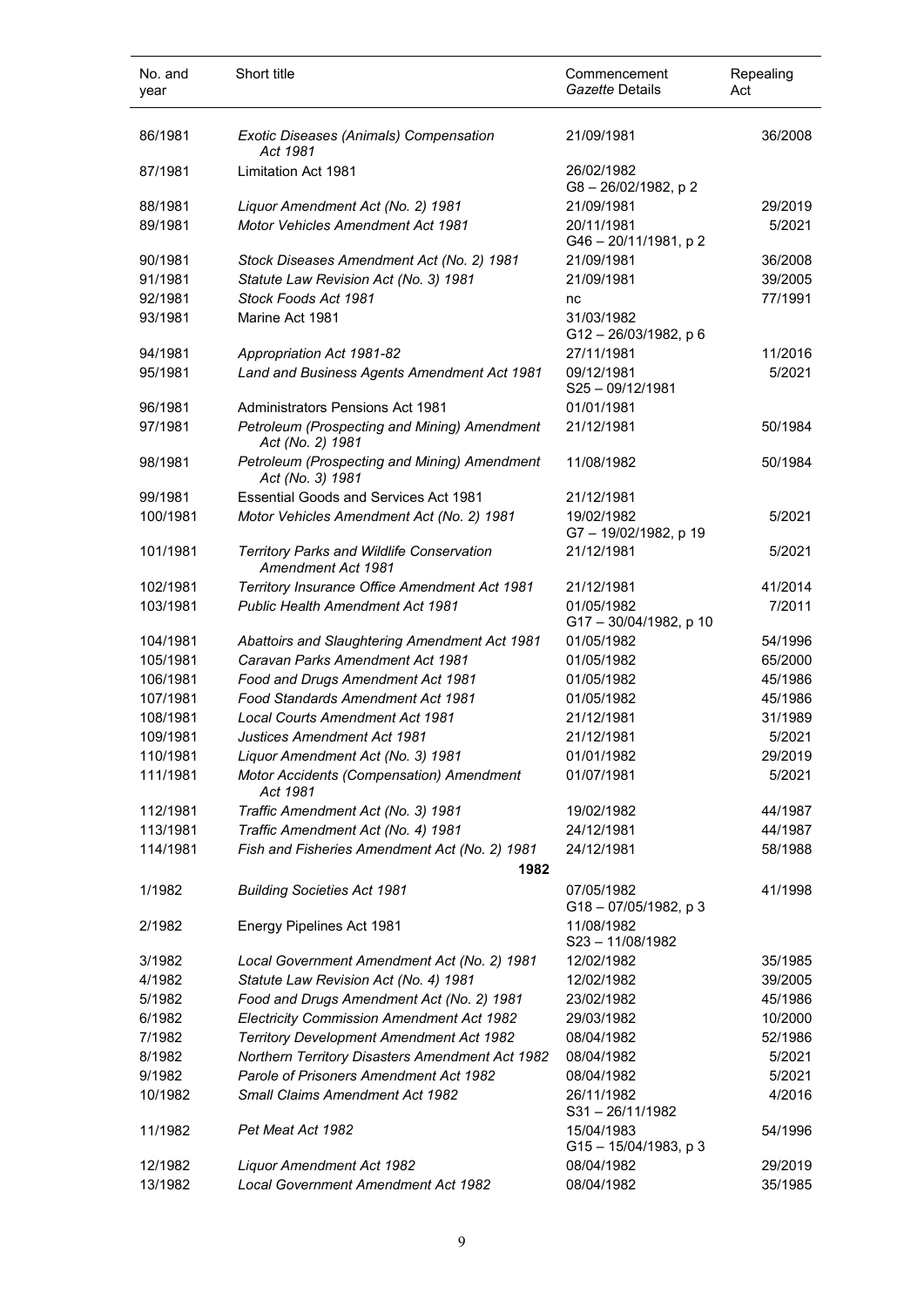| No. and year | Short title | Commencement *Gazette* Details | Repealing Act |
|---|---|---|---|
| 86/1981 | *Exotic Diseases (Animals) Compensation Act 1981* | 21/09/1981 | 36/2008 |
| 87/1981 | Limitation Act 1981 | 26/02/1982 G8 – 26/02/1982, p 2 | |
| 88/1981 | *Liquor Amendment Act (No. 2) 1981* | 21/09/1981 | 29/2019 |
| 89/1981 | *Motor Vehicles Amendment Act 1981* | 20/11/1981 G46 – 20/11/1981, p 2 | 5/2021 |
| 90/1981 | *Stock Diseases Amendment Act (No. 2) 1981* | 21/09/1981 | 36/2008 |
| 91/1981 | *Statute Law Revision Act (No. 3) 1981* | 21/09/1981 | 39/2005 |
| 92/1981 | *Stock Foods Act 1981* | nc | 77/1991 |
| 93/1981 | Marine Act 1981 | 31/03/1982 G12 – 26/03/1982, p 6 | |
| 94/1981 | *Appropriation Act 1981-82* | 27/11/1981 | 11/2016 |
| 95/1981 | *Land and Business Agents Amendment Act 1981* | 09/12/1981 S25 – 09/12/1981 | 5/2021 |
| 96/1981 | Administrators Pensions Act 1981 | 01/01/1981 | |
| 97/1981 | *Petroleum (Prospecting and Mining) Amendment Act (No. 2) 1981* | 21/12/1981 | 50/1984 |
| 98/1981 | *Petroleum (Prospecting and Mining) Amendment Act (No. 3) 1981* | 11/08/1982 | 50/1984 |
| 99/1981 | Essential Goods and Services Act 1981 | 21/12/1981 | |
| 100/1981 | *Motor Vehicles Amendment Act (No. 2) 1981* | 19/02/1982 G7 – 19/02/1982, p 19 | 5/2021 |
| 101/1981 | *Territory Parks and Wildlife Conservation Amendment Act 1981* | 21/12/1981 | 5/2021 |
| 102/1981 | *Territory Insurance Office Amendment Act 1981* | 21/12/1981 | 41/2014 |
| 103/1981 | *Public Health Amendment Act 1981* | 01/05/1982 G17 – 30/04/1982, p 10 | 7/2011 |
| 104/1981 | *Abattoirs and Slaughtering Amendment Act 1981* | 01/05/1982 | 54/1996 |
| 105/1981 | *Caravan Parks Amendment Act 1981* | 01/05/1982 | 65/2000 |
| 106/1981 | *Food and Drugs Amendment Act 1981* | 01/05/1982 | 45/1986 |
| 107/1981 | *Food Standards Amendment Act 1981* | 01/05/1982 | 45/1986 |
| 108/1981 | *Local Courts Amendment Act 1981* | 21/12/1981 | 31/1989 |
| 109/1981 | *Justices Amendment Act 1981* | 21/12/1981 | 5/2021 |
| 110/1981 | *Liquor Amendment Act (No. 3) 1981* | 01/01/1982 | 29/2019 |
| 111/1981 | *Motor Accidents (Compensation) Amendment Act 1981* | 01/07/1981 | 5/2021 |
| 112/1981 | *Traffic Amendment Act (No. 3) 1981* | 19/02/1982 | 44/1987 |
| 113/1981 | *Traffic Amendment Act (No. 4) 1981* | 24/12/1981 | 44/1987 |
| 114/1981 | *Fish and Fisheries Amendment Act (No. 2) 1981* | 24/12/1981 | 58/1988 |
| | **1982** | | |
| 1/1982 | *Building Societies Act 1981* | 07/05/1982 G18 – 07/05/1982, p 3 | 41/1998 |
| 2/1982 | Energy Pipelines Act 1981 | 11/08/1982 S23 – 11/08/1982 | |
| 3/1982 | *Local Government Amendment Act (No. 2) 1981* | 12/02/1982 | 35/1985 |
| 4/1982 | *Statute Law Revision Act (No. 4) 1981* | 12/02/1982 | 39/2005 |
| 5/1982 | *Food and Drugs Amendment Act (No. 2) 1981* | 23/02/1982 | 45/1986 |
| 6/1982 | *Electricity Commission Amendment Act 1982* | 29/03/1982 | 10/2000 |
| 7/1982 | *Territory Development Amendment Act 1982* | 08/04/1982 | 52/1986 |
| 8/1982 | *Northern Territory Disasters Amendment Act 1982* | 08/04/1982 | 5/2021 |
| 9/1982 | *Parole of Prisoners Amendment Act 1982* | 08/04/1982 | 5/2021 |
| 10/1982 | *Small Claims Amendment Act 1982* | 26/11/1982 S31 – 26/11/1982 | 4/2016 |
| 11/1982 | *Pet Meat Act 1982* | 15/04/1983 G15 – 15/04/1983, p 3 | 54/1996 |
| 12/1982 | *Liquor Amendment Act 1982* | 08/04/1982 | 29/2019 |
| 13/1982 | *Local Government Amendment Act 1982* | 08/04/1982 | 35/1985 |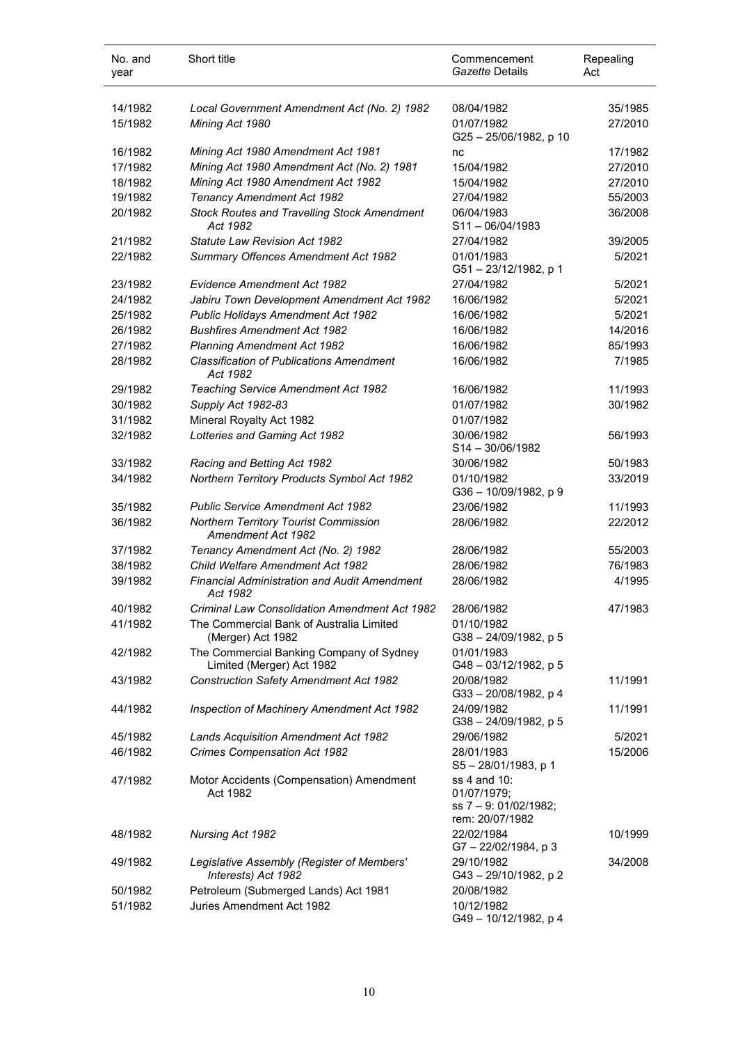| No. and year | Short title | Commencement *Gazette* Details | Repealing Act |
|---|---|---|---|
| 14/1982 | *Local Government Amendment Act (No. 2) 1982* | 08/04/1982 | 35/1985 |
| 15/1982 | *Mining Act 1980* | 01/07/1982<br>G25 – 25/06/1982, p 10 | 27/2010 |
| 16/1982 | *Mining Act 1980 Amendment Act 1981* | nc | 17/1982 |
| 17/1982 | *Mining Act 1980 Amendment Act (No. 2) 1981* | 15/04/1982 | 27/2010 |
| 18/1982 | *Mining Act 1980 Amendment Act 1982* | 15/04/1982 | 27/2010 |
| 19/1982 | *Tenancy Amendment Act 1982* | 27/04/1982 | 55/2003 |
| 20/1982 | *Stock Routes and Travelling Stock Amendment Act 1982* | 06/04/1983<br>S11 – 06/04/1983 | 36/2008 |
| 21/1982 | *Statute Law Revision Act 1982* | 27/04/1982 | 39/2005 |
| 22/1982 | *Summary Offences Amendment Act 1982* | 01/01/1983<br>G51 – 23/12/1982, p 1 | 5/2021 |
| 23/1982 | *Evidence Amendment Act 1982* | 27/04/1982 | 5/2021 |
| 24/1982 | *Jabiru Town Development Amendment Act 1982* | 16/06/1982 | 5/2021 |
| 25/1982 | *Public Holidays Amendment Act 1982* | 16/06/1982 | 5/2021 |
| 26/1982 | *Bushfires Amendment Act 1982* | 16/06/1982 | 14/2016 |
| 27/1982 | *Planning Amendment Act 1982* | 16/06/1982 | 85/1993 |
| 28/1982 | *Classification of Publications Amendment Act 1982* | 16/06/1982 | 7/1985 |
| 29/1982 | *Teaching Service Amendment Act 1982* | 16/06/1982 | 11/1993 |
| 30/1982 | *Supply Act 1982-83* | 01/07/1982 | 30/1982 |
| 31/1982 | Mineral Royalty Act 1982 | 01/07/1982 | |
| 32/1982 | *Lotteries and Gaming Act 1982* | 30/06/1982<br>S14 – 30/06/1982 | 56/1993 |
| 33/1982 | *Racing and Betting Act 1982* | 30/06/1982 | 50/1983 |
| 34/1982 | *Northern Territory Products Symbol Act 1982* | 01/10/1982<br>G36 – 10/09/1982, p 9 | 33/2019 |
| 35/1982 | *Public Service Amendment Act 1982* | 23/06/1982 | 11/1993 |
| 36/1982 | *Northern Territory Tourist Commission Amendment Act 1982* | 28/06/1982 | 22/2012 |
| 37/1982 | *Tenancy Amendment Act (No. 2) 1982* | 28/06/1982 | 55/2003 |
| 38/1982 | *Child Welfare Amendment Act 1982* | 28/06/1982 | 76/1983 |
| 39/1982 | *Financial Administration and Audit Amendment Act 1982* | 28/06/1982 | 4/1995 |
| 40/1982 | *Criminal Law Consolidation Amendment Act 1982* | 28/06/1982 | 47/1983 |
| 41/1982 | The Commercial Bank of Australia Limited (Merger) Act 1982 | 01/10/1982<br>G38 – 24/09/1982, p 5 | |
| 42/1982 | The Commercial Banking Company of Sydney Limited (Merger) Act 1982 | 01/01/1983<br>G48 – 03/12/1982, p 5 | |
| 43/1982 | *Construction Safety Amendment Act 1982* | 20/08/1982<br>G33 – 20/08/1982, p 4 | 11/1991 |
| 44/1982 | *Inspection of Machinery Amendment Act 1982* | 24/09/1982<br>G38 – 24/09/1982, p 5 | 11/1991 |
| 45/1982 | *Lands Acquisition Amendment Act 1982* | 29/06/1982 | 5/2021 |
| 46/1982 | *Crimes Compensation Act 1982* | 28/01/1983<br>S5 – 28/01/1983, p 1 | 15/2006 |
| 47/1982 | Motor Accidents (Compensation) Amendment Act 1982 | ss 4 and 10: 01/07/1979;<br>ss 7 – 9: 01/02/1982;<br>rem: 20/07/1982 | |
| 48/1982 | *Nursing Act 1982* | 22/02/1984<br>G7 – 22/02/1984, p 3 | 10/1999 |
| 49/1982 | *Legislative Assembly (Register of Members' Interests) Act 1982* | 29/10/1982<br>G43 – 29/10/1982, p 2 | 34/2008 |
| 50/1982 | Petroleum (Submerged Lands) Act 1981 | 20/08/1982 | |
| 51/1982 | Juries Amendment Act 1982 | 10/12/1982<br>G49 – 10/12/1982, p 4 | |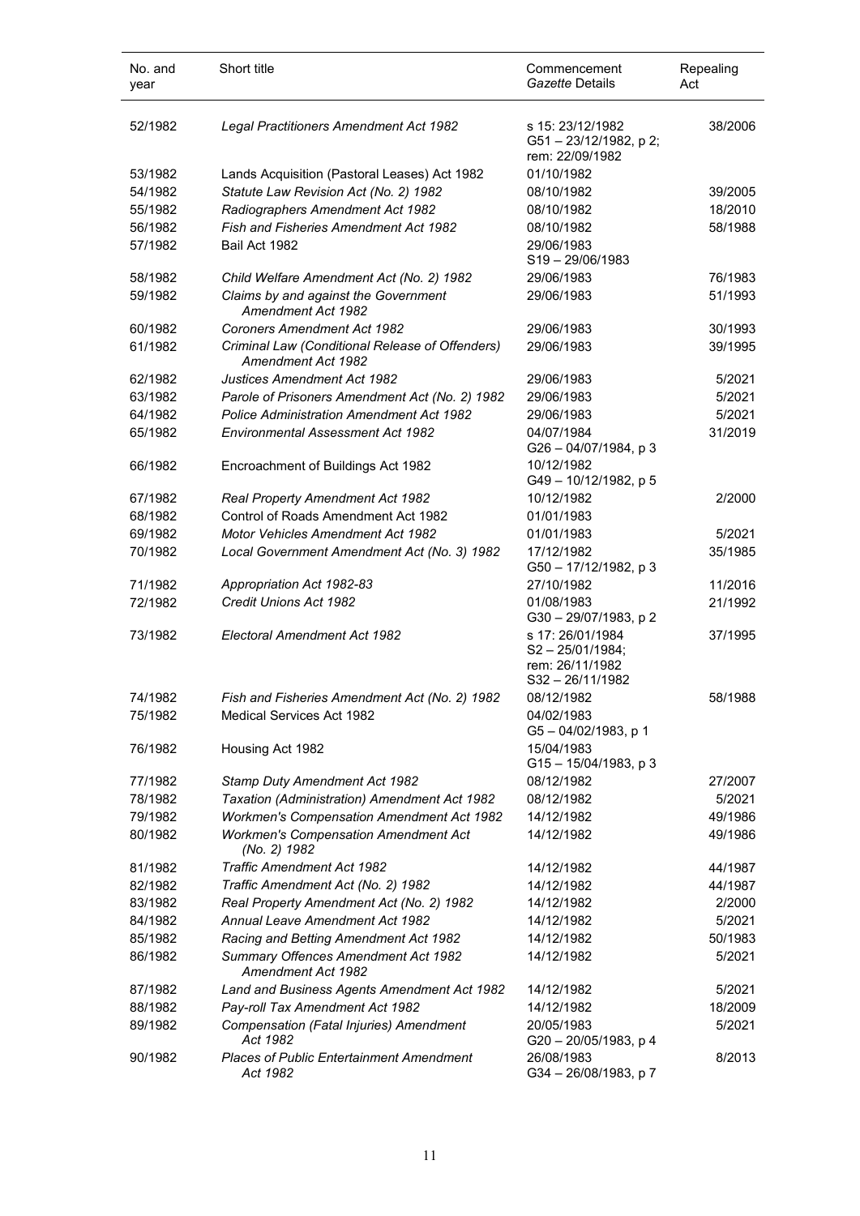| No. and year | Short title | Commencement *Gazette* Details | Repealing Act |
|---|---|---|---|
| 52/1982 | *Legal Practitioners Amendment Act 1982* | s 15: 23/12/1982 G51 – 23/12/1982, p 2; rem: 22/09/1982 | 38/2006 |
| 53/1982 | Lands Acquisition (Pastoral Leases) Act 1982 | 01/10/1982 | |
| 54/1982 | *Statute Law Revision Act (No. 2) 1982* | 08/10/1982 | 39/2005 |
| 55/1982 | *Radiographers Amendment Act 1982* | 08/10/1982 | 18/2010 |
| 56/1982 | *Fish and Fisheries Amendment Act 1982* | 08/10/1982 | 58/1988 |
| 57/1982 | Bail Act 1982 | 29/06/1983 S19 – 29/06/1983 | |
| 58/1982 | *Child Welfare Amendment Act (No. 2) 1982* | 29/06/1983 | 76/1983 |
| 59/1982 | *Claims by and against the Government Amendment Act 1982* | 29/06/1983 | 51/1993 |
| 60/1982 | *Coroners Amendment Act 1982* | 29/06/1983 | 30/1993 |
| 61/1982 | *Criminal Law (Conditional Release of Offenders) Amendment Act 1982* | 29/06/1983 | 39/1995 |
| 62/1982 | *Justices Amendment Act 1982* | 29/06/1983 | 5/2021 |
| 63/1982 | *Parole of Prisoners Amendment Act (No. 2) 1982* | 29/06/1983 | 5/2021 |
| 64/1982 | *Police Administration Amendment Act 1982* | 29/06/1983 | 5/2021 |
| 65/1982 | *Environmental Assessment Act 1982* | 04/07/1984 G26 – 04/07/1984, p 3 | 31/2019 |
| 66/1982 | Encroachment of Buildings Act 1982 | 10/12/1982 G49 – 10/12/1982, p 5 | |
| 67/1982 | *Real Property Amendment Act 1982* | 10/12/1982 | 2/2000 |
| 68/1982 | Control of Roads Amendment Act 1982 | 01/01/1983 | |
| 69/1982 | *Motor Vehicles Amendment Act 1982* | 01/01/1983 | 5/2021 |
| 70/1982 | *Local Government Amendment Act (No. 3) 1982* | 17/12/1982 G50 – 17/12/1982, p 3 | 35/1985 |
| 71/1982 | *Appropriation Act 1982-83* | 27/10/1982 | 11/2016 |
| 72/1982 | *Credit Unions Act 1982* | 01/08/1983 G30 – 29/07/1983, p 2 | 21/1992 |
| 73/1982 | *Electoral Amendment Act 1982* | s 17: 26/01/1984 S2 – 25/01/1984; rem: 26/11/1982 S32 – 26/11/1982 | 37/1995 |
| 74/1982 | *Fish and Fisheries Amendment Act (No. 2) 1982* | 08/12/1982 | 58/1988 |
| 75/1982 | Medical Services Act 1982 | 04/02/1983 G5 – 04/02/1983, p 1 | |
| 76/1982 | Housing Act 1982 | 15/04/1983 G15 – 15/04/1983, p 3 | |
| 77/1982 | *Stamp Duty Amendment Act 1982* | 08/12/1982 | 27/2007 |
| 78/1982 | *Taxation (Administration) Amendment Act 1982* | 08/12/1982 | 5/2021 |
| 79/1982 | *Workmen's Compensation Amendment Act 1982* | 14/12/1982 | 49/1986 |
| 80/1982 | *Workmen's Compensation Amendment Act (No. 2) 1982* | 14/12/1982 | 49/1986 |
| 81/1982 | *Traffic Amendment Act 1982* | 14/12/1982 | 44/1987 |
| 82/1982 | *Traffic Amendment Act (No. 2) 1982* | 14/12/1982 | 44/1987 |
| 83/1982 | *Real Property Amendment Act (No. 2) 1982* | 14/12/1982 | 2/2000 |
| 84/1982 | *Annual Leave Amendment Act 1982* | 14/12/1982 | 5/2021 |
| 85/1982 | *Racing and Betting Amendment Act 1982* | 14/12/1982 | 50/1983 |
| 86/1982 | *Summary Offences Amendment Act 1982 Amendment Act 1982* | 14/12/1982 | 5/2021 |
| 87/1982 | *Land and Business Agents Amendment Act 1982* | 14/12/1982 | 5/2021 |
| 88/1982 | *Pay-roll Tax Amendment Act 1982* | 14/12/1982 | 18/2009 |
| 89/1982 | *Compensation (Fatal Injuries) Amendment Act 1982* | 20/05/1983 G20 – 20/05/1983, p 4 | 5/2021 |
| 90/1982 | *Places of Public Entertainment Amendment Act 1982* | 26/08/1983 G34 – 26/08/1983, p 7 | 8/2013 |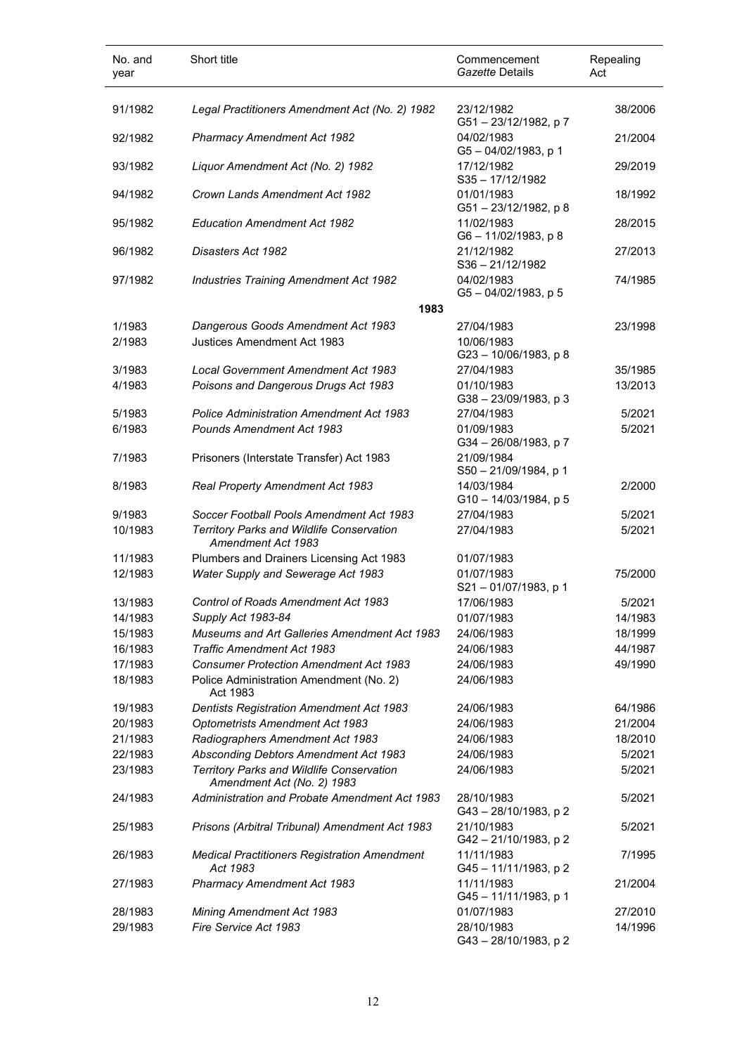| No. and year | Short title | Commencement *Gazette* Details | Repealing Act |
|---|---|---|---|
| 91/1982 | *Legal Practitioners Amendment Act (No. 2) 1982* | 23/12/1982<br>G51 – 23/12/1982, p 7 | 38/2006 |
| 92/1982 | *Pharmacy Amendment Act 1982* | 04/02/1983<br>G5 – 04/02/1983, p 1 | 21/2004 |
| 93/1982 | *Liquor Amendment Act (No. 2) 1982* | 17/12/1982<br>S35 – 17/12/1982 | 29/2019 |
| 94/1982 | *Crown Lands Amendment Act 1982* | 01/01/1983<br>G51 – 23/12/1982, p 8 | 18/1992 |
| 95/1982 | *Education Amendment Act 1982* | 11/02/1983<br>G6 – 11/02/1983, p 8 | 28/2015 |
| 96/1982 | *Disasters Act 1982* | 21/12/1982<br>S36 – 21/12/1982 | 27/2013 |
| 97/1982 | *Industries Training Amendment Act 1982* | 04/02/1983<br>G5 – 04/02/1983, p 5 | 74/1985 |
| | **1983** | | |
| 1/1983 | *Dangerous Goods Amendment Act 1983* | 27/04/1983 | 23/1998 |
| 2/1983 | Justices Amendment Act 1983 | 10/06/1983<br>G23 – 10/06/1983, p 8 | |
| 3/1983 | *Local Government Amendment Act 1983* | 27/04/1983 | 35/1985 |
| 4/1983 | *Poisons and Dangerous Drugs Act 1983* | 01/10/1983<br>G38 – 23/09/1983, p 3 | 13/2013 |
| 5/1983 | *Police Administration Amendment Act 1983* | 27/04/1983 | 5/2021 |
| 6/1983 | *Pounds Amendment Act 1983* | 01/09/1983<br>G34 – 26/08/1983, p 7 | 5/2021 |
| 7/1983 | Prisoners (Interstate Transfer) Act 1983 | 21/09/1984<br>S50 – 21/09/1984, p 1 | |
| 8/1983 | *Real Property Amendment Act 1983* | 14/03/1984<br>G10 – 14/03/1984, p 5 | 2/2000 |
| 9/1983 | *Soccer Football Pools Amendment Act 1983* | 27/04/1983 | 5/2021 |
| 10/1983 | *Territory Parks and Wildlife Conservation Amendment Act 1983* | 27/04/1983 | 5/2021 |
| 11/1983 | Plumbers and Drainers Licensing Act 1983 | 01/07/1983 | |
| 12/1983 | *Water Supply and Sewerage Act 1983* | 01/07/1983<br>S21 – 01/07/1983, p 1 | 75/2000 |
| 13/1983 | *Control of Roads Amendment Act 1983* | 17/06/1983 | 5/2021 |
| 14/1983 | *Supply Act 1983-84* | 01/07/1983 | 14/1983 |
| 15/1983 | *Museums and Art Galleries Amendment Act 1983* | 24/06/1983 | 18/1999 |
| 16/1983 | *Traffic Amendment Act 1983* | 24/06/1983 | 44/1987 |
| 17/1983 | *Consumer Protection Amendment Act 1983* | 24/06/1983 | 49/1990 |
| 18/1983 | Police Administration Amendment (No. 2) Act 1983 | 24/06/1983 | |
| 19/1983 | *Dentists Registration Amendment Act 1983* | 24/06/1983 | 64/1986 |
| 20/1983 | *Optometrists Amendment Act 1983* | 24/06/1983 | 21/2004 |
| 21/1983 | *Radiographers Amendment Act 1983* | 24/06/1983 | 18/2010 |
| 22/1983 | *Absconding Debtors Amendment Act 1983* | 24/06/1983 | 5/2021 |
| 23/1983 | *Territory Parks and Wildlife Conservation Amendment Act (No. 2) 1983* | 24/06/1983 | 5/2021 |
| 24/1983 | *Administration and Probate Amendment Act 1983* | 28/10/1983<br>G43 – 28/10/1983, p 2 | 5/2021 |
| 25/1983 | *Prisons (Arbitral Tribunal) Amendment Act 1983* | 21/10/1983<br>G42 – 21/10/1983, p 2 | 5/2021 |
| 26/1983 | *Medical Practitioners Registration Amendment Act 1983* | 11/11/1983<br>G45 – 11/11/1983, p 2 | 7/1995 |
| 27/1983 | *Pharmacy Amendment Act 1983* | 11/11/1983<br>G45 – 11/11/1983, p 1 | 21/2004 |
| 28/1983 | *Mining Amendment Act 1983* | 01/07/1983 | 27/2010 |
| 29/1983 | *Fire Service Act 1983* | 28/10/1983<br>G43 – 28/10/1983, p 2 | 14/1996 |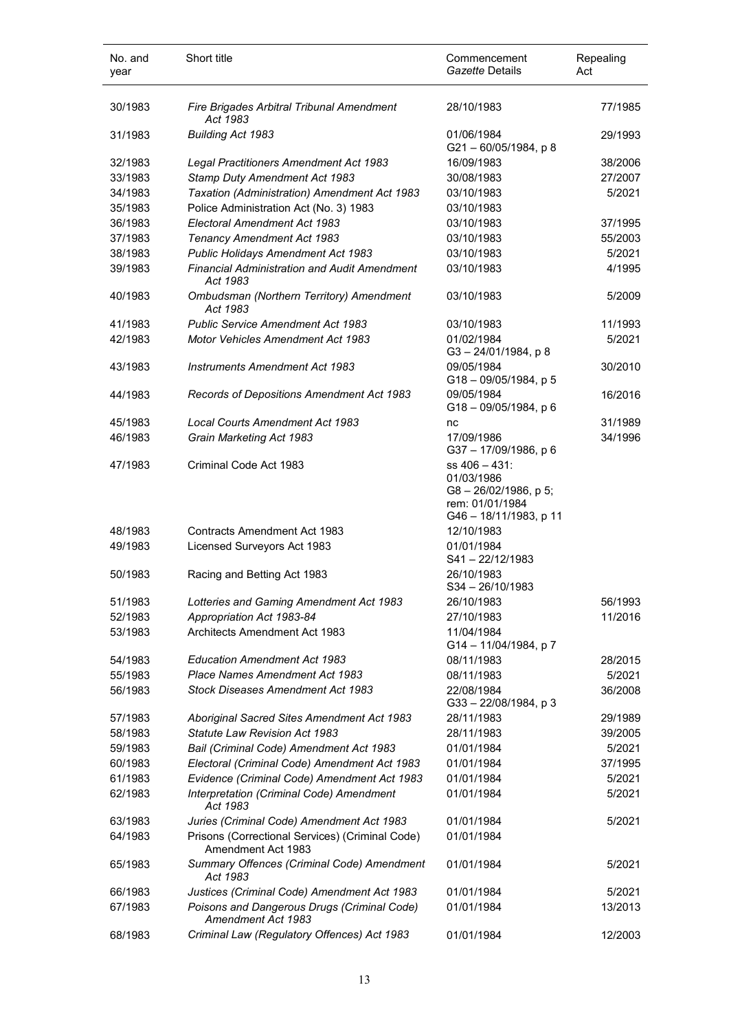| No. and year | Short title | Commencement *Gazette* Details | Repealing Act |
|---|---|---|---|
| 30/1983 | *Fire Brigades Arbitral Tribunal Amendment Act 1983* | 28/10/1983 | 77/1985 |
| 31/1983 | *Building Act 1983* | 01/06/1984 G21 – 60/05/1984, p 8 | 29/1993 |
| 32/1983 | *Legal Practitioners Amendment Act 1983* | 16/09/1983 | 38/2006 |
| 33/1983 | *Stamp Duty Amendment Act 1983* | 30/08/1983 | 27/2007 |
| 34/1983 | *Taxation (Administration) Amendment Act 1983* | 03/10/1983 | 5/2021 |
| 35/1983 | Police Administration Act (No. 3) 1983 | 03/10/1983 | |
| 36/1983 | *Electoral Amendment Act 1983* | 03/10/1983 | 37/1995 |
| 37/1983 | *Tenancy Amendment Act 1983* | 03/10/1983 | 55/2003 |
| 38/1983 | *Public Holidays Amendment Act 1983* | 03/10/1983 | 5/2021 |
| 39/1983 | *Financial Administration and Audit Amendment Act 1983* | 03/10/1983 | 4/1995 |
| 40/1983 | *Ombudsman (Northern Territory) Amendment Act 1983* | 03/10/1983 | 5/2009 |
| 41/1983 | *Public Service Amendment Act 1983* | 03/10/1983 | 11/1993 |
| 42/1983 | *Motor Vehicles Amendment Act 1983* | 01/02/1984 G3 – 24/01/1984, p 8 | 5/2021 |
| 43/1983 | *Instruments Amendment Act 1983* | 09/05/1984 G18 – 09/05/1984, p 5 | 30/2010 |
| 44/1983 | *Records of Depositions Amendment Act 1983* | 09/05/1984 G18 – 09/05/1984, p 6 | 16/2016 |
| 45/1983 | *Local Courts Amendment Act 1983* | nc | 31/1989 |
| 46/1983 | *Grain Marketing Act 1983* | 17/09/1986 G37 – 17/09/1986, p 6 | 34/1996 |
| 47/1983 | Criminal Code Act 1983 | ss 406 – 431: 01/03/1986 G8 – 26/02/1986, p 5; rem: 01/01/1984 G46 – 18/11/1983, p 11 | |
| 48/1983 | Contracts Amendment Act 1983 | 12/10/1983 | |
| 49/1983 | Licensed Surveyors Act 1983 | 01/01/1984 S41 – 22/12/1983 | |
| 50/1983 | Racing and Betting Act 1983 | 26/10/1983 S34 – 26/10/1983 | |
| 51/1983 | *Lotteries and Gaming Amendment Act 1983* | 26/10/1983 | 56/1993 |
| 52/1983 | *Appropriation Act 1983-84* | 27/10/1983 | 11/2016 |
| 53/1983 | Architects Amendment Act 1983 | 11/04/1984 G14 – 11/04/1984, p 7 | |
| 54/1983 | *Education Amendment Act 1983* | 08/11/1983 | 28/2015 |
| 55/1983 | *Place Names Amendment Act 1983* | 08/11/1983 | 5/2021 |
| 56/1983 | *Stock Diseases Amendment Act 1983* | 22/08/1984 G33 – 22/08/1984, p 3 | 36/2008 |
| 57/1983 | *Aboriginal Sacred Sites Amendment Act 1983* | 28/11/1983 | 29/1989 |
| 58/1983 | *Statute Law Revision Act 1983* | 28/11/1983 | 39/2005 |
| 59/1983 | *Bail (Criminal Code) Amendment Act 1983* | 01/01/1984 | 5/2021 |
| 60/1983 | *Electoral (Criminal Code) Amendment Act 1983* | 01/01/1984 | 37/1995 |
| 61/1983 | *Evidence (Criminal Code) Amendment Act 1983* | 01/01/1984 | 5/2021 |
| 62/1983 | *Interpretation (Criminal Code) Amendment Act 1983* | 01/01/1984 | 5/2021 |
| 63/1983 | *Juries (Criminal Code) Amendment Act 1983* | 01/01/1984 | 5/2021 |
| 64/1983 | Prisons (Correctional Services) (Criminal Code) Amendment Act 1983 | 01/01/1984 | |
| 65/1983 | *Summary Offences (Criminal Code) Amendment Act 1983* | 01/01/1984 | 5/2021 |
| 66/1983 | *Justices (Criminal Code) Amendment Act 1983* | 01/01/1984 | 5/2021 |
| 67/1983 | *Poisons and Dangerous Drugs (Criminal Code) Amendment Act 1983* | 01/01/1984 | 13/2013 |
| 68/1983 | *Criminal Law (Regulatory Offences) Act 1983* | 01/01/1984 | 12/2003 |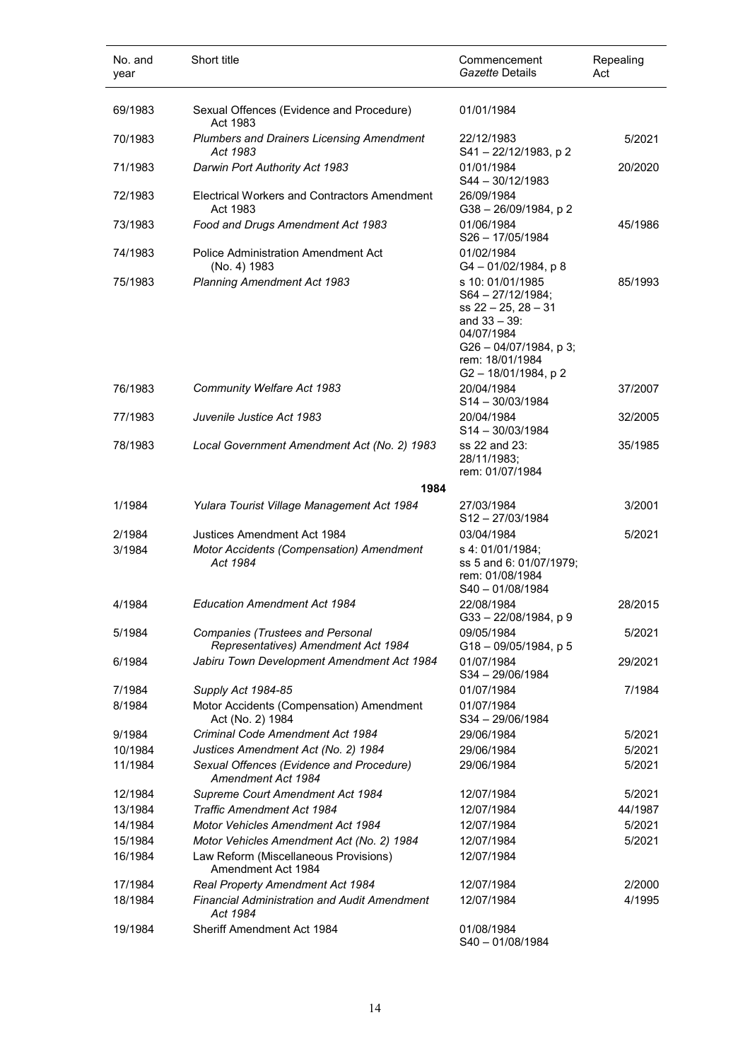| No. and year | Short title | Commencement *Gazette* Details | Repealing Act |
|---|---|---|---|
| 69/1983 | Sexual Offences (Evidence and Procedure) Act 1983 | 01/01/1984 | |
| 70/1983 | *Plumbers and Drainers Licensing Amendment Act 1983* | 22/12/1983<br>S41 – 22/12/1983, p 2 | 5/2021 |
| 71/1983 | *Darwin Port Authority Act 1983* | 01/01/1984<br>S44 – 30/12/1983 | 20/2020 |
| 72/1983 | Electrical Workers and Contractors Amendment Act 1983 | 26/09/1984<br>G38 – 26/09/1984, p 2 | |
| 73/1983 | *Food and Drugs Amendment Act 1983* | 01/06/1984<br>S26 – 17/05/1984 | 45/1986 |
| 74/1983 | Police Administration Amendment Act (No. 4) 1983 | 01/02/1984<br>G4 – 01/02/1984, p 8 | |
| 75/1983 | *Planning Amendment Act 1983* | s 10: 01/01/1985<br>S64 – 27/12/1984;<br>ss 22 – 25, 28 – 31 and 33 – 39: 04/07/1984<br>G26 – 04/07/1984, p 3;<br>rem: 18/01/1984<br>G2 – 18/01/1984, p 2 | 85/1993 |
| 76/1983 | *Community Welfare Act 1983* | 20/04/1984<br>S14 – 30/03/1984 | 37/2007 |
| 77/1983 | *Juvenile Justice Act 1983* | 20/04/1984<br>S14 – 30/03/1984 | 32/2005 |
| 78/1983 | *Local Government Amendment Act (No. 2) 1983* | ss 22 and 23: 28/11/1983;<br>rem: 01/07/1984 | 35/1985 |
| | **1984** | | |
| 1/1984 | *Yulara Tourist Village Management Act 1984* | 27/03/1984<br>S12 – 27/03/1984 | 3/2001 |
| 2/1984 | Justices Amendment Act 1984 | 03/04/1984 | 5/2021 |
| 3/1984 | *Motor Accidents (Compensation) Amendment Act 1984* | s 4: 01/01/1984;<br>ss 5 and 6: 01/07/1979;<br>rem: 01/08/1984<br>S40 – 01/08/1984 | |
| 4/1984 | *Education Amendment Act 1984* | 22/08/1984<br>G33 – 22/08/1984, p 9 | 28/2015 |
| 5/1984 | *Companies (Trustees and Personal Representatives) Amendment Act 1984* | 09/05/1984<br>G18 – 09/05/1984, p 5 | 5/2021 |
| 6/1984 | *Jabiru Town Development Amendment Act 1984* | 01/07/1984<br>S34 – 29/06/1984 | 29/2021 |
| 7/1984 | *Supply Act 1984-85* | 01/07/1984 | 7/1984 |
| 8/1984 | Motor Accidents (Compensation) Amendment Act (No. 2) 1984 | 01/07/1984<br>S34 – 29/06/1984 | |
| 9/1984 | *Criminal Code Amendment Act 1984* | 29/06/1984 | 5/2021 |
| 10/1984 | *Justices Amendment Act (No. 2) 1984* | 29/06/1984 | 5/2021 |
| 11/1984 | *Sexual Offences (Evidence and Procedure) Amendment Act 1984* | 29/06/1984 | 5/2021 |
| 12/1984 | *Supreme Court Amendment Act 1984* | 12/07/1984 | 5/2021 |
| 13/1984 | *Traffic Amendment Act 1984* | 12/07/1984 | 44/1987 |
| 14/1984 | *Motor Vehicles Amendment Act 1984* | 12/07/1984 | 5/2021 |
| 15/1984 | *Motor Vehicles Amendment Act (No. 2) 1984* | 12/07/1984 | 5/2021 |
| 16/1984 | Law Reform (Miscellaneous Provisions) Amendment Act 1984 | 12/07/1984 | |
| 17/1984 | *Real Property Amendment Act 1984* | 12/07/1984 | 2/2000 |
| 18/1984 | *Financial Administration and Audit Amendment Act 1984* | 12/07/1984 | 4/1995 |
| 19/1984 | Sheriff Amendment Act 1984 | 01/08/1984<br>S40 – 01/08/1984 | |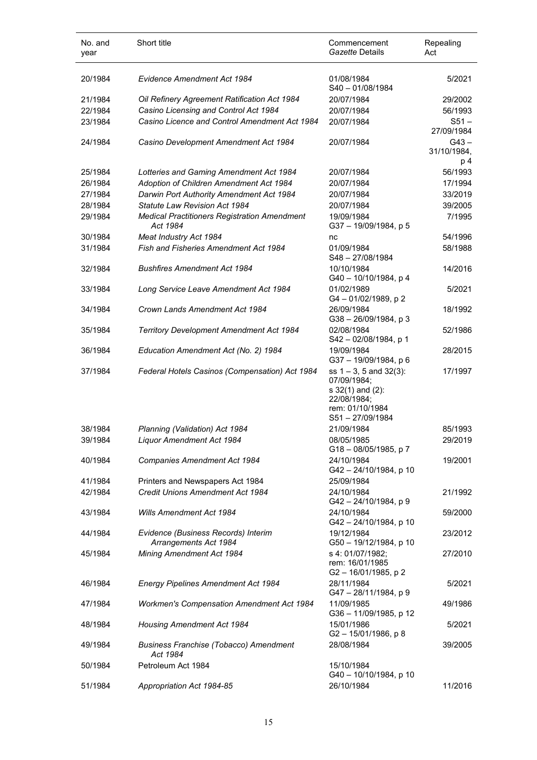| No. and year | Short title | Commencement *Gazette* Details | Repealing Act |
|---|---|---|---|
| 20/1984 | *Evidence Amendment Act 1984* | 01/08/1984 S40 – 01/08/1984 | 5/2021 |
| 21/1984 | *Oil Refinery Agreement Ratification Act 1984* | 20/07/1984 | 29/2002 |
| 22/1984 | *Casino Licensing and Control Act 1984* | 20/07/1984 | 56/1993 |
| 23/1984 | *Casino Licence and Control Amendment Act 1984* | 20/07/1984 | S51 – 27/09/1984 |
| 24/1984 | *Casino Development Amendment Act 1984* | 20/07/1984 | G43 – 31/10/1984, p 4 |
| 25/1984 | *Lotteries and Gaming Amendment Act 1984* | 20/07/1984 | 56/1993 |
| 26/1984 | *Adoption of Children Amendment Act 1984* | 20/07/1984 | 17/1994 |
| 27/1984 | *Darwin Port Authority Amendment Act 1984* | 20/07/1984 | 33/2019 |
| 28/1984 | *Statute Law Revision Act 1984* | 20/07/1984 | 39/2005 |
| 29/1984 | *Medical Practitioners Registration Amendment Act 1984* | 19/09/1984 G37 – 19/09/1984, p 5 | 7/1995 |
| 30/1984 | *Meat Industry Act 1984* | nc | 54/1996 |
| 31/1984 | *Fish and Fisheries Amendment Act 1984* | 01/09/1984 S48 – 27/08/1984 | 58/1988 |
| 32/1984 | *Bushfires Amendment Act 1984* | 10/10/1984 G40 – 10/10/1984, p 4 | 14/2016 |
| 33/1984 | *Long Service Leave Amendment Act 1984* | 01/02/1989 G4 – 01/02/1989, p 2 | 5/2021 |
| 34/1984 | *Crown Lands Amendment Act 1984* | 26/09/1984 G38 – 26/09/1984, p 3 | 18/1992 |
| 35/1984 | *Territory Development Amendment Act 1984* | 02/08/1984 S42 – 02/08/1984, p 1 | 52/1986 |
| 36/1984 | *Education Amendment Act (No. 2) 1984* | 19/09/1984 G37 – 19/09/1984, p 6 | 28/2015 |
| 37/1984 | *Federal Hotels Casinos (Compensation) Act 1984* | ss 1 – 3, 5 and 32(3): 07/09/1984; s 32(1) and (2): 22/08/1984; rem: 01/10/1984 S51 – 27/09/1984 | 17/1997 |
| 38/1984 | *Planning (Validation) Act 1984* | 21/09/1984 | 85/1993 |
| 39/1984 | *Liquor Amendment Act 1984* | 08/05/1985 G18 – 08/05/1985, p 7 | 29/2019 |
| 40/1984 | *Companies Amendment Act 1984* | 24/10/1984 G42 – 24/10/1984, p 10 | 19/2001 |
| 41/1984 | Printers and Newspapers Act 1984 | 25/09/1984 | |
| 42/1984 | *Credit Unions Amendment Act 1984* | 24/10/1984 G42 – 24/10/1984, p 9 | 21/1992 |
| 43/1984 | *Wills Amendment Act 1984* | 24/10/1984 G42 – 24/10/1984, p 10 | 59/2000 |
| 44/1984 | *Evidence (Business Records) Interim Arrangements Act 1984* | 19/12/1984 G50 – 19/12/1984, p 10 | 23/2012 |
| 45/1984 | *Mining Amendment Act 1984* | s 4: 01/07/1982; rem: 16/01/1985 G2 – 16/01/1985, p 2 | 27/2010 |
| 46/1984 | *Energy Pipelines Amendment Act 1984* | 28/11/1984 G47 – 28/11/1984, p 9 | 5/2021 |
| 47/1984 | *Workmen's Compensation Amendment Act 1984* | 11/09/1985 G36 – 11/09/1985, p 12 | 49/1986 |
| 48/1984 | *Housing Amendment Act 1984* | 15/01/1986 G2 – 15/01/1986, p 8 | 5/2021 |
| 49/1984 | *Business Franchise (Tobacco) Amendment Act 1984* | 28/08/1984 | 39/2005 |
| 50/1984 | Petroleum Act 1984 | 15/10/1984 G40 – 10/10/1984, p 10 | |
| 51/1984 | *Appropriation Act 1984-85* | 26/10/1984 | 11/2016 |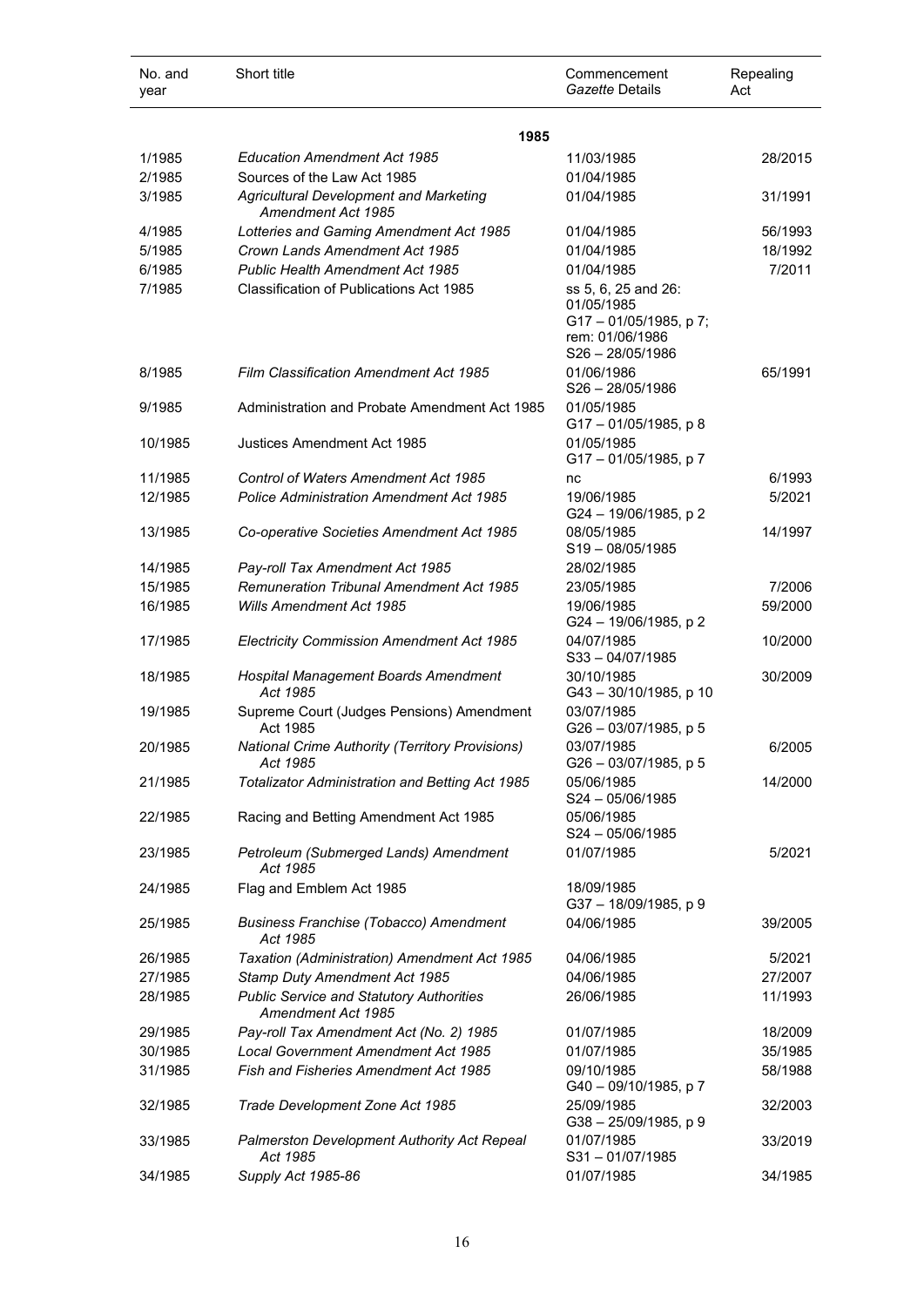| No. and year | Short title | Commencement *Gazette* Details | Repealing Act |
|---|---|---|---|
| | **1985** | | |
| 1/1985 | *Education Amendment Act 1985* | 11/03/1985 | 28/2015 |
| 2/1985 | Sources of the Law Act 1985 | 01/04/1985 | |
| 3/1985 | *Agricultural Development and Marketing Amendment Act 1985* | 01/04/1985 | 31/1991 |
| 4/1985 | *Lotteries and Gaming Amendment Act 1985* | 01/04/1985 | 56/1993 |
| 5/1985 | *Crown Lands Amendment Act 1985* | 01/04/1985 | 18/1992 |
| 6/1985 | *Public Health Amendment Act 1985* | 01/04/1985 | 7/2011 |
| 7/1985 | Classification of Publications Act 1985 | ss 5, 6, 25 and 26: 01/05/1985 G17 – 01/05/1985, p 7; rem: 01/06/1986 S26 – 28/05/1986 | |
| 8/1985 | *Film Classification Amendment Act 1985* | 01/06/1986 S26 – 28/05/1986 | 65/1991 |
| 9/1985 | Administration and Probate Amendment Act 1985 | 01/05/1985 G17 – 01/05/1985, p 8 | |
| 10/1985 | Justices Amendment Act 1985 | 01/05/1985 G17 – 01/05/1985, p 7 | |
| 11/1985 | *Control of Waters Amendment Act 1985* | nc | 6/1993 |
| 12/1985 | *Police Administration Amendment Act 1985* | 19/06/1985 G24 – 19/06/1985, p 2 | 5/2021 |
| 13/1985 | *Co-operative Societies Amendment Act 1985* | 08/05/1985 S19 – 08/05/1985 | 14/1997 |
| 14/1985 | *Pay-roll Tax Amendment Act 1985* | 28/02/1985 | |
| 15/1985 | *Remuneration Tribunal Amendment Act 1985* | 23/05/1985 | 7/2006 |
| 16/1985 | *Wills Amendment Act 1985* | 19/06/1985 G24 – 19/06/1985, p 2 | 59/2000 |
| 17/1985 | *Electricity Commission Amendment Act 1985* | 04/07/1985 S33 – 04/07/1985 | 10/2000 |
| 18/1985 | *Hospital Management Boards Amendment Act 1985* | 30/10/1985 G43 – 30/10/1985, p 10 | 30/2009 |
| 19/1985 | Supreme Court (Judges Pensions) Amendment Act 1985 | 03/07/1985 G26 – 03/07/1985, p 5 | |
| 20/1985 | *National Crime Authority (Territory Provisions) Act 1985* | 03/07/1985 G26 – 03/07/1985, p 5 | 6/2005 |
| 21/1985 | *Totalizator Administration and Betting Act 1985* | 05/06/1985 S24 – 05/06/1985 | 14/2000 |
| 22/1985 | Racing and Betting Amendment Act 1985 | 05/06/1985 S24 – 05/06/1985 | |
| 23/1985 | *Petroleum (Submerged Lands) Amendment Act 1985* | 01/07/1985 | 5/2021 |
| 24/1985 | Flag and Emblem Act 1985 | 18/09/1985 G37 – 18/09/1985, p 9 | |
| 25/1985 | *Business Franchise (Tobacco) Amendment Act 1985* | 04/06/1985 | 39/2005 |
| 26/1985 | *Taxation (Administration) Amendment Act 1985* | 04/06/1985 | 5/2021 |
| 27/1985 | *Stamp Duty Amendment Act 1985* | 04/06/1985 | 27/2007 |
| 28/1985 | *Public Service and Statutory Authorities Amendment Act 1985* | 26/06/1985 | 11/1993 |
| 29/1985 | *Pay-roll Tax Amendment Act (No. 2) 1985* | 01/07/1985 | 18/2009 |
| 30/1985 | *Local Government Amendment Act 1985* | 01/07/1985 | 35/1985 |
| 31/1985 | *Fish and Fisheries Amendment Act 1985* | 09/10/1985 G40 – 09/10/1985, p 7 | 58/1988 |
| 32/1985 | *Trade Development Zone Act 1985* | 25/09/1985 G38 – 25/09/1985, p 9 | 32/2003 |
| 33/1985 | *Palmerston Development Authority Act Repeal Act 1985* | 01/07/1985 S31 – 01/07/1985 | 33/2019 |
| 34/1985 | *Supply Act 1985-86* | 01/07/1985 | 34/1985 |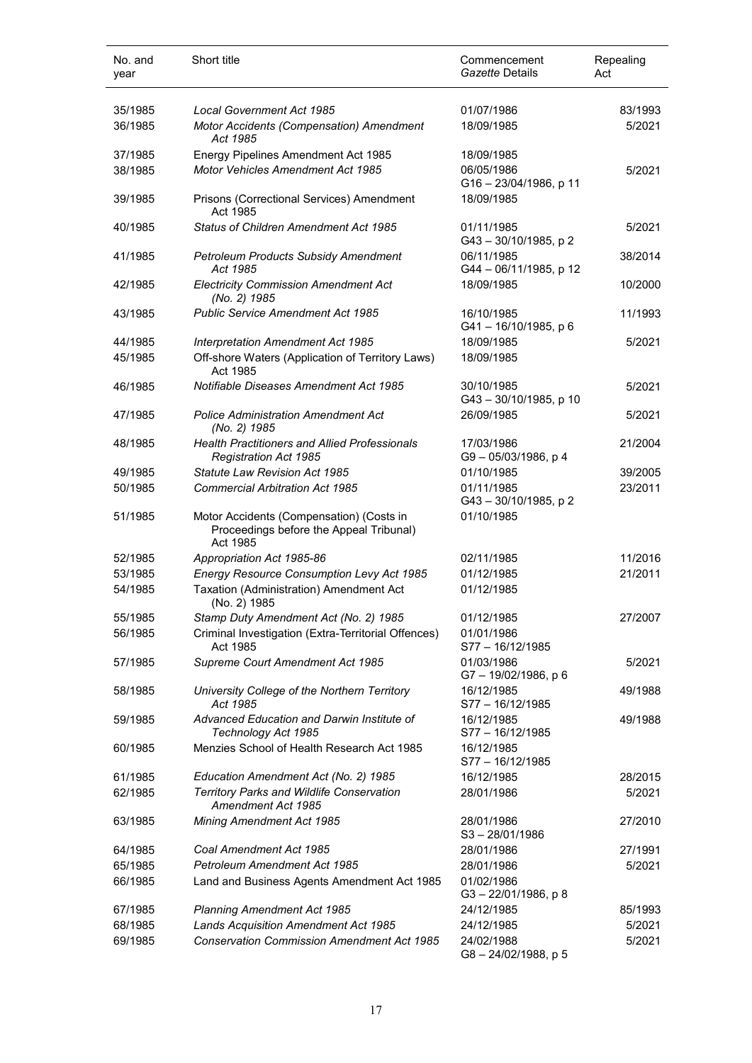| No. and year | Short title | Commencement *Gazette* Details | Repealing Act |
|---|---|---|---|
| 35/1985 | *Local Government Act 1985* | 01/07/1986 | 83/1993 |
| 36/1985 | *Motor Accidents (Compensation) Amendment Act 1985* | 18/09/1985 | 5/2021 |
| 37/1985 | Energy Pipelines Amendment Act 1985 | 18/09/1985 | |
| 38/1985 | *Motor Vehicles Amendment Act 1985* | 06/05/1986 G16 – 23/04/1986, p 11 | 5/2021 |
| 39/1985 | Prisons (Correctional Services) Amendment Act 1985 | 18/09/1985 | |
| 40/1985 | *Status of Children Amendment Act 1985* | 01/11/1985 G43 – 30/10/1985, p 2 | 5/2021 |
| 41/1985 | *Petroleum Products Subsidy Amendment Act 1985* | 06/11/1985 G44 – 06/11/1985, p 12 | 38/2014 |
| 42/1985 | *Electricity Commission Amendment Act (No. 2) 1985* | 18/09/1985 | 10/2000 |
| 43/1985 | *Public Service Amendment Act 1985* | 16/10/1985 G41 – 16/10/1985, p 6 | 11/1993 |
| 44/1985 | *Interpretation Amendment Act 1985* | 18/09/1985 | 5/2021 |
| 45/1985 | Off-shore Waters (Application of Territory Laws) Act 1985 | 18/09/1985 | |
| 46/1985 | *Notifiable Diseases Amendment Act 1985* | 30/10/1985 G43 – 30/10/1985, p 10 | 5/2021 |
| 47/1985 | *Police Administration Amendment Act (No. 2) 1985* | 26/09/1985 | 5/2021 |
| 48/1985 | *Health Practitioners and Allied Professionals Registration Act 1985* | 17/03/1986 G9 – 05/03/1986, p 4 | 21/2004 |
| 49/1985 | *Statute Law Revision Act 1985* | 01/10/1985 | 39/2005 |
| 50/1985 | *Commercial Arbitration Act 1985* | 01/11/1985 G43 – 30/10/1985, p 2 | 23/2011 |
| 51/1985 | Motor Accidents (Compensation) (Costs in Proceedings before the Appeal Tribunal) Act 1985 | 01/10/1985 | |
| 52/1985 | *Appropriation Act 1985-86* | 02/11/1985 | 11/2016 |
| 53/1985 | *Energy Resource Consumption Levy Act 1985* | 01/12/1985 | 21/2011 |
| 54/1985 | Taxation (Administration) Amendment Act (No. 2) 1985 | 01/12/1985 | |
| 55/1985 | *Stamp Duty Amendment Act (No. 2) 1985* | 01/12/1985 | 27/2007 |
| 56/1985 | Criminal Investigation (Extra-Territorial Offences) Act 1985 | 01/01/1986 S77 – 16/12/1985 | |
| 57/1985 | *Supreme Court Amendment Act 1985* | 01/03/1986 G7 – 19/02/1986, p 6 | 5/2021 |
| 58/1985 | *University College of the Northern Territory Act 1985* | 16/12/1985 S77 – 16/12/1985 | 49/1988 |
| 59/1985 | *Advanced Education and Darwin Institute of Technology Act 1985* | 16/12/1985 S77 – 16/12/1985 | 49/1988 |
| 60/1985 | Menzies School of Health Research Act 1985 | 16/12/1985 S77 – 16/12/1985 | |
| 61/1985 | *Education Amendment Act (No. 2) 1985* | 16/12/1985 | 28/2015 |
| 62/1985 | *Territory Parks and Wildlife Conservation Amendment Act 1985* | 28/01/1986 | 5/2021 |
| 63/1985 | *Mining Amendment Act 1985* | 28/01/1986 S3 – 28/01/1986 | 27/2010 |
| 64/1985 | *Coal Amendment Act 1985* | 28/01/1986 | 27/1991 |
| 65/1985 | *Petroleum Amendment Act 1985* | 28/01/1986 | 5/2021 |
| 66/1985 | Land and Business Agents Amendment Act 1985 | 01/02/1986 G3 – 22/01/1986, p 8 | |
| 67/1985 | *Planning Amendment Act 1985* | 24/12/1985 | 85/1993 |
| 68/1985 | *Lands Acquisition Amendment Act 1985* | 24/12/1985 | 5/2021 |
| 69/1985 | *Conservation Commission Amendment Act 1985* | 24/02/1988 G8 – 24/02/1988, p 5 | 5/2021 |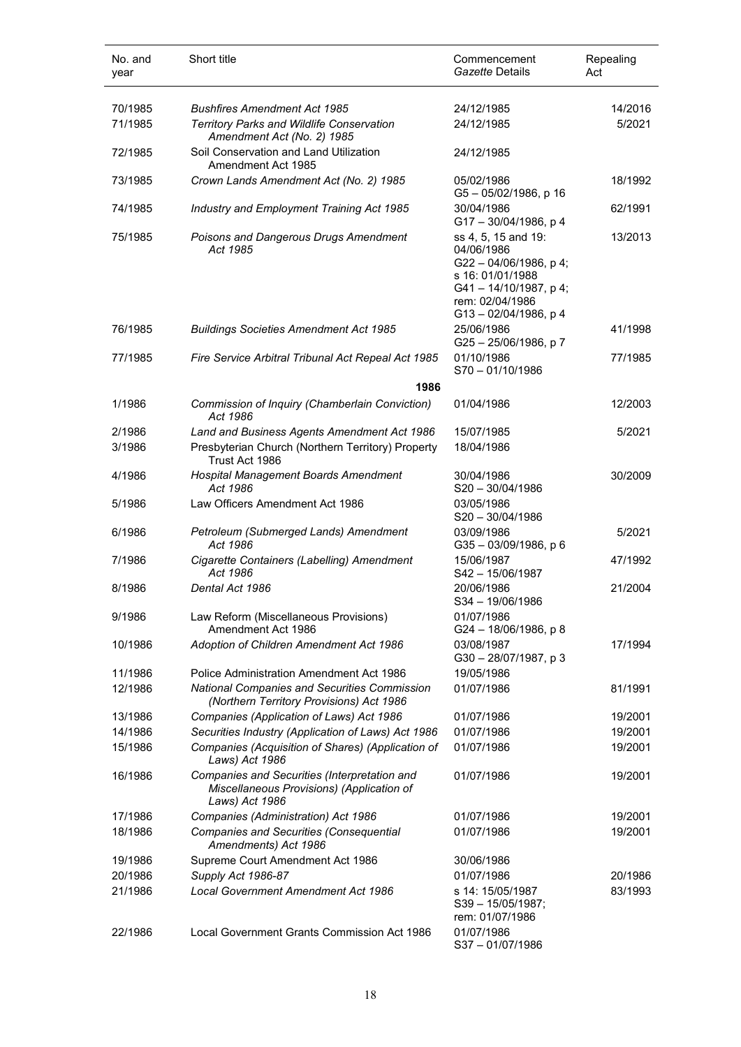| No. and year | Short title | Commencement *Gazette* Details | Repealing Act |
|---|---|---|---|
| 70/1985 | *Bushfires Amendment Act 1985* | 24/12/1985 | 14/2016 |
| 71/1985 | *Territory Parks and Wildlife Conservation Amendment Act (No. 2) 1985* | 24/12/1985 | 5/2021 |
| 72/1985 | Soil Conservation and Land Utilization Amendment Act 1985 | 24/12/1985 | |
| 73/1985 | *Crown Lands Amendment Act (No. 2) 1985* | 05/02/1986<br>G5 – 05/02/1986, p 16 | 18/1992 |
| 74/1985 | *Industry and Employment Training Act 1985* | 30/04/1986<br>G17 – 30/04/1986, p 4 | 62/1991 |
| 75/1985 | *Poisons and Dangerous Drugs Amendment Act 1985* | ss 4, 5, 15 and 19: 04/06/1986<br>G22 – 04/06/1986, p 4;<br>s 16: 01/01/1988<br>G41 – 14/10/1987, p 4;<br>rem: 02/04/1986<br>G13 – 02/04/1986, p 4 | 13/2013 |
| 76/1985 | *Buildings Societies Amendment Act 1985* | 25/06/1986<br>G25 – 25/06/1986, p 7 | 41/1998 |
| 77/1985 | *Fire Service Arbitral Tribunal Act Repeal Act 1985* | 01/10/1986<br>S70 – 01/10/1986 | 77/1985 |
| | **1986** | | |
| 1/1986 | *Commission of Inquiry (Chamberlain Conviction) Act 1986* | 01/04/1986 | 12/2003 |
| 2/1986 | *Land and Business Agents Amendment Act 1986* | 15/07/1985 | 5/2021 |
| 3/1986 | Presbyterian Church (Northern Territory) Property Trust Act 1986 | 18/04/1986 | |
| 4/1986 | *Hospital Management Boards Amendment Act 1986* | 30/04/1986<br>S20 – 30/04/1986 | 30/2009 |
| 5/1986 | Law Officers Amendment Act 1986 | 03/05/1986<br>S20 – 30/04/1986 | |
| 6/1986 | *Petroleum (Submerged Lands) Amendment Act 1986* | 03/09/1986<br>G35 – 03/09/1986, p 6 | 5/2021 |
| 7/1986 | *Cigarette Containers (Labelling) Amendment Act 1986* | 15/06/1987<br>S42 – 15/06/1987 | 47/1992 |
| 8/1986 | *Dental Act 1986* | 20/06/1986<br>S34 – 19/06/1986 | 21/2004 |
| 9/1986 | Law Reform (Miscellaneous Provisions) Amendment Act 1986 | 01/07/1986<br>G24 – 18/06/1986, p 8 | |
| 10/1986 | *Adoption of Children Amendment Act 1986* | 03/08/1987<br>G30 – 28/07/1987, p 3 | 17/1994 |
| 11/1986 | Police Administration Amendment Act 1986 | 19/05/1986 | |
| 12/1986 | *National Companies and Securities Commission (Northern Territory Provisions) Act 1986* | 01/07/1986 | 81/1991 |
| 13/1986 | *Companies (Application of Laws) Act 1986* | 01/07/1986 | 19/2001 |
| 14/1986 | *Securities Industry (Application of Laws) Act 1986* | 01/07/1986 | 19/2001 |
| 15/1986 | *Companies (Acquisition of Shares) (Application of Laws) Act 1986* | 01/07/1986 | 19/2001 |
| 16/1986 | *Companies and Securities (Interpretation and Miscellaneous Provisions) (Application of Laws) Act 1986* | 01/07/1986 | 19/2001 |
| 17/1986 | *Companies (Administration) Act 1986* | 01/07/1986 | 19/2001 |
| 18/1986 | *Companies and Securities (Consequential Amendments) Act 1986* | 01/07/1986 | 19/2001 |
| 19/1986 | Supreme Court Amendment Act 1986 | 30/06/1986 | |
| 20/1986 | *Supply Act 1986-87* | 01/07/1986 | 20/1986 |
| 21/1986 | *Local Government Amendment Act 1986* | s 14: 15/05/1987<br>S39 – 15/05/1987;<br>rem: 01/07/1986 | 83/1993 |
| 22/1986 | Local Government Grants Commission Act 1986 | 01/07/1986<br>S37 – 01/07/1986 | |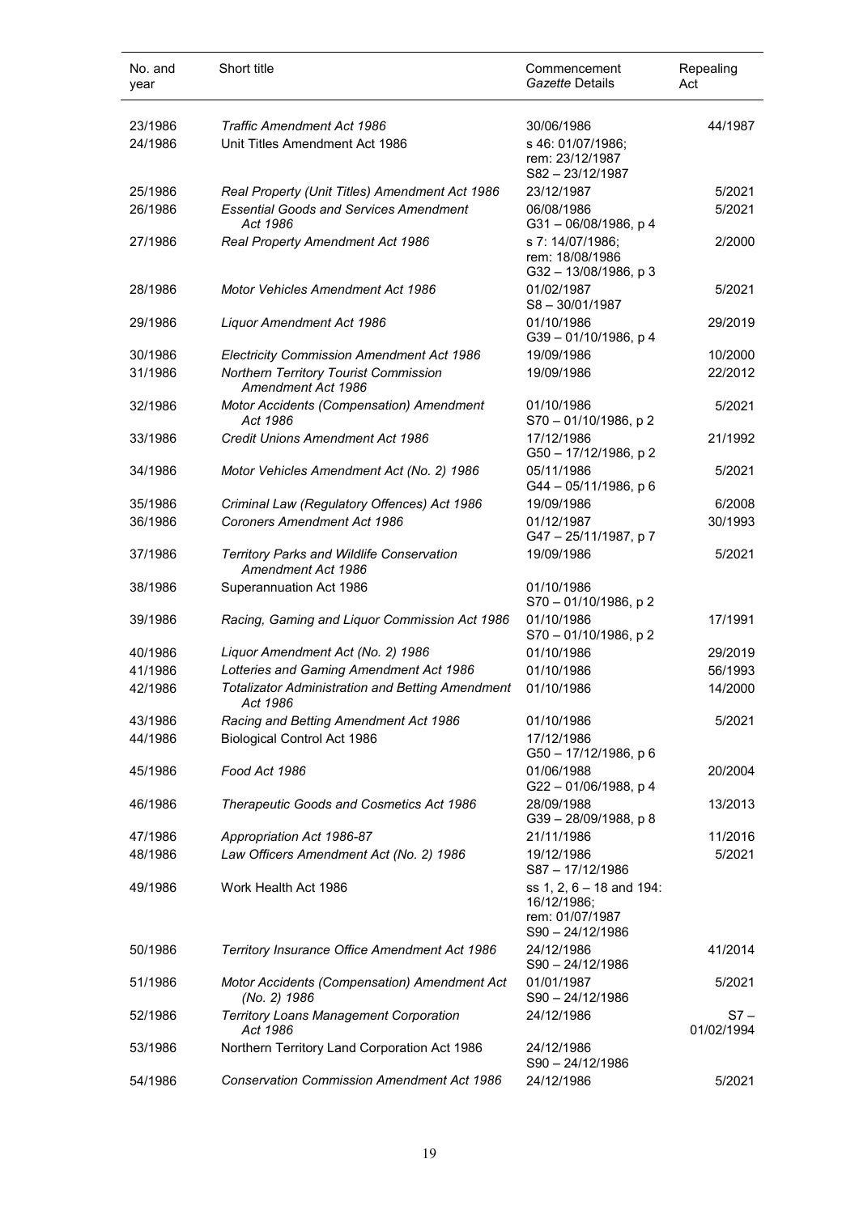| No. and year | Short title | Commencement *Gazette* Details | Repealing Act |
|---|---|---|---|
| 23/1986 | *Traffic Amendment Act 1986* | 30/06/1986 | 44/1987 |
| 24/1986 | Unit Titles Amendment Act 1986 | s 46: 01/07/1986; rem: 23/12/1987 S82 – 23/12/1987 | |
| 25/1986 | *Real Property (Unit Titles) Amendment Act 1986* | 23/12/1987 | 5/2021 |
| 26/1986 | *Essential Goods and Services Amendment Act 1986* | 06/08/1986 G31 – 06/08/1986, p 4 | 5/2021 |
| 27/1986 | *Real Property Amendment Act 1986* | s 7: 14/07/1986; rem: 18/08/1986 G32 – 13/08/1986, p 3 | 2/2000 |
| 28/1986 | *Motor Vehicles Amendment Act 1986* | 01/02/1987 S8 – 30/01/1987 | 5/2021 |
| 29/1986 | *Liquor Amendment Act 1986* | 01/10/1986 G39 – 01/10/1986, p 4 | 29/2019 |
| 30/1986 | *Electricity Commission Amendment Act 1986* | 19/09/1986 | 10/2000 |
| 31/1986 | *Northern Territory Tourist Commission Amendment Act 1986* | 19/09/1986 | 22/2012 |
| 32/1986 | *Motor Accidents (Compensation) Amendment Act 1986* | 01/10/1986 S70 – 01/10/1986, p 2 | 5/2021 |
| 33/1986 | *Credit Unions Amendment Act 1986* | 17/12/1986 G50 – 17/12/1986, p 2 | 21/1992 |
| 34/1986 | *Motor Vehicles Amendment Act (No. 2) 1986* | 05/11/1986 G44 – 05/11/1986, p 6 | 5/2021 |
| 35/1986 | *Criminal Law (Regulatory Offences) Act 1986* | 19/09/1986 | 6/2008 |
| 36/1986 | *Coroners Amendment Act 1986* | 01/12/1987 G47 – 25/11/1987, p 7 | 30/1993 |
| 37/1986 | *Territory Parks and Wildlife Conservation Amendment Act 1986* | 19/09/1986 | 5/2021 |
| 38/1986 | Superannuation Act 1986 | 01/10/1986 S70 – 01/10/1986, p 2 | |
| 39/1986 | *Racing, Gaming and Liquor Commission Act 1986* | 01/10/1986 S70 – 01/10/1986, p 2 | 17/1991 |
| 40/1986 | *Liquor Amendment Act (No. 2) 1986* | 01/10/1986 | 29/2019 |
| 41/1986 | *Lotteries and Gaming Amendment Act 1986* | 01/10/1986 | 56/1993 |
| 42/1986 | *Totalizator Administration and Betting Amendment Act 1986* | 01/10/1986 | 14/2000 |
| 43/1986 | *Racing and Betting Amendment Act 1986* | 01/10/1986 | 5/2021 |
| 44/1986 | Biological Control Act 1986 | 17/12/1986 G50 – 17/12/1986, p 6 | |
| 45/1986 | *Food Act 1986* | 01/06/1988 G22 – 01/06/1988, p 4 | 20/2004 |
| 46/1986 | *Therapeutic Goods and Cosmetics Act 1986* | 28/09/1988 G39 – 28/09/1988, p 8 | 13/2013 |
| 47/1986 | *Appropriation Act 1986-87* | 21/11/1986 | 11/2016 |
| 48/1986 | *Law Officers Amendment Act (No. 2) 1986* | 19/12/1986 S87 – 17/12/1986 | 5/2021 |
| 49/1986 | Work Health Act 1986 | ss 1, 2, 6 – 18 and 194: 16/12/1986; rem: 01/07/1987 S90 – 24/12/1986 | |
| 50/1986 | *Territory Insurance Office Amendment Act 1986* | 24/12/1986 S90 – 24/12/1986 | 41/2014 |
| 51/1986 | *Motor Accidents (Compensation) Amendment Act (No. 2) 1986* | 01/01/1987 S90 – 24/12/1986 | 5/2021 |
| 52/1986 | *Territory Loans Management Corporation Act 1986* | 24/12/1986 | S7 – 01/02/1994 |
| 53/1986 | Northern Territory Land Corporation Act 1986 | 24/12/1986 S90 – 24/12/1986 | |
| 54/1986 | *Conservation Commission Amendment Act 1986* | 24/12/1986 | 5/2021 |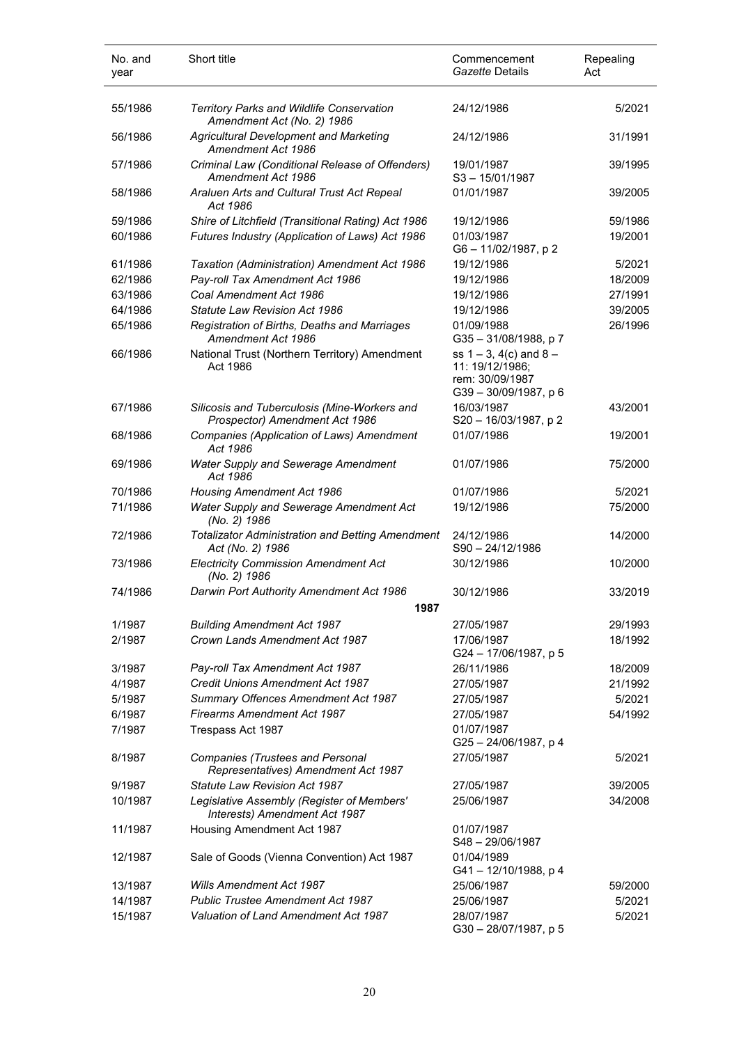| No. and year | Short title | Commencement *Gazette* Details | Repealing Act |
|---|---|---|---|
| 55/1986 | *Territory Parks and Wildlife Conservation Amendment Act (No. 2) 1986* | 24/12/1986 | 5/2021 |
| 56/1986 | *Agricultural Development and Marketing Amendment Act 1986* | 24/12/1986 | 31/1991 |
| 57/1986 | *Criminal Law (Conditional Release of Offenders) Amendment Act 1986* | 19/01/1987<br>S3 – 15/01/1987 | 39/1995 |
| 58/1986 | *Araluen Arts and Cultural Trust Act Repeal Act 1986* | 01/01/1987 | 39/2005 |
| 59/1986 | *Shire of Litchfield (Transitional Rating) Act 1986* | 19/12/1986 | 59/1986 |
| 60/1986 | *Futures Industry (Application of Laws) Act 1986* | 01/03/1987<br>G6 – 11/02/1987, p 2 | 19/2001 |
| 61/1986 | *Taxation (Administration) Amendment Act 1986* | 19/12/1986 | 5/2021 |
| 62/1986 | *Pay-roll Tax Amendment Act 1986* | 19/12/1986 | 18/2009 |
| 63/1986 | *Coal Amendment Act 1986* | 19/12/1986 | 27/1991 |
| 64/1986 | *Statute Law Revision Act 1986* | 19/12/1986 | 39/2005 |
| 65/1986 | *Registration of Births, Deaths and Marriages Amendment Act 1986* | 01/09/1988<br>G35 – 31/08/1988, p 7 | 26/1996 |
| 66/1986 | National Trust (Northern Territory) Amendment Act 1986 | ss 1 – 3, 4(c) and 8 – 11: 19/12/1986;<br>rem: 30/09/1987<br>G39 – 30/09/1987, p 6 | |
| 67/1986 | *Silicosis and Tuberculosis (Mine-Workers and Prospector) Amendment Act 1986* | 16/03/1987<br>S20 – 16/03/1987, p 2 | 43/2001 |
| 68/1986 | *Companies (Application of Laws) Amendment Act 1986* | 01/07/1986 | 19/2001 |
| 69/1986 | *Water Supply and Sewerage Amendment Act 1986* | 01/07/1986 | 75/2000 |
| 70/1986 | *Housing Amendment Act 1986* | 01/07/1986 | 5/2021 |
| 71/1986 | *Water Supply and Sewerage Amendment Act (No. 2) 1986* | 19/12/1986 | 75/2000 |
| 72/1986 | *Totalizator Administration and Betting Amendment Act (No. 2) 1986* | 24/12/1986<br>S90 – 24/12/1986 | 14/2000 |
| 73/1986 | *Electricity Commission Amendment Act (No. 2) 1986* | 30/12/1986 | 10/2000 |
| 74/1986 | *Darwin Port Authority Amendment Act 1986* | 30/12/1986 | 33/2019 |
| | **1987** | | |
| 1/1987 | *Building Amendment Act 1987* | 27/05/1987 | 29/1993 |
| 2/1987 | *Crown Lands Amendment Act 1987* | 17/06/1987<br>G24 – 17/06/1987, p 5 | 18/1992 |
| 3/1987 | *Pay-roll Tax Amendment Act 1987* | 26/11/1986 | 18/2009 |
| 4/1987 | *Credit Unions Amendment Act 1987* | 27/05/1987 | 21/1992 |
| 5/1987 | *Summary Offences Amendment Act 1987* | 27/05/1987 | 5/2021 |
| 6/1987 | *Firearms Amendment Act 1987* | 27/05/1987 | 54/1992 |
| 7/1987 | Trespass Act 1987 | 01/07/1987<br>G25 – 24/06/1987, p 4 | |
| 8/1987 | *Companies (Trustees and Personal Representatives) Amendment Act 1987* | 27/05/1987 | 5/2021 |
| 9/1987 | *Statute Law Revision Act 1987* | 27/05/1987 | 39/2005 |
| 10/1987 | *Legislative Assembly (Register of Members' Interests) Amendment Act 1987* | 25/06/1987 | 34/2008 |
| 11/1987 | Housing Amendment Act 1987 | 01/07/1987<br>S48 – 29/06/1987 | |
| 12/1987 | Sale of Goods (Vienna Convention) Act 1987 | 01/04/1989<br>G41 – 12/10/1988, p 4 | |
| 13/1987 | *Wills Amendment Act 1987* | 25/06/1987 | 59/2000 |
| 14/1987 | *Public Trustee Amendment Act 1987* | 25/06/1987 | 5/2021 |
| 15/1987 | *Valuation of Land Amendment Act 1987* | 28/07/1987<br>G30 – 28/07/1987, p 5 | 5/2021 |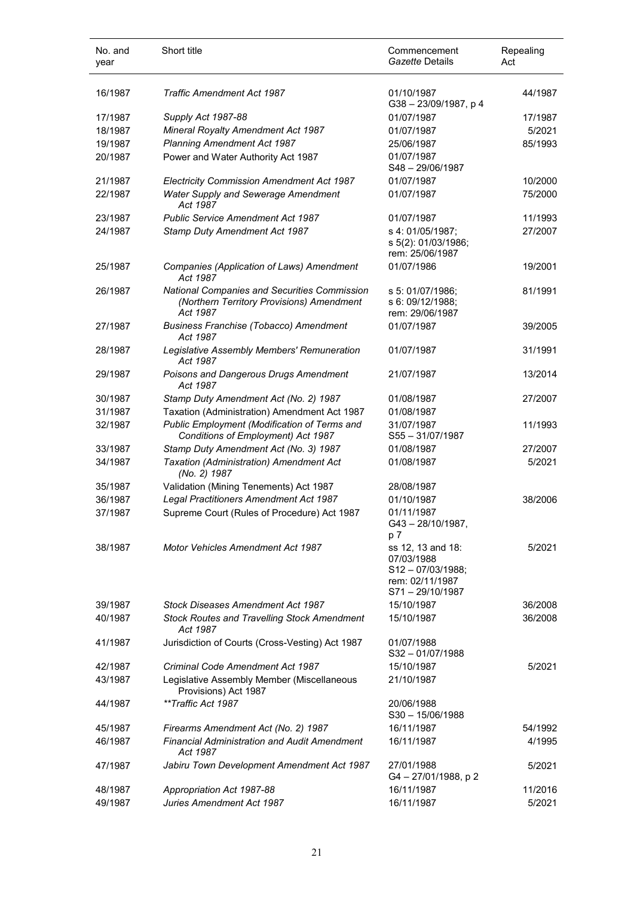| No. and year | Short title | Commencement *Gazette* Details | Repealing Act |
|---|---|---|---|
| 16/1987 | *Traffic Amendment Act 1987* | 01/10/1987 G38 – 23/09/1987, p 4 | 44/1987 |
| 17/1987 | *Supply Act 1987-88* | 01/07/1987 | 17/1987 |
| 18/1987 | *Mineral Royalty Amendment Act 1987* | 01/07/1987 | 5/2021 |
| 19/1987 | *Planning Amendment Act 1987* | 25/06/1987 | 85/1993 |
| 20/1987 | Power and Water Authority Act 1987 | 01/07/1987 S48 – 29/06/1987 | |
| 21/1987 | *Electricity Commission Amendment Act 1987* | 01/07/1987 | 10/2000 |
| 22/1987 | *Water Supply and Sewerage Amendment Act 1987* | 01/07/1987 | 75/2000 |
| 23/1987 | *Public Service Amendment Act 1987* | 01/07/1987 | 11/1993 |
| 24/1987 | *Stamp Duty Amendment Act 1987* | s 4: 01/05/1987; s 5(2): 01/03/1986; rem: 25/06/1987 | 27/2007 |
| 25/1987 | *Companies (Application of Laws) Amendment Act 1987* | 01/07/1986 | 19/2001 |
| 26/1987 | *National Companies and Securities Commission (Northern Territory Provisions) Amendment Act 1987* | s 5: 01/07/1986; s 6: 09/12/1988; rem: 29/06/1987 | 81/1991 |
| 27/1987 | *Business Franchise (Tobacco) Amendment Act 1987* | 01/07/1987 | 39/2005 |
| 28/1987 | *Legislative Assembly Members' Remuneration Act 1987* | 01/07/1987 | 31/1991 |
| 29/1987 | *Poisons and Dangerous Drugs Amendment Act 1987* | 21/07/1987 | 13/2014 |
| 30/1987 | *Stamp Duty Amendment Act (No. 2) 1987* | 01/08/1987 | 27/2007 |
| 31/1987 | Taxation (Administration) Amendment Act 1987 | 01/08/1987 | |
| 32/1987 | *Public Employment (Modification of Terms and Conditions of Employment) Act 1987* | 31/07/1987 S55 – 31/07/1987 | 11/1993 |
| 33/1987 | *Stamp Duty Amendment Act (No. 3) 1987* | 01/08/1987 | 27/2007 |
| 34/1987 | *Taxation (Administration) Amendment Act (No. 2) 1987* | 01/08/1987 | 5/2021 |
| 35/1987 | Validation (Mining Tenements) Act 1987 | 28/08/1987 | |
| 36/1987 | *Legal Practitioners Amendment Act 1987* | 01/10/1987 | 38/2006 |
| 37/1987 | Supreme Court (Rules of Procedure) Act 1987 | 01/11/1987 G43 – 28/10/1987, p 7 | |
| 38/1987 | *Motor Vehicles Amendment Act 1987* | ss 12, 13 and 18: 07/03/1988 S12 – 07/03/1988; rem: 02/11/1987 S71 – 29/10/1987 | 5/2021 |
| 39/1987 | *Stock Diseases Amendment Act 1987* | 15/10/1987 | 36/2008 |
| 40/1987 | *Stock Routes and Travelling Stock Amendment Act 1987* | 15/10/1987 | 36/2008 |
| 41/1987 | Jurisdiction of Courts (Cross-Vesting) Act 1987 | 01/07/1988 S32 – 01/07/1988 | |
| 42/1987 | *Criminal Code Amendment Act 1987* | 15/10/1987 | 5/2021 |
| 43/1987 | Legislative Assembly Member (Miscellaneous Provisions) Act 1987 | 21/10/1987 | |
| 44/1987 | *\*\*Traffic Act 1987* | 20/06/1988 S30 – 15/06/1988 | |
| 45/1987 | *Firearms Amendment Act (No. 2) 1987* | 16/11/1987 | 54/1992 |
| 46/1987 | *Financial Administration and Audit Amendment Act 1987* | 16/11/1987 | 4/1995 |
| 47/1987 | *Jabiru Town Development Amendment Act 1987* | 27/01/1988 G4 – 27/01/1988, p 2 | 5/2021 |
| 48/1987 | *Appropriation Act 1987-88* | 16/11/1987 | 11/2016 |
| 49/1987 | *Juries Amendment Act 1987* | 16/11/1987 | 5/2021 |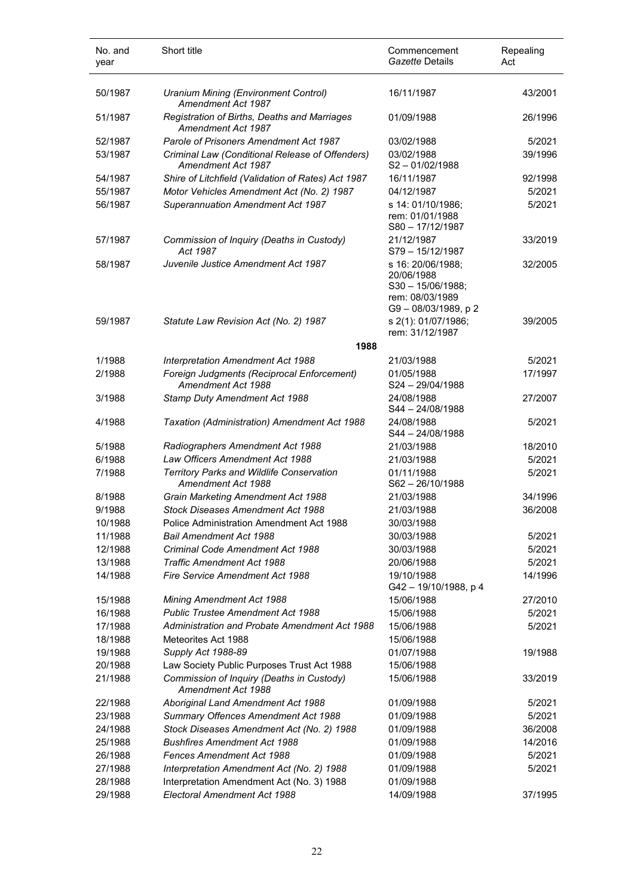| No. and year | Short title | Commencement *Gazette* Details | Repealing Act |
|---|---|---|---|
| 50/1987 | *Uranium Mining (Environment Control) Amendment Act 1987* | 16/11/1987 | 43/2001 |
| 51/1987 | *Registration of Births, Deaths and Marriages Amendment Act 1987* | 01/09/1988 | 26/1996 |
| 52/1987 | *Parole of Prisoners Amendment Act 1987* | 03/02/1988 | 5/2021 |
| 53/1987 | *Criminal Law (Conditional Release of Offenders) Amendment Act 1987* | 03/02/1988<br>S2 – 01/02/1988 | 39/1996 |
| 54/1987 | *Shire of Litchfield (Validation of Rates) Act 1987* | 16/11/1987 | 92/1998 |
| 55/1987 | *Motor Vehicles Amendment Act (No. 2) 1987* | 04/12/1987 | 5/2021 |
| 56/1987 | *Superannuation Amendment Act 1987* | s 14: 01/10/1986;<br>rem: 01/01/1988<br>S80 – 17/12/1987 | 5/2021 |
| 57/1987 | *Commission of Inquiry (Deaths in Custody) Act 1987* | 21/12/1987<br>S79 – 15/12/1987 | 33/2019 |
| 58/1987 | *Juvenile Justice Amendment Act 1987* | s 16: 20/06/1988;<br>20/06/1988<br>S30 – 15/06/1988;<br>rem: 08/03/1989<br>G9 – 08/03/1989, p 2 | 32/2005 |
| 59/1987 | *Statute Law Revision Act (No. 2) 1987* | s 2(1): 01/07/1986;<br>rem: 31/12/1987 | 39/2005 |
| | **1988** | | |
| 1/1988 | *Interpretation Amendment Act 1988* | 21/03/1988 | 5/2021 |
| 2/1988 | *Foreign Judgments (Reciprocal Enforcement) Amendment Act 1988* | 01/05/1988<br>S24 – 29/04/1988 | 17/1997 |
| 3/1988 | *Stamp Duty Amendment Act 1988* | 24/08/1988<br>S44 – 24/08/1988 | 27/2007 |
| 4/1988 | *Taxation (Administration) Amendment Act 1988* | 24/08/1988<br>S44 – 24/08/1988 | 5/2021 |
| 5/1988 | *Radiographers Amendment Act 1988* | 21/03/1988 | 18/2010 |
| 6/1988 | *Law Officers Amendment Act 1988* | 21/03/1988 | 5/2021 |
| 7/1988 | *Territory Parks and Wildlife Conservation Amendment Act 1988* | 01/11/1988<br>S62 – 26/10/1988 | 5/2021 |
| 8/1988 | *Grain Marketing Amendment Act 1988* | 21/03/1988 | 34/1996 |
| 9/1988 | *Stock Diseases Amendment Act 1988* | 21/03/1988 | 36/2008 |
| 10/1988 | Police Administration Amendment Act 1988 | 30/03/1988 | |
| 11/1988 | *Bail Amendment Act 1988* | 30/03/1988 | 5/2021 |
| 12/1988 | *Criminal Code Amendment Act 1988* | 30/03/1988 | 5/2021 |
| 13/1988 | *Traffic Amendment Act 1988* | 20/06/1988 | 5/2021 |
| 14/1988 | *Fire Service Amendment Act 1988* | 19/10/1988<br>G42 – 19/10/1988, p 4 | 14/1996 |
| 15/1988 | *Mining Amendment Act 1988* | 15/06/1988 | 27/2010 |
| 16/1988 | *Public Trustee Amendment Act 1988* | 15/06/1988 | 5/2021 |
| 17/1988 | *Administration and Probate Amendment Act 1988* | 15/06/1988 | 5/2021 |
| 18/1988 | Meteorites Act 1988 | 15/06/1988 | |
| 19/1988 | *Supply Act 1988-89* | 01/07/1988 | 19/1988 |
| 20/1988 | Law Society Public Purposes Trust Act 1988 | 15/06/1988 | |
| 21/1988 | *Commission of Inquiry (Deaths in Custody) Amendment Act 1988* | 15/06/1988 | 33/2019 |
| 22/1988 | *Aboriginal Land Amendment Act 1988* | 01/09/1988 | 5/2021 |
| 23/1988 | *Summary Offences Amendment Act 1988* | 01/09/1988 | 5/2021 |
| 24/1988 | *Stock Diseases Amendment Act (No. 2) 1988* | 01/09/1988 | 36/2008 |
| 25/1988 | *Bushfires Amendment Act 1988* | 01/09/1988 | 14/2016 |
| 26/1988 | *Fences Amendment Act 1988* | 01/09/1988 | 5/2021 |
| 27/1988 | *Interpretation Amendment Act (No. 2) 1988* | 01/09/1988 | 5/2021 |
| 28/1988 | Interpretation Amendment Act (No. 3) 1988 | 01/09/1988 | |
| 29/1988 | *Electoral Amendment Act 1988* | 14/09/1988 | 37/1995 |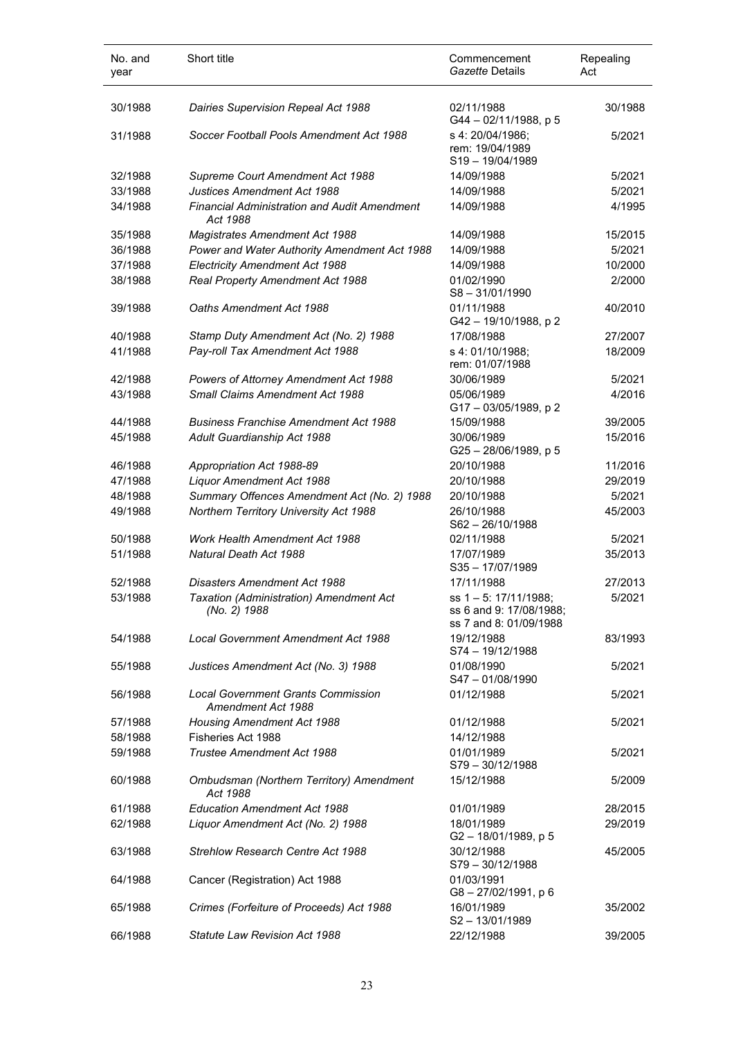| No. and year | Short title | Commencement *Gazette* Details | Repealing Act |
|---|---|---|---|
| 30/1988 | *Dairies Supervision Repeal Act 1988* | 02/11/1988<br>G44 – 02/11/1988, p 5 | 30/1988 |
| 31/1988 | *Soccer Football Pools Amendment Act 1988* | s 4: 20/04/1986;<br>rem: 19/04/1989<br>S19 – 19/04/1989 | 5/2021 |
| 32/1988 | *Supreme Court Amendment Act 1988* | 14/09/1988 | 5/2021 |
| 33/1988 | *Justices Amendment Act 1988* | 14/09/1988 | 5/2021 |
| 34/1988 | *Financial Administration and Audit Amendment Act 1988* | 14/09/1988 | 4/1995 |
| 35/1988 | *Magistrates Amendment Act 1988* | 14/09/1988 | 15/2015 |
| 36/1988 | *Power and Water Authority Amendment Act 1988* | 14/09/1988 | 5/2021 |
| 37/1988 | *Electricity Amendment Act 1988* | 14/09/1988 | 10/2000 |
| 38/1988 | *Real Property Amendment Act 1988* | 01/02/1990<br>S8 – 31/01/1990 | 2/2000 |
| 39/1988 | *Oaths Amendment Act 1988* | 01/11/1988<br>G42 – 19/10/1988, p 2 | 40/2010 |
| 40/1988 | *Stamp Duty Amendment Act (No. 2) 1988* | 17/08/1988 | 27/2007 |
| 41/1988 | *Pay-roll Tax Amendment Act 1988* | s 4: 01/10/1988;<br>rem: 01/07/1988 | 18/2009 |
| 42/1988 | *Powers of Attorney Amendment Act 1988* | 30/06/1989 | 5/2021 |
| 43/1988 | *Small Claims Amendment Act 1988* | 05/06/1989<br>G17 – 03/05/1989, p 2 | 4/2016 |
| 44/1988 | *Business Franchise Amendment Act 1988* | 15/09/1988 | 39/2005 |
| 45/1988 | *Adult Guardianship Act 1988* | 30/06/1989<br>G25 – 28/06/1989, p 5 | 15/2016 |
| 46/1988 | *Appropriation Act 1988-89* | 20/10/1988 | 11/2016 |
| 47/1988 | *Liquor Amendment Act 1988* | 20/10/1988 | 29/2019 |
| 48/1988 | *Summary Offences Amendment Act (No. 2) 1988* | 20/10/1988 | 5/2021 |
| 49/1988 | *Northern Territory University Act 1988* | 26/10/1988<br>S62 – 26/10/1988 | 45/2003 |
| 50/1988 | *Work Health Amendment Act 1988* | 02/11/1988 | 5/2021 |
| 51/1988 | *Natural Death Act 1988* | 17/07/1989<br>S35 – 17/07/1989 | 35/2013 |
| 52/1988 | *Disasters Amendment Act 1988* | 17/11/1988 | 27/2013 |
| 53/1988 | *Taxation (Administration) Amendment Act (No. 2) 1988* | ss 1 – 5: 17/11/1988;<br>ss 6 and 9: 17/08/1988;<br>ss 7 and 8: 01/09/1988 | 5/2021 |
| 54/1988 | *Local Government Amendment Act 1988* | 19/12/1988<br>S74 – 19/12/1988 | 83/1993 |
| 55/1988 | *Justices Amendment Act (No. 3) 1988* | 01/08/1990<br>S47 – 01/08/1990 | 5/2021 |
| 56/1988 | *Local Government Grants Commission Amendment Act 1988* | 01/12/1988 | 5/2021 |
| 57/1988 | *Housing Amendment Act 1988* | 01/12/1988 | 5/2021 |
| 58/1988 | Fisheries Act 1988 | 14/12/1988 | |
| 59/1988 | *Trustee Amendment Act 1988* | 01/01/1989<br>S79 – 30/12/1988 | 5/2021 |
| 60/1988 | *Ombudsman (Northern Territory) Amendment Act 1988* | 15/12/1988 | 5/2009 |
| 61/1988 | *Education Amendment Act 1988* | 01/01/1989 | 28/2015 |
| 62/1988 | *Liquor Amendment Act (No. 2) 1988* | 18/01/1989<br>G2 – 18/01/1989, p 5 | 29/2019 |
| 63/1988 | *Strehlow Research Centre Act 1988* | 30/12/1988<br>S79 – 30/12/1988 | 45/2005 |
| 64/1988 | Cancer (Registration) Act 1988 | 01/03/1991<br>G8 – 27/02/1991, p 6 | |
| 65/1988 | *Crimes (Forfeiture of Proceeds) Act 1988* | 16/01/1989<br>S2 – 13/01/1989 | 35/2002 |
| 66/1988 | *Statute Law Revision Act 1988* | 22/12/1988 | 39/2005 |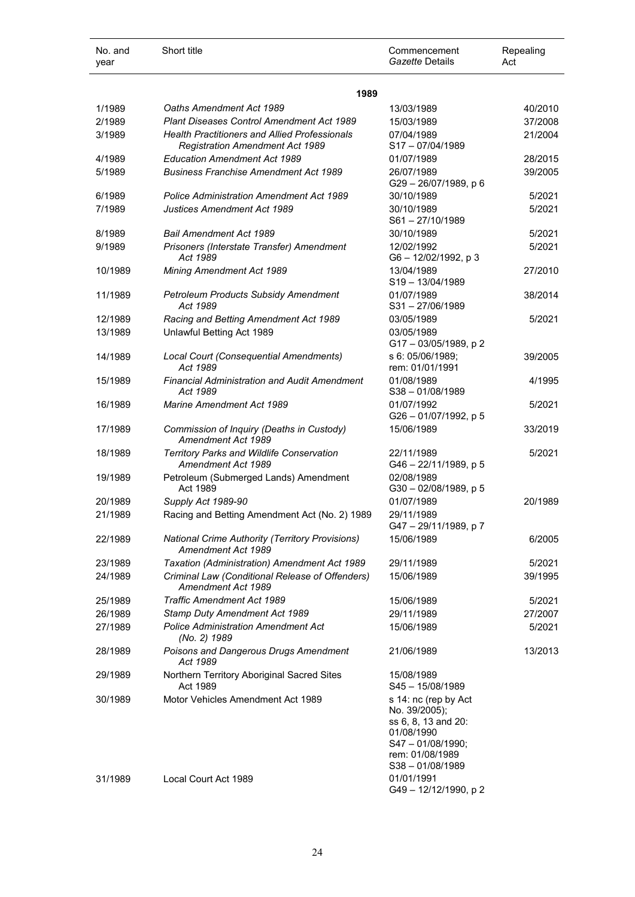| No. and year | Short title | Commencement *Gazette* Details | Repealing Act |
|---|---|---|---|
| | **1989** | | |
| 1/1989 | *Oaths Amendment Act 1989* | 13/03/1989 | 40/2010 |
| 2/1989 | *Plant Diseases Control Amendment Act 1989* | 15/03/1989 | 37/2008 |
| 3/1989 | *Health Practitioners and Allied Professionals Registration Amendment Act 1989* | 07/04/1989<br>S17 – 07/04/1989 | 21/2004 |
| 4/1989 | *Education Amendment Act 1989* | 01/07/1989 | 28/2015 |
| 5/1989 | *Business Franchise Amendment Act 1989* | 26/07/1989<br>G29 – 26/07/1989, p 6 | 39/2005 |
| 6/1989 | *Police Administration Amendment Act 1989* | 30/10/1989 | 5/2021 |
| 7/1989 | *Justices Amendment Act 1989* | 30/10/1989<br>S61 – 27/10/1989 | 5/2021 |
| 8/1989 | *Bail Amendment Act 1989* | 30/10/1989 | 5/2021 |
| 9/1989 | *Prisoners (Interstate Transfer) Amendment Act 1989* | 12/02/1992<br>G6 – 12/02/1992, p 3 | 5/2021 |
| 10/1989 | *Mining Amendment Act 1989* | 13/04/1989<br>S19 – 13/04/1989 | 27/2010 |
| 11/1989 | *Petroleum Products Subsidy Amendment Act 1989* | 01/07/1989<br>S31 – 27/06/1989 | 38/2014 |
| 12/1989 | *Racing and Betting Amendment Act 1989* | 03/05/1989 | 5/2021 |
| 13/1989 | Unlawful Betting Act 1989 | 03/05/1989<br>G17 – 03/05/1989, p 2 | |
| 14/1989 | *Local Court (Consequential Amendments) Act 1989* | s 6: 05/06/1989;<br>rem: 01/01/1991 | 39/2005 |
| 15/1989 | *Financial Administration and Audit Amendment Act 1989* | 01/08/1989<br>S38 – 01/08/1989 | 4/1995 |
| 16/1989 | *Marine Amendment Act 1989* | 01/07/1992<br>G26 – 01/07/1992, p 5 | 5/2021 |
| 17/1989 | *Commission of Inquiry (Deaths in Custody) Amendment Act 1989* | 15/06/1989 | 33/2019 |
| 18/1989 | *Territory Parks and Wildlife Conservation Amendment Act 1989* | 22/11/1989<br>G46 – 22/11/1989, p 5 | 5/2021 |
| 19/1989 | Petroleum (Submerged Lands) Amendment Act 1989 | 02/08/1989<br>G30 – 02/08/1989, p 5 | |
| 20/1989 | *Supply Act 1989-90* | 01/07/1989 | 20/1989 |
| 21/1989 | Racing and Betting Amendment Act (No. 2) 1989 | 29/11/1989<br>G47 – 29/11/1989, p 7 | |
| 22/1989 | *National Crime Authority (Territory Provisions) Amendment Act 1989* | 15/06/1989 | 6/2005 |
| 23/1989 | *Taxation (Administration) Amendment Act 1989* | 29/11/1989 | 5/2021 |
| 24/1989 | *Criminal Law (Conditional Release of Offenders) Amendment Act 1989* | 15/06/1989 | 39/1995 |
| 25/1989 | *Traffic Amendment Act 1989* | 15/06/1989 | 5/2021 |
| 26/1989 | *Stamp Duty Amendment Act 1989* | 29/11/1989 | 27/2007 |
| 27/1989 | *Police Administration Amendment Act (No. 2) 1989* | 15/06/1989 | 5/2021 |
| 28/1989 | *Poisons and Dangerous Drugs Amendment Act 1989* | 21/06/1989 | 13/2013 |
| 29/1989 | Northern Territory Aboriginal Sacred Sites Act 1989 | 15/08/1989<br>S45 – 15/08/1989 | |
| 30/1989 | Motor Vehicles Amendment Act 1989 | s 14: nc (rep by Act No. 39/2005);<br>ss 6, 8, 13 and 20: 01/08/1990<br>S47 – 01/08/1990;<br>rem: 01/08/1989<br>S38 – 01/08/1989 | |
| 31/1989 | Local Court Act 1989 | 01/01/1991<br>G49 – 12/12/1990, p 2 | |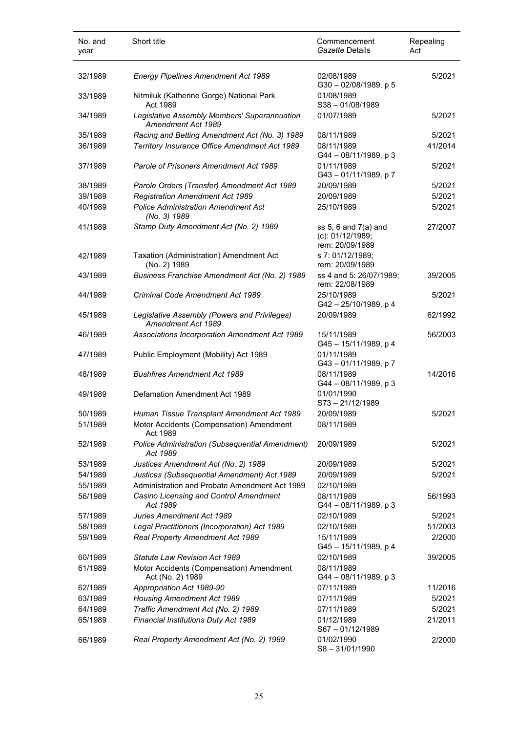| No. and year | Short title | Commencement *Gazette* Details | Repealing Act |
|---|---|---|---|
| 32/1989 | *Energy Pipelines Amendment Act 1989* | 02/08/1989 G30 – 02/08/1989, p 5 | 5/2021 |
| 33/1989 | Nitmiluk (Katherine Gorge) National Park Act 1989 | 01/08/1989 S38 – 01/08/1989 | |
| 34/1989 | *Legislative Assembly Members' Superannuation Amendment Act 1989* | 01/07/1989 | 5/2021 |
| 35/1989 | *Racing and Betting Amendment Act (No. 3) 1989* | 08/11/1989 | 5/2021 |
| 36/1989 | *Territory Insurance Office Amendment Act 1989* | 08/11/1989 G44 – 08/11/1989, p 3 | 41/2014 |
| 37/1989 | *Parole of Prisoners Amendment Act 1989* | 01/11/1989 G43 – 01/11/1989, p 7 | 5/2021 |
| 38/1989 | *Parole Orders (Transfer) Amendment Act 1989* | 20/09/1989 | 5/2021 |
| 39/1989 | *Registration Amendment Act 1989* | 20/09/1989 | 5/2021 |
| 40/1989 | *Police Administration Amendment Act (No. 3) 1989* | 25/10/1989 | 5/2021 |
| 41/1989 | *Stamp Duty Amendment Act (No. 2) 1989* | ss 5, 6 and 7(a) and (c): 01/12/1989; rem: 20/09/1989 | 27/2007 |
| 42/1989 | Taxation (Administration) Amendment Act (No. 2) 1989 | s 7: 01/12/1989; rem: 20/09/1989 | |
| 43/1989 | *Business Franchise Amendment Act (No. 2) 1989* | ss 4 and 5: 26/07/1989; rem: 22/08/1989 | 39/2005 |
| 44/1989 | *Criminal Code Amendment Act 1989* | 25/10/1989 G42 – 25/10/1989, p 4 | 5/2021 |
| 45/1989 | *Legislative Assembly (Powers and Privileges) Amendment Act 1989* | 20/09/1989 | 62/1992 |
| 46/1989 | *Associations Incorporation Amendment Act 1989* | 15/11/1989 G45 – 15/11/1989, p 4 | 56/2003 |
| 47/1989 | Public Employment (Mobility) Act 1989 | 01/11/1989 G43 – 01/11/1989, p 7 | |
| 48/1989 | *Bushfires Amendment Act 1989* | 08/11/1989 G44 – 08/11/1989, p 3 | 14/2016 |
| 49/1989 | Defamation Amendment Act 1989 | 01/01/1990 S73 – 21/12/1989 | |
| 50/1989 | *Human Tissue Transplant Amendment Act 1989* | 20/09/1989 | 5/2021 |
| 51/1989 | Motor Accidents (Compensation) Amendment Act 1989 | 08/11/1989 | |
| 52/1989 | *Police Administration (Subsequential Amendment) Act 1989* | 20/09/1989 | 5/2021 |
| 53/1989 | *Justices Amendment Act (No. 2) 1989* | 20/09/1989 | 5/2021 |
| 54/1989 | *Justices (Subsequential Amendment) Act 1989* | 20/09/1989 | 5/2021 |
| 55/1989 | Administration and Probate Amendment Act 1989 | 02/10/1989 | |
| 56/1989 | *Casino Licensing and Control Amendment Act 1989* | 08/11/1989 G44 – 08/11/1989, p 3 | 56/1993 |
| 57/1989 | *Juries Amendment Act 1989* | 02/10/1989 | 5/2021 |
| 58/1989 | *Legal Practitioners (Incorporation) Act 1989* | 02/10/1989 | 51/2003 |
| 59/1989 | *Real Property Amendment Act 1989* | 15/11/1989 G45 – 15/11/1989, p 4 | 2/2000 |
| 60/1989 | *Statute Law Revision Act 1989* | 02/10/1989 | 39/2005 |
| 61/1989 | Motor Accidents (Compensation) Amendment Act (No. 2) 1989 | 08/11/1989 G44 – 08/11/1989, p 3 | |
| 62/1989 | *Appropriation Act 1989-90* | 07/11/1989 | 11/2016 |
| 63/1989 | *Housing Amendment Act 1989* | 07/11/1989 | 5/2021 |
| 64/1989 | *Traffic Amendment Act (No. 2) 1989* | 07/11/1989 | 5/2021 |
| 65/1989 | *Financial Institutions Duty Act 1989* | 01/12/1989 S67 – 01/12/1989 | 21/2011 |
| 66/1989 | *Real Property Amendment Act (No. 2) 1989* | 01/02/1990 S8 – 31/01/1990 | 2/2000 |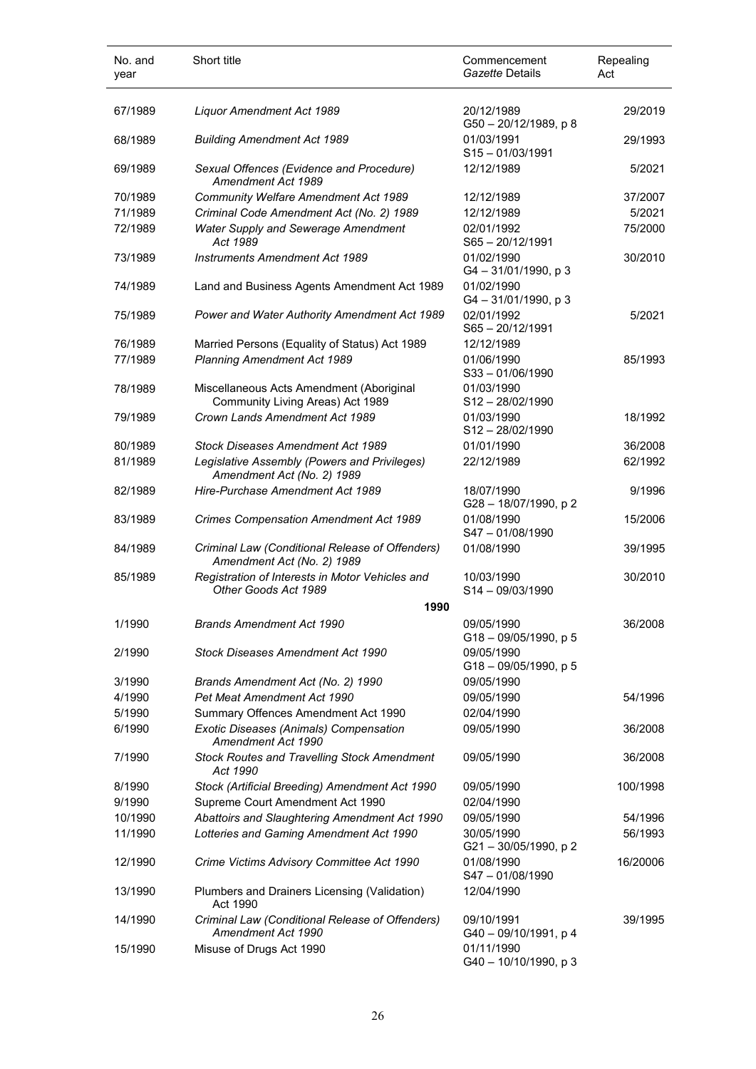| No. and year | Short title | Commencement *Gazette* Details | Repealing Act |
|---|---|---|---|
| 67/1989 | *Liquor Amendment Act 1989* | 20/12/1989 G50 – 20/12/1989, p 8 | 29/2019 |
| 68/1989 | *Building Amendment Act 1989* | 01/03/1991 S15 – 01/03/1991 | 29/1993 |
| 69/1989 | *Sexual Offences (Evidence and Procedure) Amendment Act 1989* | 12/12/1989 | 5/2021 |
| 70/1989 | *Community Welfare Amendment Act 1989* | 12/12/1989 | 37/2007 |
| 71/1989 | *Criminal Code Amendment Act (No. 2) 1989* | 12/12/1989 | 5/2021 |
| 72/1989 | *Water Supply and Sewerage Amendment Act 1989* | 02/01/1992 S65 – 20/12/1991 | 75/2000 |
| 73/1989 | *Instruments Amendment Act 1989* | 01/02/1990 G4 – 31/01/1990, p 3 | 30/2010 |
| 74/1989 | Land and Business Agents Amendment Act 1989 | 01/02/1990 G4 – 31/01/1990, p 3 | |
| 75/1989 | *Power and Water Authority Amendment Act 1989* | 02/01/1992 S65 – 20/12/1991 | 5/2021 |
| 76/1989 | Married Persons (Equality of Status) Act 1989 | 12/12/1989 | |
| 77/1989 | *Planning Amendment Act 1989* | 01/06/1990 S33 – 01/06/1990 | 85/1993 |
| 78/1989 | Miscellaneous Acts Amendment (Aboriginal Community Living Areas) Act 1989 | 01/03/1990 S12 – 28/02/1990 | |
| 79/1989 | *Crown Lands Amendment Act 1989* | 01/03/1990 S12 – 28/02/1990 | 18/1992 |
| 80/1989 | *Stock Diseases Amendment Act 1989* | 01/01/1990 | 36/2008 |
| 81/1989 | *Legislative Assembly (Powers and Privileges) Amendment Act (No. 2) 1989* | 22/12/1989 | 62/1992 |
| 82/1989 | *Hire-Purchase Amendment Act 1989* | 18/07/1990 G28 – 18/07/1990, p 2 | 9/1996 |
| 83/1989 | *Crimes Compensation Amendment Act 1989* | 01/08/1990 S47 – 01/08/1990 | 15/2006 |
| 84/1989 | *Criminal Law (Conditional Release of Offenders) Amendment Act (No. 2) 1989* | 01/08/1990 | 39/1995 |
| 85/1989 | *Registration of Interests in Motor Vehicles and Other Goods Act 1989* | 10/03/1990 S14 – 09/03/1990 | 30/2010 |
| | **1990** | | |
| 1/1990 | *Brands Amendment Act 1990* | 09/05/1990 G18 – 09/05/1990, p 5 | 36/2008 |
| 2/1990 | *Stock Diseases Amendment Act 1990* | 09/05/1990 G18 – 09/05/1990, p 5 | |
| 3/1990 | *Brands Amendment Act (No. 2) 1990* | 09/05/1990 | |
| 4/1990 | *Pet Meat Amendment Act 1990* | 09/05/1990 | 54/1996 |
| 5/1990 | Summary Offences Amendment Act 1990 | 02/04/1990 | |
| 6/1990 | *Exotic Diseases (Animals) Compensation Amendment Act 1990* | 09/05/1990 | 36/2008 |
| 7/1990 | *Stock Routes and Travelling Stock Amendment Act 1990* | 09/05/1990 | 36/2008 |
| 8/1990 | *Stock (Artificial Breeding) Amendment Act 1990* | 09/05/1990 | 100/1998 |
| 9/1990 | Supreme Court Amendment Act 1990 | 02/04/1990 | |
| 10/1990 | *Abattoirs and Slaughtering Amendment Act 1990* | 09/05/1990 | 54/1996 |
| 11/1990 | *Lotteries and Gaming Amendment Act 1990* | 30/05/1990 G21 – 30/05/1990, p 2 | 56/1993 |
| 12/1990 | *Crime Victims Advisory Committee Act 1990* | 01/08/1990 S47 – 01/08/1990 | 16/20006 |
| 13/1990 | Plumbers and Drainers Licensing (Validation) Act 1990 | 12/04/1990 | |
| 14/1990 | *Criminal Law (Conditional Release of Offenders) Amendment Act 1990* | 09/10/1991 G40 – 09/10/1991, p 4 | 39/1995 |
| 15/1990 | Misuse of Drugs Act 1990 | 01/11/1990 G40 – 10/10/1990, p 3 | |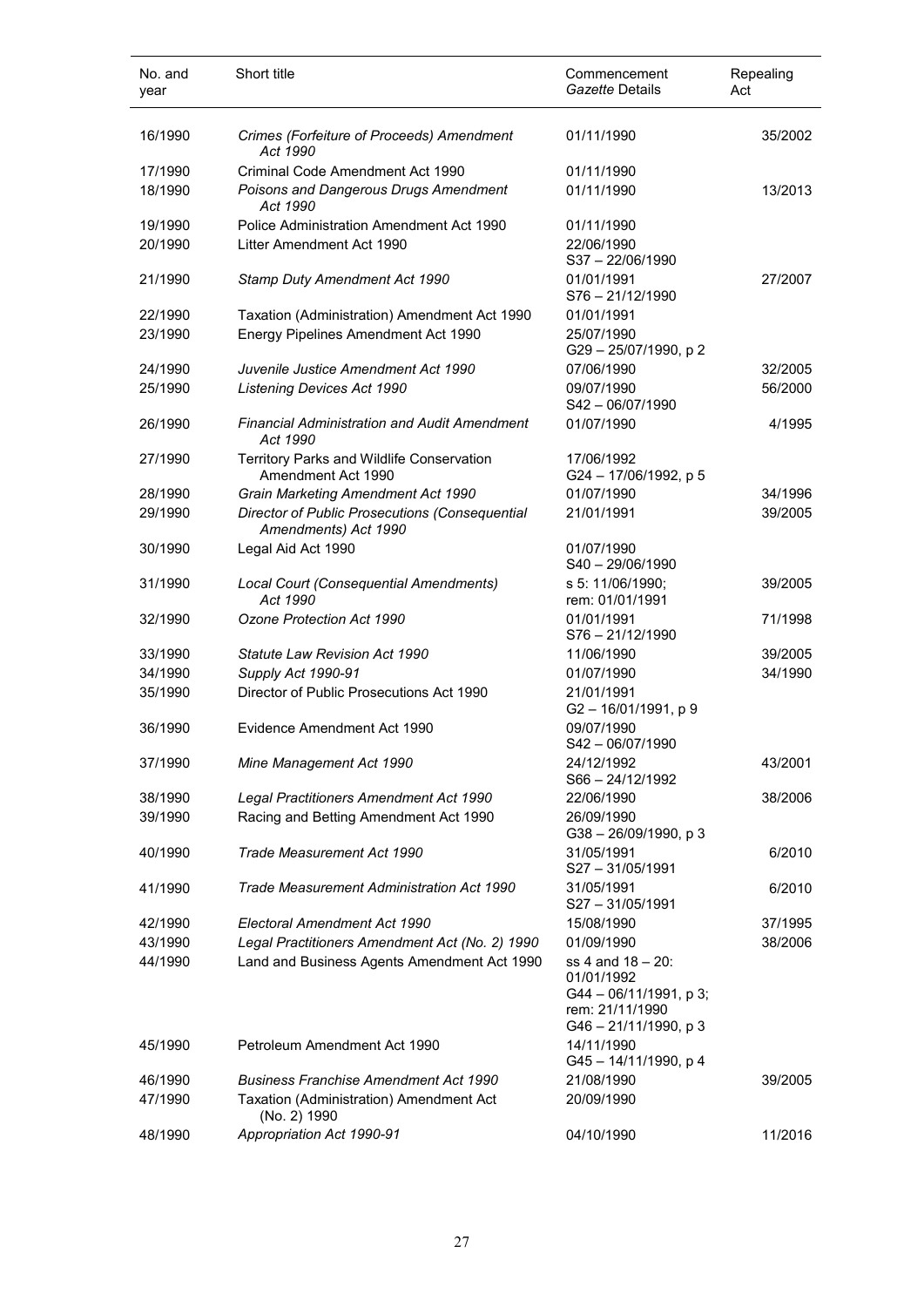| No. and year | Short title | Commencement *Gazette* Details | Repealing Act |
|---|---|---|---|
| 16/1990 | *Crimes (Forfeiture of Proceeds) Amendment Act 1990* | 01/11/1990 | 35/2002 |
| 17/1990 | Criminal Code Amendment Act 1990 | 01/11/1990 | |
| 18/1990 | *Poisons and Dangerous Drugs Amendment Act 1990* | 01/11/1990 | 13/2013 |
| 19/1990 | Police Administration Amendment Act 1990 | 01/11/1990 | |
| 20/1990 | Litter Amendment Act 1990 | 22/06/1990<br>S37 – 22/06/1990 | |
| 21/1990 | *Stamp Duty Amendment Act 1990* | 01/01/1991<br>S76 – 21/12/1990 | 27/2007 |
| 22/1990 | Taxation (Administration) Amendment Act 1990 | 01/01/1991 | |
| 23/1990 | Energy Pipelines Amendment Act 1990 | 25/07/1990<br>G29 – 25/07/1990, p 2 | |
| 24/1990 | *Juvenile Justice Amendment Act 1990* | 07/06/1990 | 32/2005 |
| 25/1990 | *Listening Devices Act 1990* | 09/07/1990<br>S42 – 06/07/1990 | 56/2000 |
| 26/1990 | *Financial Administration and Audit Amendment Act 1990* | 01/07/1990 | 4/1995 |
| 27/1990 | Territory Parks and Wildlife Conservation Amendment Act 1990 | 17/06/1992<br>G24 – 17/06/1992, p 5 | |
| 28/1990 | *Grain Marketing Amendment Act 1990* | 01/07/1990 | 34/1996 |
| 29/1990 | *Director of Public Prosecutions (Consequential Amendments) Act 1990* | 21/01/1991 | 39/2005 |
| 30/1990 | Legal Aid Act 1990 | 01/07/1990<br>S40 – 29/06/1990 | |
| 31/1990 | *Local Court (Consequential Amendments) Act 1990* | s 5: 11/06/1990;<br>rem: 01/01/1991 | 39/2005 |
| 32/1990 | *Ozone Protection Act 1990* | 01/01/1991<br>S76 – 21/12/1990 | 71/1998 |
| 33/1990 | *Statute Law Revision Act 1990* | 11/06/1990 | 39/2005 |
| 34/1990 | *Supply Act 1990-91* | 01/07/1990 | 34/1990 |
| 35/1990 | Director of Public Prosecutions Act 1990 | 21/01/1991<br>G2 – 16/01/1991, p 9 | |
| 36/1990 | Evidence Amendment Act 1990 | 09/07/1990<br>S42 – 06/07/1990 | |
| 37/1990 | *Mine Management Act 1990* | 24/12/1992<br>S66 – 24/12/1992 | 43/2001 |
| 38/1990 | *Legal Practitioners Amendment Act 1990* | 22/06/1990 | 38/2006 |
| 39/1990 | Racing and Betting Amendment Act 1990 | 26/09/1990<br>G38 – 26/09/1990, p 3 | |
| 40/1990 | *Trade Measurement Act 1990* | 31/05/1991<br>S27 – 31/05/1991 | 6/2010 |
| 41/1990 | *Trade Measurement Administration Act 1990* | 31/05/1991<br>S27 – 31/05/1991 | 6/2010 |
| 42/1990 | *Electoral Amendment Act 1990* | 15/08/1990 | 37/1995 |
| 43/1990 | *Legal Practitioners Amendment Act (No. 2) 1990* | 01/09/1990 | 38/2006 |
| 44/1990 | Land and Business Agents Amendment Act 1990 | ss 4 and 18 – 20:<br>01/01/1992<br>G44 – 06/11/1991, p 3;<br>rem: 21/11/1990<br>G46 – 21/11/1990, p 3 | |
| 45/1990 | Petroleum Amendment Act 1990 | 14/11/1990<br>G45 – 14/11/1990, p 4 | |
| 46/1990 | *Business Franchise Amendment Act 1990* | 21/08/1990 | 39/2005 |
| 47/1990 | Taxation (Administration) Amendment Act (No. 2) 1990 | 20/09/1990 | |
| 48/1990 | *Appropriation Act 1990-91* | 04/10/1990 | 11/2016 |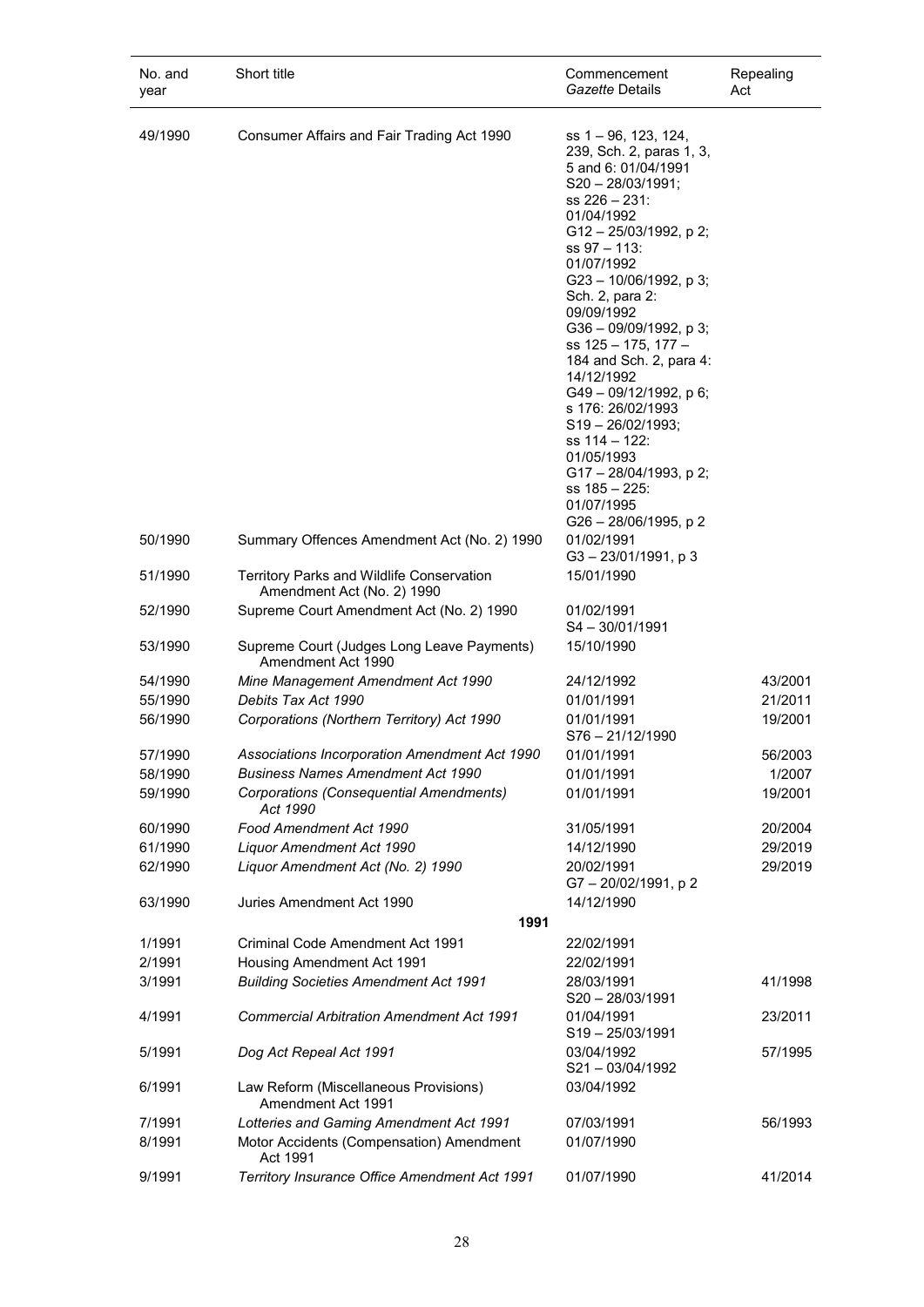| No. and year | Short title | Commencement *Gazette* Details | Repealing Act |
|---|---|---|---|
| 49/1990 | Consumer Affairs and Fair Trading Act 1990 | ss 1 – 96, 123, 124, 239, Sch. 2, paras 1, 3, 5 and 6: 01/04/1991 S20 – 28/03/1991; ss 226 – 231: 01/04/1992 G12 – 25/03/1992, p 2; ss 97 – 113: 01/07/1992 G23 – 10/06/1992, p 3; Sch. 2, para 2: 09/09/1992 G36 – 09/09/1992, p 3; ss 125 – 175, 177 – 184 and Sch. 2, para 4: 14/12/1992 G49 – 09/12/1992, p 6; s 176: 26/02/1993 S19 – 26/02/1993; ss 114 – 122: 01/05/1993 G17 – 28/04/1993, p 2; ss 185 – 225: 01/07/1995 G26 – 28/06/1995, p 2 | |
| 50/1990 | Summary Offences Amendment Act (No. 2) 1990 | 01/02/1991 G3 – 23/01/1991, p 3 | |
| 51/1990 | Territory Parks and Wildlife Conservation Amendment Act (No. 2) 1990 | 15/01/1990 | |
| 52/1990 | Supreme Court Amendment Act (No. 2) 1990 | 01/02/1991 S4 – 30/01/1991 | |
| 53/1990 | Supreme Court (Judges Long Leave Payments) Amendment Act 1990 | 15/10/1990 | |
| 54/1990 | *Mine Management Amendment Act 1990* | 24/12/1992 | 43/2001 |
| 55/1990 | *Debits Tax Act 1990* | 01/01/1991 | 21/2011 |
| 56/1990 | *Corporations (Northern Territory) Act 1990* | 01/01/1991 S76 – 21/12/1990 | 19/2001 |
| 57/1990 | *Associations Incorporation Amendment Act 1990* | 01/01/1991 | 56/2003 |
| 58/1990 | *Business Names Amendment Act 1990* | 01/01/1991 | 1/2007 |
| 59/1990 | *Corporations (Consequential Amendments) Act 1990* | 01/01/1991 | 19/2001 |
| 60/1990 | *Food Amendment Act 1990* | 31/05/1991 | 20/2004 |
| 61/1990 | *Liquor Amendment Act 1990* | 14/12/1990 | 29/2019 |
| 62/1990 | *Liquor Amendment Act (No. 2) 1990* | 20/02/1991 G7 – 20/02/1991, p 2 | 29/2019 |
| 63/1990 | Juries Amendment Act 1990 | 14/12/1990 | |
| | **1991** | | |
| 1/1991 | Criminal Code Amendment Act 1991 | 22/02/1991 | |
| 2/1991 | Housing Amendment Act 1991 | 22/02/1991 | |
| 3/1991 | *Building Societies Amendment Act 1991* | 28/03/1991 S20 – 28/03/1991 | 41/1998 |
| 4/1991 | *Commercial Arbitration Amendment Act 1991* | 01/04/1991 S19 – 25/03/1991 | 23/2011 |
| 5/1991 | *Dog Act Repeal Act 1991* | 03/04/1992 S21 – 03/04/1992 | 57/1995 |
| 6/1991 | Law Reform (Miscellaneous Provisions) Amendment Act 1991 | 03/04/1992 | |
| 7/1991 | *Lotteries and Gaming Amendment Act 1991* | 07/03/1991 | 56/1993 |
| 8/1991 | Motor Accidents (Compensation) Amendment Act 1991 | 01/07/1990 | |
| 9/1991 | *Territory Insurance Office Amendment Act 1991* | 01/07/1990 | 41/2014 |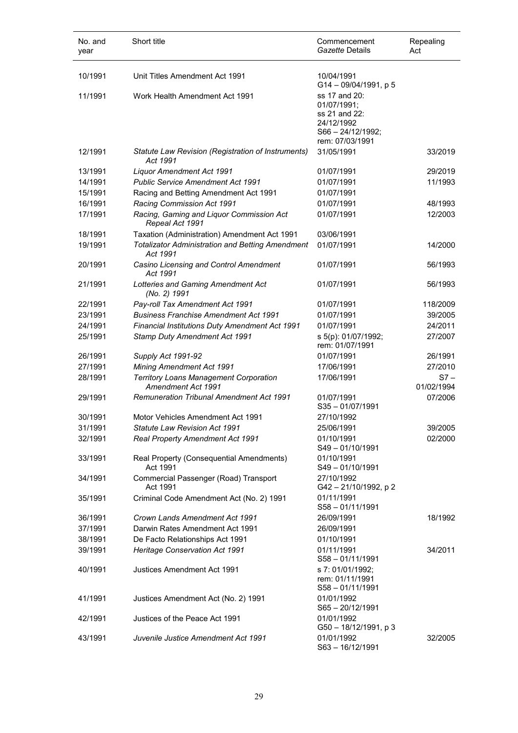| No. and year | Short title | Commencement *Gazette* Details | Repealing Act |
|---|---|---|---|
| 10/1991 | Unit Titles Amendment Act 1991 | 10/04/1991<br>G14 – 09/04/1991, p 5 | |
| 11/1991 | Work Health Amendment Act 1991 | ss 17 and 20: 01/07/1991;<br>ss 21 and 22: 24/12/1992<br>S66 – 24/12/1992;<br>rem: 07/03/1991 | |
| 12/1991 | *Statute Law Revision (Registration of Instruments) Act 1991* | 31/05/1991 | 33/2019 |
| 13/1991 | *Liquor Amendment Act 1991* | 01/07/1991 | 29/2019 |
| 14/1991 | *Public Service Amendment Act 1991* | 01/07/1991 | 11/1993 |
| 15/1991 | Racing and Betting Amendment Act 1991 | 01/07/1991 | |
| 16/1991 | *Racing Commission Act 1991* | 01/07/1991 | 48/1993 |
| 17/1991 | *Racing, Gaming and Liquor Commission Act Repeal Act 1991* | 01/07/1991 | 12/2003 |
| 18/1991 | Taxation (Administration) Amendment Act 1991 | 03/06/1991 | |
| 19/1991 | *Totalizator Administration and Betting Amendment Act 1991* | 01/07/1991 | 14/2000 |
| 20/1991 | *Casino Licensing and Control Amendment Act 1991* | 01/07/1991 | 56/1993 |
| 21/1991 | *Lotteries and Gaming Amendment Act (No. 2) 1991* | 01/07/1991 | 56/1993 |
| 22/1991 | *Pay-roll Tax Amendment Act 1991* | 01/07/1991 | 118/2009 |
| 23/1991 | *Business Franchise Amendment Act 1991* | 01/07/1991 | 39/2005 |
| 24/1991 | *Financial Institutions Duty Amendment Act 1991* | 01/07/1991 | 24/2011 |
| 25/1991 | *Stamp Duty Amendment Act 1991* | s 5(p): 01/07/1992;<br>rem: 01/07/1991 | 27/2007 |
| 26/1991 | *Supply Act 1991-92* | 01/07/1991 | 26/1991 |
| 27/1991 | *Mining Amendment Act 1991* | 17/06/1991 | 27/2010 |
| 28/1991 | *Territory Loans Management Corporation Amendment Act 1991* | 17/06/1991 | S7 – 01/02/1994 |
| 29/1991 | *Remuneration Tribunal Amendment Act 1991* | 01/07/1991<br>S35 – 01/07/1991 | 07/2006 |
| 30/1991 | Motor Vehicles Amendment Act 1991 | 27/10/1992 | |
| 31/1991 | *Statute Law Revision Act 1991* | 25/06/1991 | 39/2005 |
| 32/1991 | *Real Property Amendment Act 1991* | 01/10/1991<br>S49 – 01/10/1991 | 02/2000 |
| 33/1991 | Real Property (Consequential Amendments) Act 1991 | 01/10/1991<br>S49 – 01/10/1991 | |
| 34/1991 | Commercial Passenger (Road) Transport Act 1991 | 27/10/1992<br>G42 – 21/10/1992, p 2 | |
| 35/1991 | Criminal Code Amendment Act (No. 2) 1991 | 01/11/1991<br>S58 – 01/11/1991 | |
| 36/1991 | *Crown Lands Amendment Act 1991* | 26/09/1991 | 18/1992 |
| 37/1991 | Darwin Rates Amendment Act 1991 | 26/09/1991 | |
| 38/1991 | De Facto Relationships Act 1991 | 01/10/1991 | |
| 39/1991 | *Heritage Conservation Act 1991* | 01/11/1991<br>S58 – 01/11/1991 | 34/2011 |
| 40/1991 | Justices Amendment Act 1991 | s 7: 01/01/1992;<br>rem: 01/11/1991<br>S58 – 01/11/1991 | |
| 41/1991 | Justices Amendment Act (No. 2) 1991 | 01/01/1992<br>S65 – 20/12/1991 | |
| 42/1991 | Justices of the Peace Act 1991 | 01/01/1992<br>G50 – 18/12/1991, p 3 | |
| 43/1991 | *Juvenile Justice Amendment Act 1991* | 01/01/1992<br>S63 – 16/12/1991 | 32/2005 |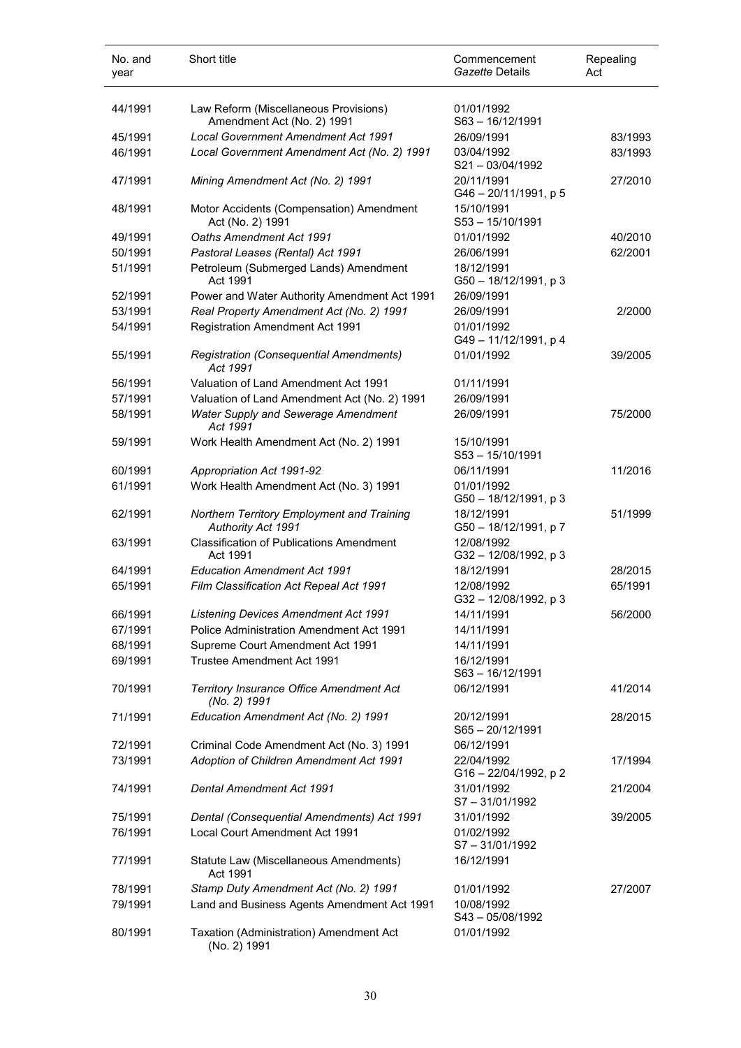| No. and year | Short title | Commencement *Gazette* Details | Repealing Act |
| --- | --- | --- | --- |
| 44/1991 | Law Reform (Miscellaneous Provisions) Amendment Act (No. 2) 1991 | 01/01/1992 S63 – 16/12/1991 | |
| 45/1991 | *Local Government Amendment Act 1991* | 26/09/1991 | 83/1993 |
| 46/1991 | *Local Government Amendment Act (No. 2) 1991* | 03/04/1992 S21 – 03/04/1992 | 83/1993 |
| 47/1991 | *Mining Amendment Act (No. 2) 1991* | 20/11/1991 G46 – 20/11/1991, p 5 | 27/2010 |
| 48/1991 | Motor Accidents (Compensation) Amendment Act (No. 2) 1991 | 15/10/1991 S53 – 15/10/1991 | |
| 49/1991 | *Oaths Amendment Act 1991* | 01/01/1992 | 40/2010 |
| 50/1991 | *Pastoral Leases (Rental) Act 1991* | 26/06/1991 | 62/2001 |
| 51/1991 | Petroleum (Submerged Lands) Amendment Act 1991 | 18/12/1991 G50 – 18/12/1991, p 3 | |
| 52/1991 | Power and Water Authority Amendment Act 1991 | 26/09/1991 | |
| 53/1991 | *Real Property Amendment Act (No. 2) 1991* | 26/09/1991 | 2/2000 |
| 54/1991 | Registration Amendment Act 1991 | 01/01/1992 G49 – 11/12/1991, p 4 | |
| 55/1991 | *Registration (Consequential Amendments) Act 1991* | 01/01/1992 | 39/2005 |
| 56/1991 | Valuation of Land Amendment Act 1991 | 01/11/1991 | |
| 57/1991 | Valuation of Land Amendment Act (No. 2) 1991 | 26/09/1991 | |
| 58/1991 | *Water Supply and Sewerage Amendment Act 1991* | 26/09/1991 | 75/2000 |
| 59/1991 | Work Health Amendment Act (No. 2) 1991 | 15/10/1991 S53 – 15/10/1991 | |
| 60/1991 | *Appropriation Act 1991-92* | 06/11/1991 | 11/2016 |
| 61/1991 | Work Health Amendment Act (No. 3) 1991 | 01/01/1992 G50 – 18/12/1991, p 3 | |
| 62/1991 | *Northern Territory Employment and Training Authority Act 1991* | 18/12/1991 G50 – 18/12/1991, p 7 | 51/1999 |
| 63/1991 | Classification of Publications Amendment Act 1991 | 12/08/1992 G32 – 12/08/1992, p 3 | |
| 64/1991 | *Education Amendment Act 1991* | 18/12/1991 | 28/2015 |
| 65/1991 | *Film Classification Act Repeal Act 1991* | 12/08/1992 G32 – 12/08/1992, p 3 | 65/1991 |
| 66/1991 | *Listening Devices Amendment Act 1991* | 14/11/1991 | 56/2000 |
| 67/1991 | Police Administration Amendment Act 1991 | 14/11/1991 | |
| 68/1991 | Supreme Court Amendment Act 1991 | 14/11/1991 | |
| 69/1991 | Trustee Amendment Act 1991 | 16/12/1991 S63 – 16/12/1991 | |
| 70/1991 | *Territory Insurance Office Amendment Act (No. 2) 1991* | 06/12/1991 | 41/2014 |
| 71/1991 | *Education Amendment Act (No. 2) 1991* | 20/12/1991 S65 – 20/12/1991 | 28/2015 |
| 72/1991 | Criminal Code Amendment Act (No. 3) 1991 | 06/12/1991 | |
| 73/1991 | *Adoption of Children Amendment Act 1991* | 22/04/1992 G16 – 22/04/1992, p 2 | 17/1994 |
| 74/1991 | *Dental Amendment Act 1991* | 31/01/1992 S7 – 31/01/1992 | 21/2004 |
| 75/1991 | *Dental (Consequential Amendments) Act 1991* | 31/01/1992 | 39/2005 |
| 76/1991 | Local Court Amendment Act 1991 | 01/02/1992 S7 – 31/01/1992 | |
| 77/1991 | Statute Law (Miscellaneous Amendments) Act 1991 | 16/12/1991 | |
| 78/1991 | *Stamp Duty Amendment Act (No. 2) 1991* | 01/01/1992 | 27/2007 |
| 79/1991 | Land and Business Agents Amendment Act 1991 | 10/08/1992 S43 – 05/08/1992 | |
| 80/1991 | Taxation (Administration) Amendment Act (No. 2) 1991 | 01/01/1992 | |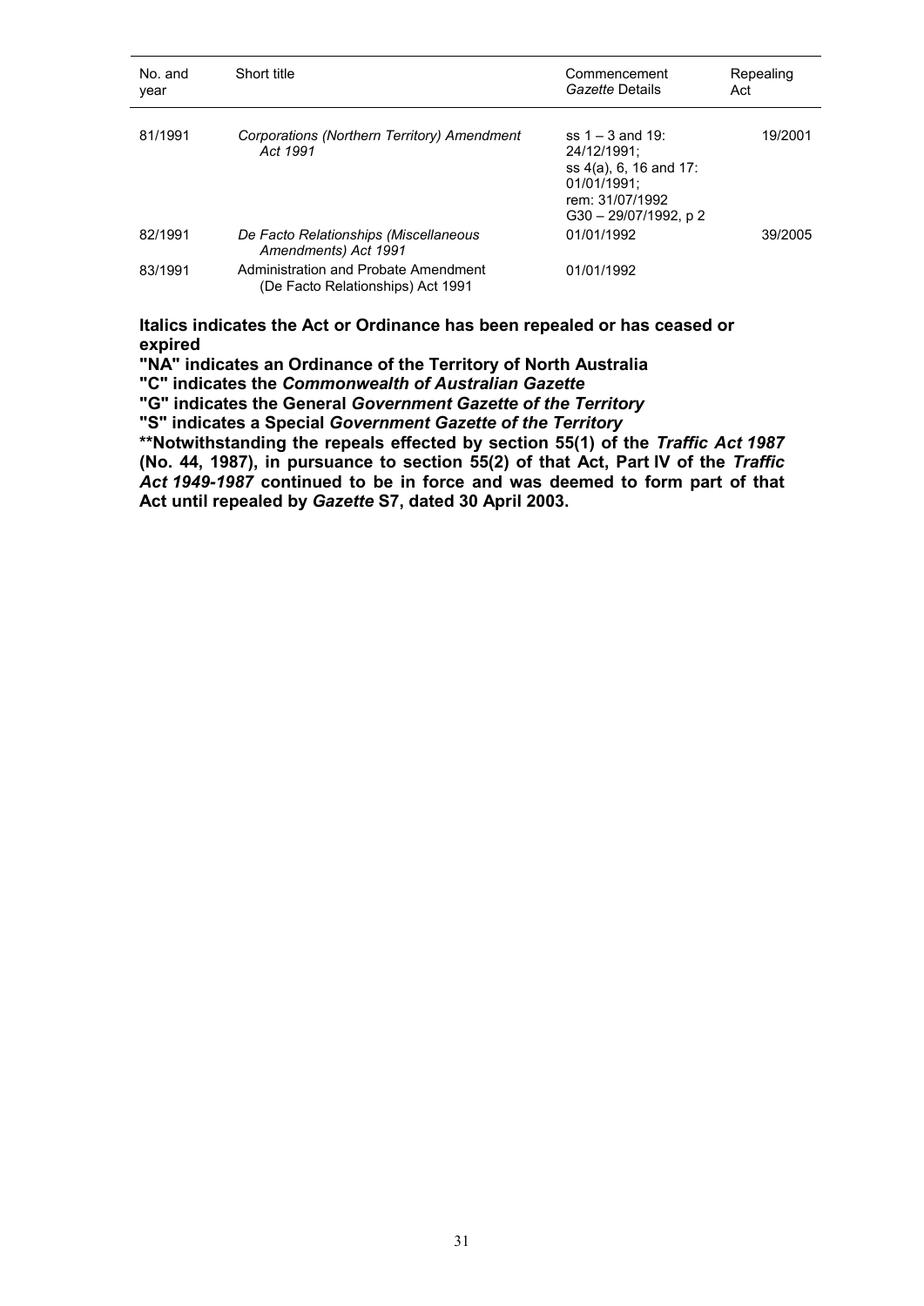| No. and year | Short title | Commencement *Gazette* Details | Repealing Act |
|---|---|---|---|
| 81/1991 | *Corporations (Northern Territory) Amendment Act 1991* | ss 1 – 3 and 19: 24/12/1991; ss 4(a), 6, 16 and 17: 01/01/1991; rem: 31/07/1992 G30 – 29/07/1992, p 2 | 19/2001 |
| 82/1991 | *De Facto Relationships (Miscellaneous Amendments) Act 1991* | 01/01/1992 | 39/2005 |
| 83/1991 | Administration and Probate Amendment (De Facto Relationships) Act 1991 | 01/01/1992 | |

**Italics indicates the Act or Ordinance has been repealed or has ceased or expired**

**"NA" indicates an Ordinance of the Territory of North Australia**

**"C" indicates the *Commonwealth of Australian Gazette***

**"G" indicates the General *Government Gazette of the Territory***

**"S" indicates a Special *Government Gazette of the Territory***

**\*\*Notwithstanding the repeals effected by section 55(1) of the *Traffic Act 1987* (No. 44, 1987), in pursuance to section 55(2) of that Act, Part IV of the *Traffic Act 1949-1987* continued to be in force and was deemed to form part of that Act until repealed by *Gazette* S7, dated 30 April 2003.**